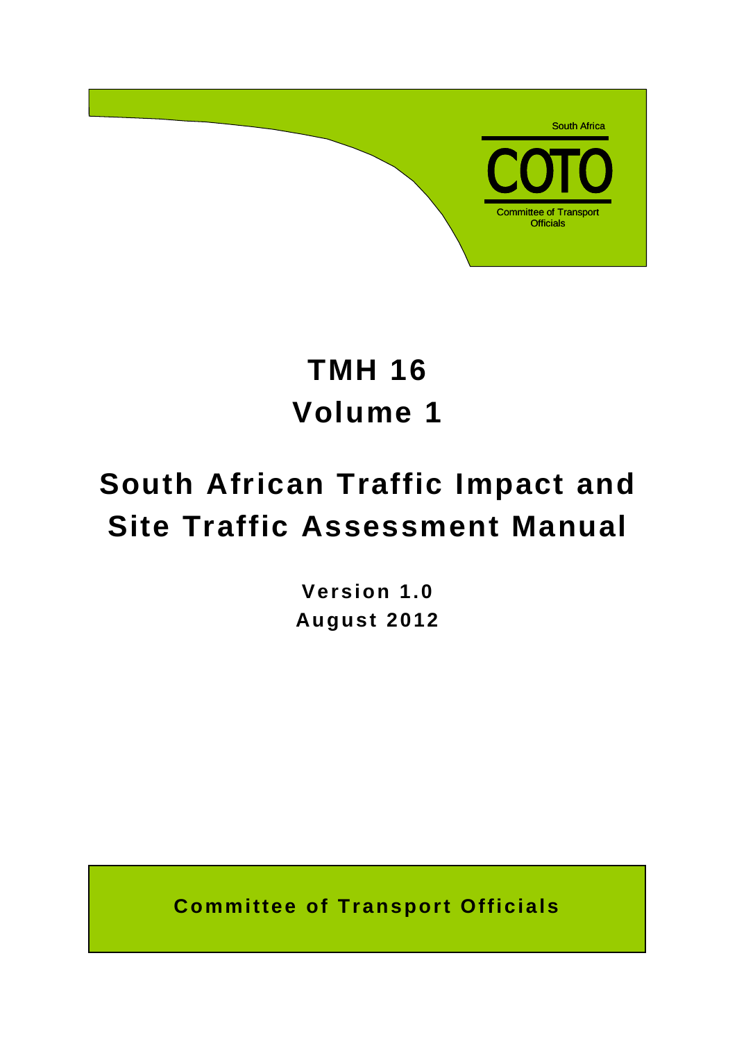South Africa

COTO

Committee of Transport Officials

# TMH 16
# Volume 1

# South African Traffic Impact and Site Traffic Assessment Manual

**Version 1.0**
**August 2012**

**Committee of Transport Officials**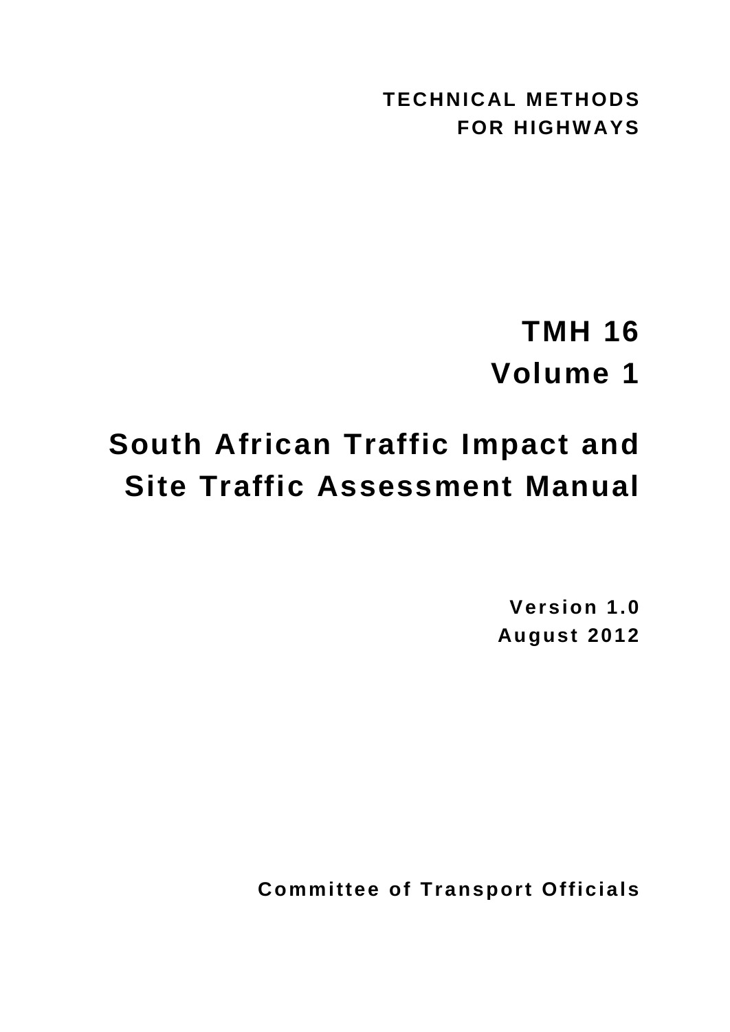**TECHNICAL METHODS**
**FOR HIGHWAYS**

# TMH 16
# Volume 1

# South African Traffic Impact and Site Traffic Assessment Manual

**Version 1.0**
**August 2012**

**Committee of Transport Officials**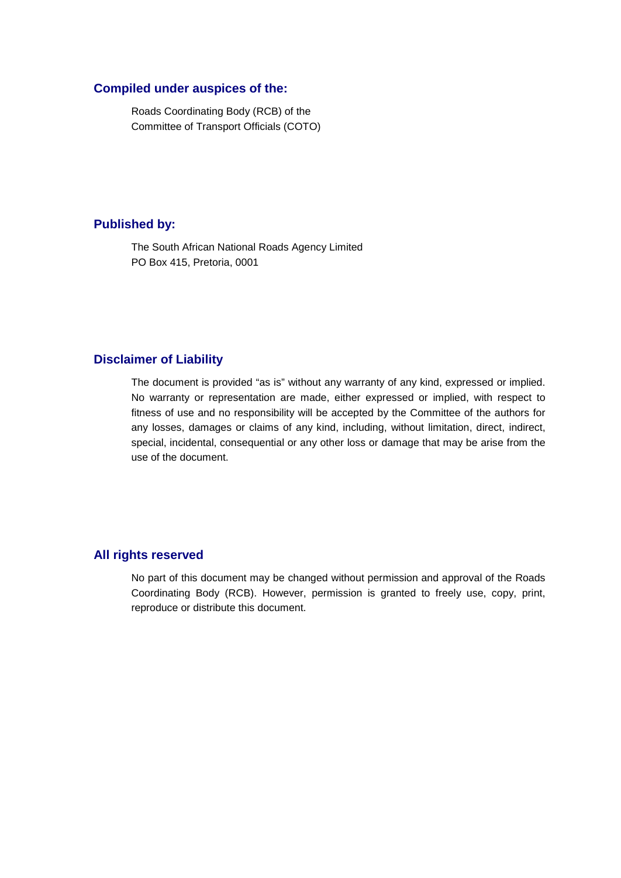## Compiled under auspices of the:

Roads Coordinating Body (RCB) of the
Committee of Transport Officials (COTO)

## Published by:

The South African National Roads Agency Limited
PO Box 415, Pretoria, 0001

## Disclaimer of Liability

The document is provided "as is" without any warranty of any kind, expressed or implied. No warranty or representation are made, either expressed or implied, with respect to fitness of use and no responsibility will be accepted by the Committee of the authors for any losses, damages or claims of any kind, including, without limitation, direct, indirect, special, incidental, consequential or any other loss or damage that may be arise from the use of the document.

## All rights reserved

No part of this document may be changed without permission and approval of the Roads Coordinating Body (RCB). However, permission is granted to freely use, copy, print, reproduce or distribute this document.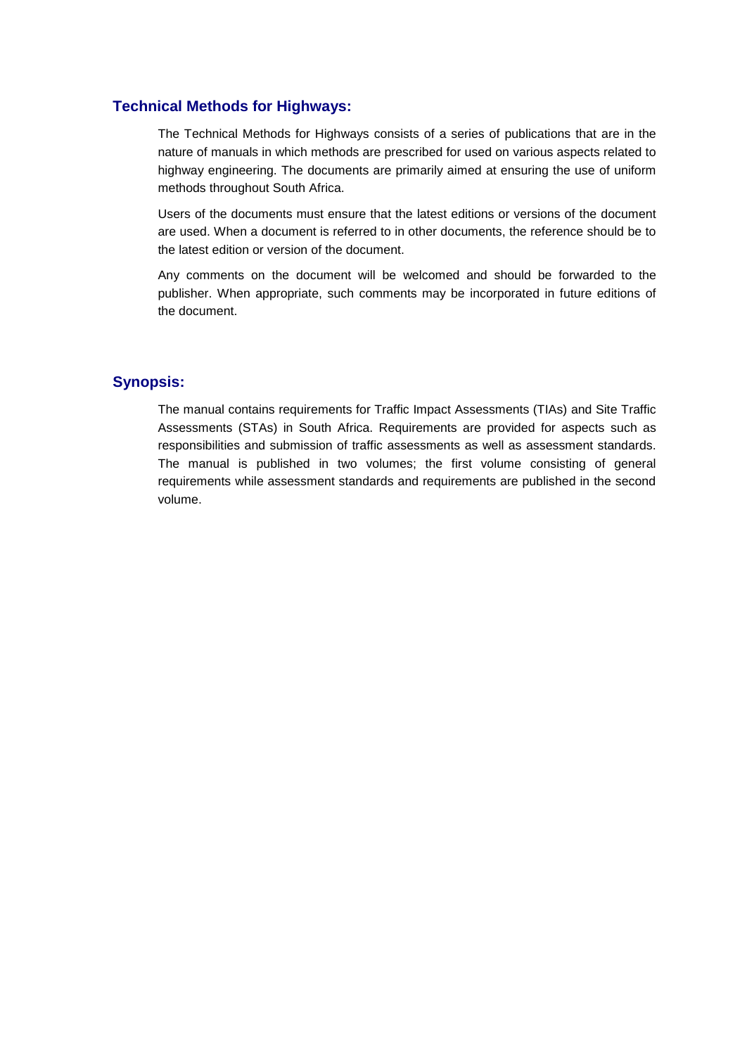## Technical Methods for Highways:

The Technical Methods for Highways consists of a series of publications that are in the nature of manuals in which methods are prescribed for used on various aspects related to highway engineering. The documents are primarily aimed at ensuring the use of uniform methods throughout South Africa.

Users of the documents must ensure that the latest editions or versions of the document are used. When a document is referred to in other documents, the reference should be to the latest edition or version of the document.

Any comments on the document will be welcomed and should be forwarded to the publisher. When appropriate, such comments may be incorporated in future editions of the document.

## Synopsis:

The manual contains requirements for Traffic Impact Assessments (TIAs) and Site Traffic Assessments (STAs) in South Africa. Requirements are provided for aspects such as responsibilities and submission of traffic assessments as well as assessment standards. The manual is published in two volumes; the first volume consisting of general requirements while assessment standards and requirements are published in the second volume.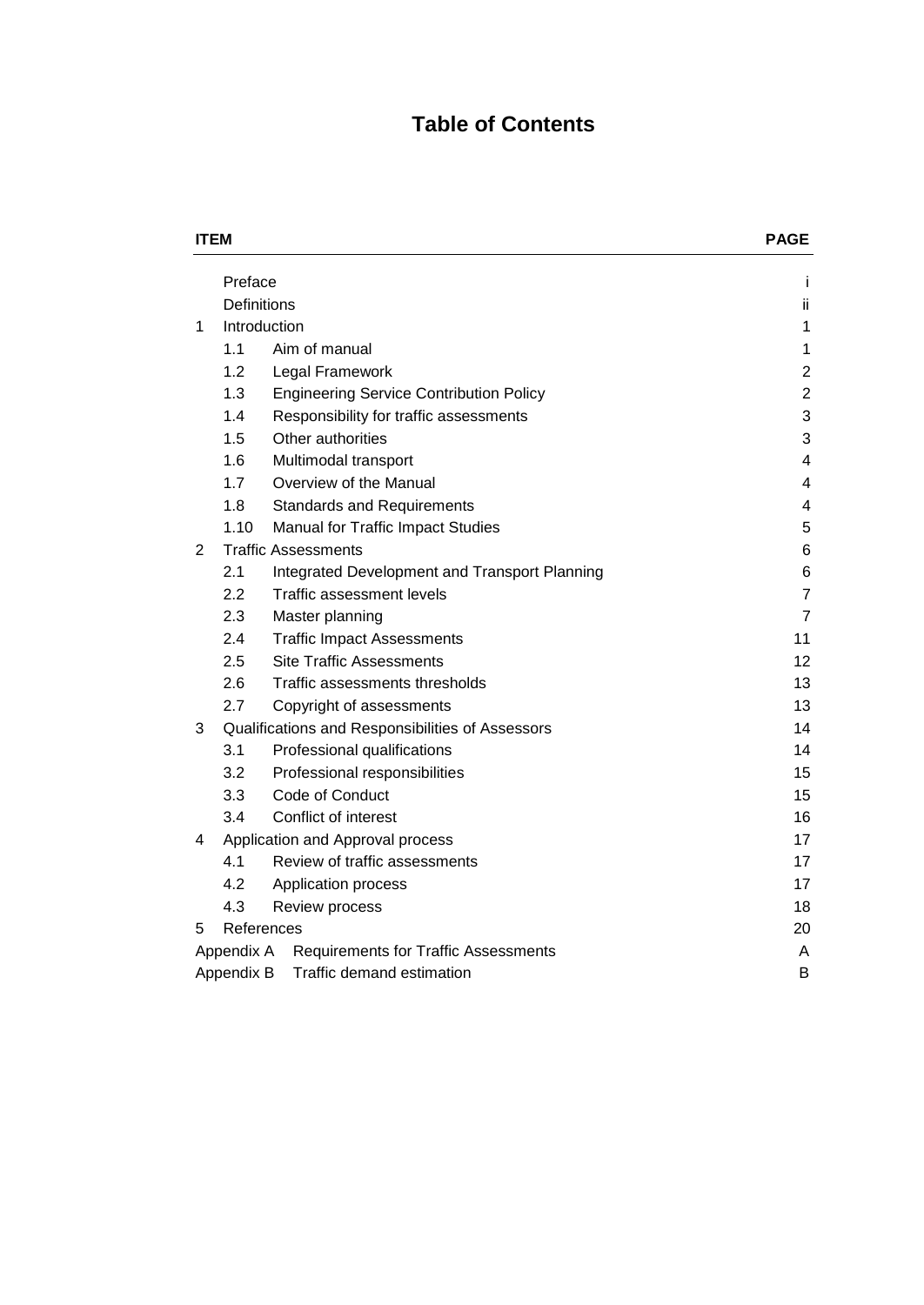# Table of Contents

| ITEM | | | PAGE |
|---|---|---|---|
| | Preface | | i |
| | Definitions | | ii |
| 1 | Introduction | | 1 |
| | 1.1 | Aim of manual | 1 |
| | 1.2 | Legal Framework | 2 |
| | 1.3 | Engineering Service Contribution Policy | 2 |
| | 1.4 | Responsibility for traffic assessments | 3 |
| | 1.5 | Other authorities | 3 |
| | 1.6 | Multimodal transport | 4 |
| | 1.7 | Overview of the Manual | 4 |
| | 1.8 | Standards and Requirements | 4 |
| | 1.10 | Manual for Traffic Impact Studies | 5 |
| 2 | Traffic Assessments | | 6 |
| | 2.1 | Integrated Development and Transport Planning | 6 |
| | 2.2 | Traffic assessment levels | 7 |
| | 2.3 | Master planning | 7 |
| | 2.4 | Traffic Impact Assessments | 11 |
| | 2.5 | Site Traffic Assessments | 12 |
| | 2.6 | Traffic assessments thresholds | 13 |
| | 2.7 | Copyright of assessments | 13 |
| 3 | Qualifications and Responsibilities of Assessors | | 14 |
| | 3.1 | Professional qualifications | 14 |
| | 3.2 | Professional responsibilities | 15 |
| | 3.3 | Code of Conduct | 15 |
| | 3.4 | Conflict of interest | 16 |
| 4 | Application and Approval process | | 17 |
| | 4.1 | Review of traffic assessments | 17 |
| | 4.2 | Application process | 17 |
| | 4.3 | Review process | 18 |
| 5 | References | | 20 |
| Appendix A | Requirements for Traffic Assessments | | A |
| Appendix B | Traffic demand estimation | | B |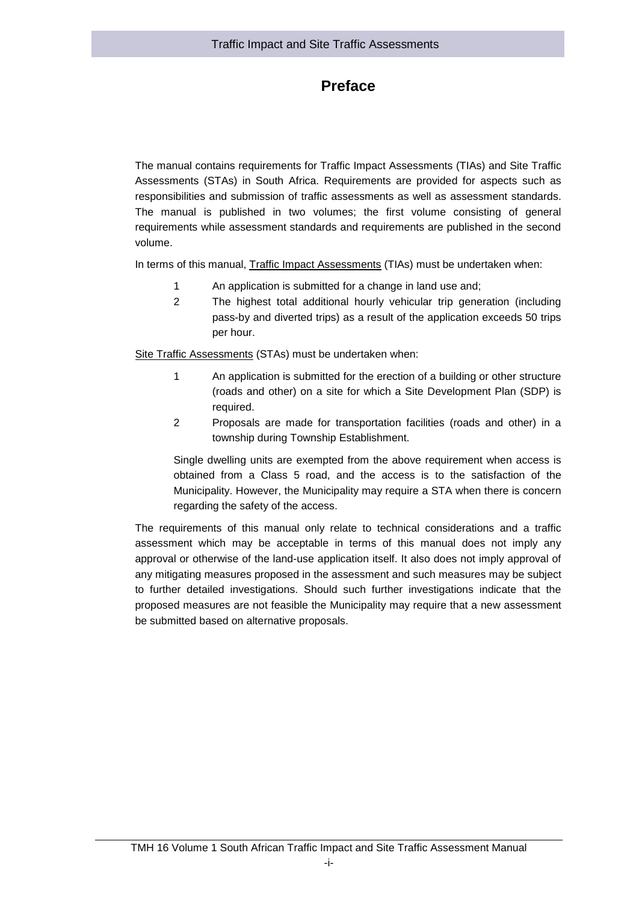# Preface

The manual contains requirements for Traffic Impact Assessments (TIAs) and Site Traffic Assessments (STAs) in South Africa. Requirements are provided for aspects such as responsibilities and submission of traffic assessments as well as assessment standards. The manual is published in two volumes; the first volume consisting of general requirements while assessment standards and requirements are published in the second volume.

In terms of this manual, <u>Traffic Impact Assessments</u> (TIAs) must be undertaken when:

1. An application is submitted for a change in land use and;
2. The highest total additional hourly vehicular trip generation (including pass-by and diverted trips) as a result of the application exceeds 50 trips per hour.

<u>Site Traffic Assessments</u> (STAs) must be undertaken when:

1. An application is submitted for the erection of a building or other structure (roads and other) on a site for which a Site Development Plan (SDP) is required.
2. Proposals are made for transportation facilities (roads and other) in a township during Township Establishment.

Single dwelling units are exempted from the above requirement when access is obtained from a Class 5 road, and the access is to the satisfaction of the Municipality. However, the Municipality may require a STA when there is concern regarding the safety of the access.

The requirements of this manual only relate to technical considerations and a traffic assessment which may be acceptable in terms of this manual does not imply any approval or otherwise of the land-use application itself. It also does not imply approval of any mitigating measures proposed in the assessment and such measures may be subject to further detailed investigations. Should such further investigations indicate that the proposed measures are not feasible the Municipality may require that a new assessment be submitted based on alternative proposals.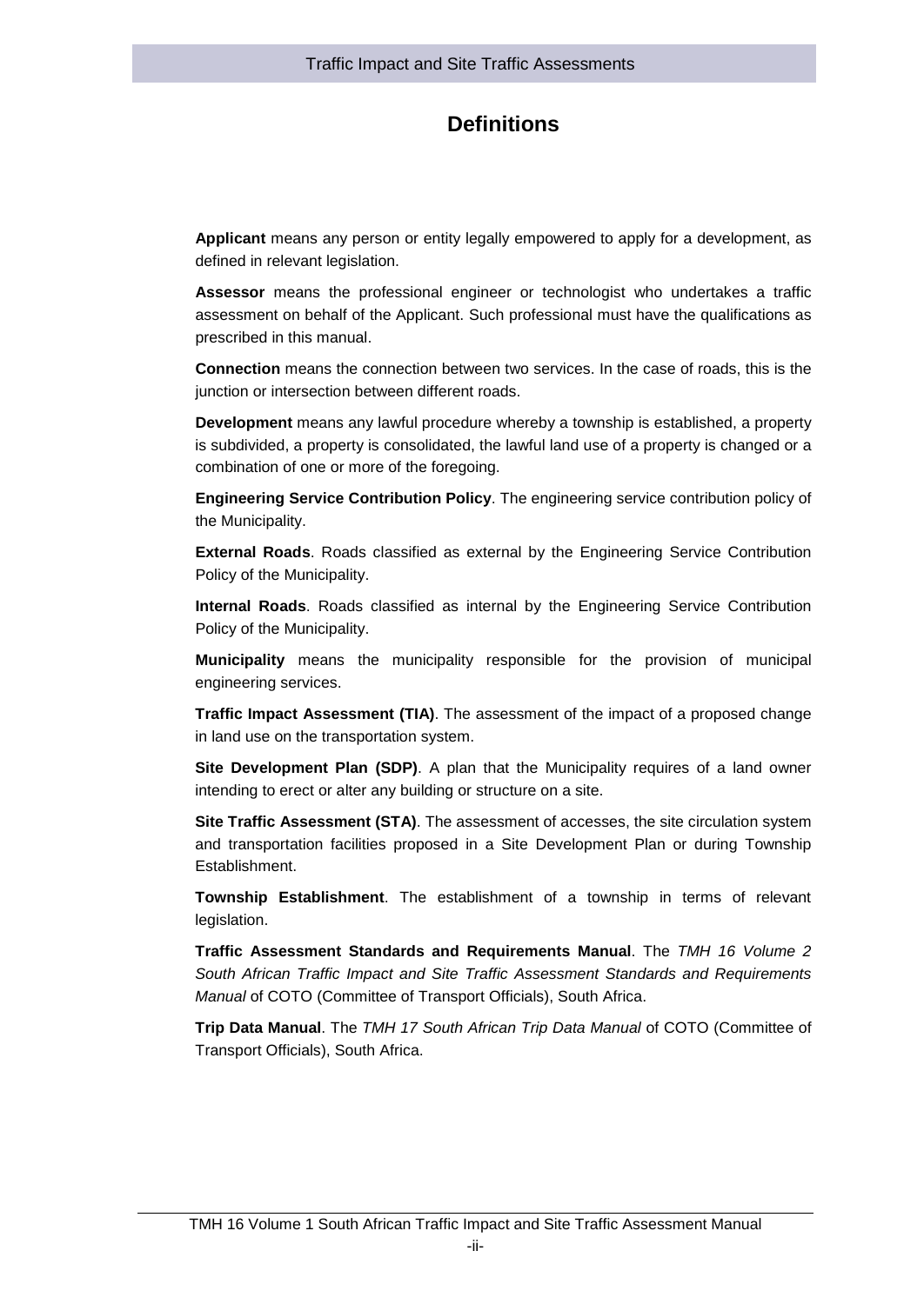# Definitions

**Applicant** means any person or entity legally empowered to apply for a development, as defined in relevant legislation.

**Assessor** means the professional engineer or technologist who undertakes a traffic assessment on behalf of the Applicant. Such professional must have the qualifications as prescribed in this manual.

**Connection** means the connection between two services. In the case of roads, this is the junction or intersection between different roads.

**Development** means any lawful procedure whereby a township is established, a property is subdivided, a property is consolidated, the lawful land use of a property is changed or a combination of one or more of the foregoing.

**Engineering Service Contribution Policy**. The engineering service contribution policy of the Municipality.

**External Roads**. Roads classified as external by the Engineering Service Contribution Policy of the Municipality.

**Internal Roads**. Roads classified as internal by the Engineering Service Contribution Policy of the Municipality.

**Municipality** means the municipality responsible for the provision of municipal engineering services.

**Traffic Impact Assessment (TIA)**. The assessment of the impact of a proposed change in land use on the transportation system.

**Site Development Plan (SDP)**. A plan that the Municipality requires of a land owner intending to erect or alter any building or structure on a site.

**Site Traffic Assessment (STA)**. The assessment of accesses, the site circulation system and transportation facilities proposed in a Site Development Plan or during Township Establishment.

**Township Establishment**. The establishment of a township in terms of relevant legislation.

**Traffic Assessment Standards and Requirements Manual**. The *TMH 16 Volume 2 South African Traffic Impact and Site Traffic Assessment Standards and Requirements Manual* of COTO (Committee of Transport Officials), South Africa.

**Trip Data Manual**. The *TMH 17 South African Trip Data Manual* of COTO (Committee of Transport Officials), South Africa.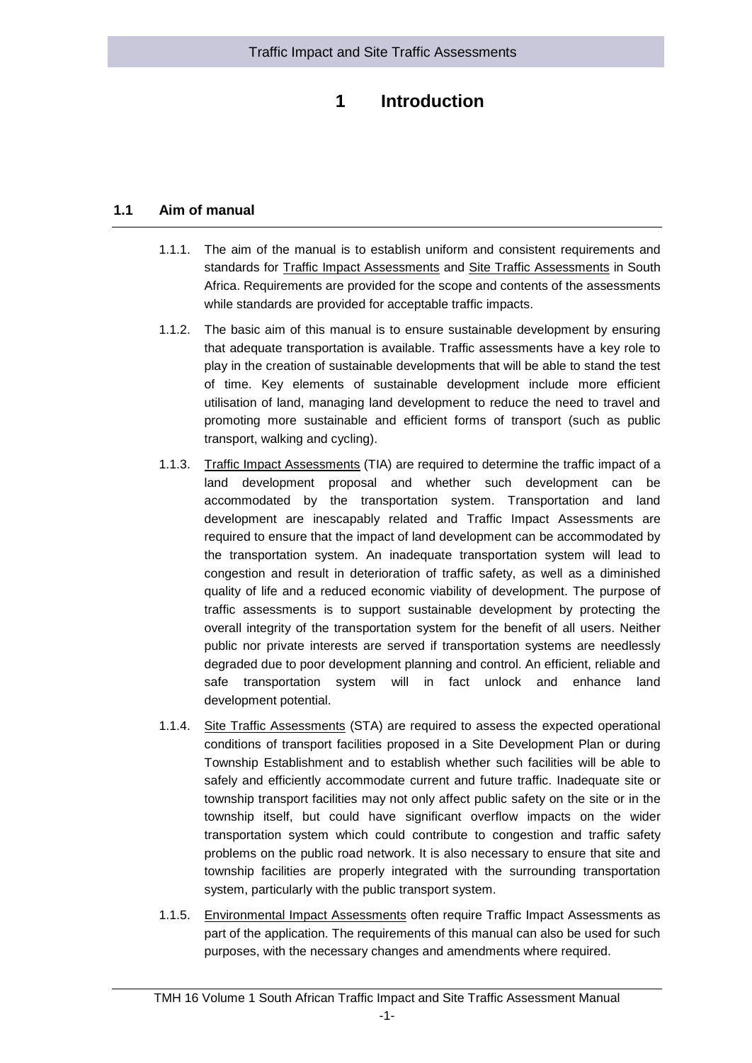# 1 Introduction

## 1.1 Aim of manual

1.1.1. The aim of the manual is to establish uniform and consistent requirements and standards for Traffic Impact Assessments and Site Traffic Assessments in South Africa. Requirements are provided for the scope and contents of the assessments while standards are provided for acceptable traffic impacts.

1.1.2. The basic aim of this manual is to ensure sustainable development by ensuring that adequate transportation is available. Traffic assessments have a key role to play in the creation of sustainable developments that will be able to stand the test of time. Key elements of sustainable development include more efficient utilisation of land, managing land development to reduce the need to travel and promoting more sustainable and efficient forms of transport (such as public transport, walking and cycling).

1.1.3. Traffic Impact Assessments (TIA) are required to determine the traffic impact of a land development proposal and whether such development can be accommodated by the transportation system. Transportation and land development are inescapably related and Traffic Impact Assessments are required to ensure that the impact of land development can be accommodated by the transportation system. An inadequate transportation system will lead to congestion and result in deterioration of traffic safety, as well as a diminished quality of life and a reduced economic viability of development. The purpose of traffic assessments is to support sustainable development by protecting the overall integrity of the transportation system for the benefit of all users. Neither public nor private interests are served if transportation systems are needlessly degraded due to poor development planning and control. An efficient, reliable and safe transportation system will in fact unlock and enhance land development potential.

1.1.4. Site Traffic Assessments (STA) are required to assess the expected operational conditions of transport facilities proposed in a Site Development Plan or during Township Establishment and to establish whether such facilities will be able to safely and efficiently accommodate current and future traffic. Inadequate site or township transport facilities may not only affect public safety on the site or in the township itself, but could have significant overflow impacts on the wider transportation system which could contribute to congestion and traffic safety problems on the public road network. It is also necessary to ensure that site and township facilities are properly integrated with the surrounding transportation system, particularly with the public transport system.

1.1.5. Environmental Impact Assessments often require Traffic Impact Assessments as part of the application. The requirements of this manual can also be used for such purposes, with the necessary changes and amendments where required.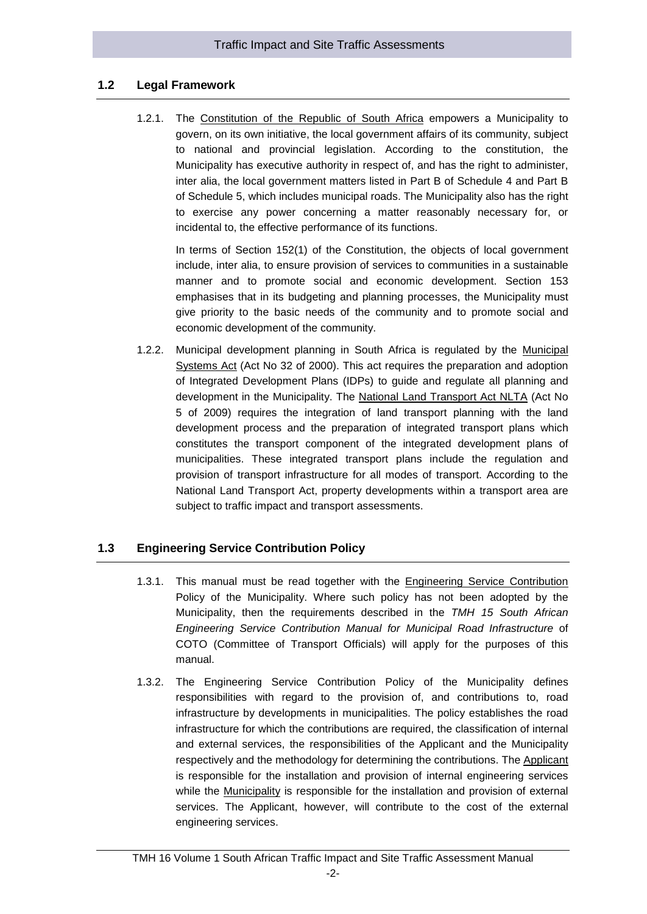## 1.2 Legal Framework

1.2.1. The Constitution of the Republic of South Africa empowers a Municipality to govern, on its own initiative, the local government affairs of its community, subject to national and provincial legislation. According to the constitution, the Municipality has executive authority in respect of, and has the right to administer, inter alia, the local government matters listed in Part B of Schedule 4 and Part B of Schedule 5, which includes municipal roads. The Municipality also has the right to exercise any power concerning a matter reasonably necessary for, or incidental to, the effective performance of its functions.

In terms of Section 152(1) of the Constitution, the objects of local government include, inter alia, to ensure provision of services to communities in a sustainable manner and to promote social and economic development. Section 153 emphasises that in its budgeting and planning processes, the Municipality must give priority to the basic needs of the community and to promote social and economic development of the community.

1.2.2. Municipal development planning in South Africa is regulated by the Municipal Systems Act (Act No 32 of 2000). This act requires the preparation and adoption of Integrated Development Plans (IDPs) to guide and regulate all planning and development in the Municipality. The National Land Transport Act NLTA (Act No 5 of 2009) requires the integration of land transport planning with the land development process and the preparation of integrated transport plans which constitutes the transport component of the integrated development plans of municipalities. These integrated transport plans include the regulation and provision of transport infrastructure for all modes of transport. According to the National Land Transport Act, property developments within a transport area are subject to traffic impact and transport assessments.

## 1.3 Engineering Service Contribution Policy

1.3.1. This manual must be read together with the Engineering Service Contribution Policy of the Municipality. Where such policy has not been adopted by the Municipality, then the requirements described in the *TMH 15 South African Engineering Service Contribution Manual for Municipal Road Infrastructure* of COTO (Committee of Transport Officials) will apply for the purposes of this manual.

1.3.2. The Engineering Service Contribution Policy of the Municipality defines responsibilities with regard to the provision of, and contributions to, road infrastructure by developments in municipalities. The policy establishes the road infrastructure for which the contributions are required, the classification of internal and external services, the responsibilities of the Applicant and the Municipality respectively and the methodology for determining the contributions. The Applicant is responsible for the installation and provision of internal engineering services while the Municipality is responsible for the installation and provision of external services. The Applicant, however, will contribute to the cost of the external engineering services.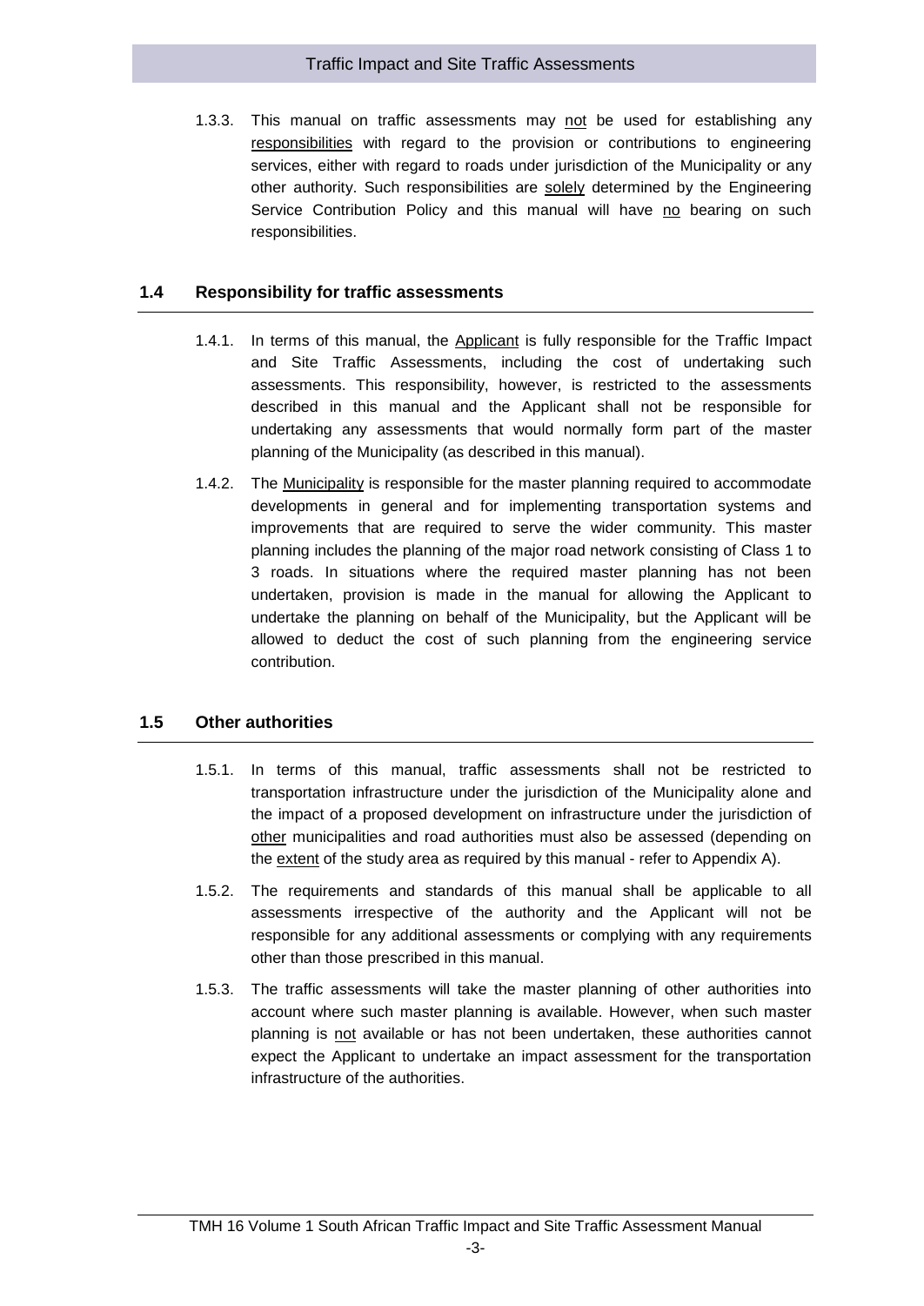1.3.3. This manual on traffic assessments may not be used for establishing any responsibilities with regard to the provision or contributions to engineering services, either with regard to roads under jurisdiction of the Municipality or any other authority. Such responsibilities are solely determined by the Engineering Service Contribution Policy and this manual will have no bearing on such responsibilities.

## 1.4 Responsibility for traffic assessments

1.4.1. In terms of this manual, the Applicant is fully responsible for the Traffic Impact and Site Traffic Assessments, including the cost of undertaking such assessments. This responsibility, however, is restricted to the assessments described in this manual and the Applicant shall not be responsible for undertaking any assessments that would normally form part of the master planning of the Municipality (as described in this manual).

1.4.2. The Municipality is responsible for the master planning required to accommodate developments in general and for implementing transportation systems and improvements that are required to serve the wider community. This master planning includes the planning of the major road network consisting of Class 1 to 3 roads. In situations where the required master planning has not been undertaken, provision is made in the manual for allowing the Applicant to undertake the planning on behalf of the Municipality, but the Applicant will be allowed to deduct the cost of such planning from the engineering service contribution.

## 1.5 Other authorities

1.5.1. In terms of this manual, traffic assessments shall not be restricted to transportation infrastructure under the jurisdiction of the Municipality alone and the impact of a proposed development on infrastructure under the jurisdiction of other municipalities and road authorities must also be assessed (depending on the extent of the study area as required by this manual - refer to Appendix A).

1.5.2. The requirements and standards of this manual shall be applicable to all assessments irrespective of the authority and the Applicant will not be responsible for any additional assessments or complying with any requirements other than those prescribed in this manual.

1.5.3. The traffic assessments will take the master planning of other authorities into account where such master planning is available. However, when such master planning is not available or has not been undertaken, these authorities cannot expect the Applicant to undertake an impact assessment for the transportation infrastructure of the authorities.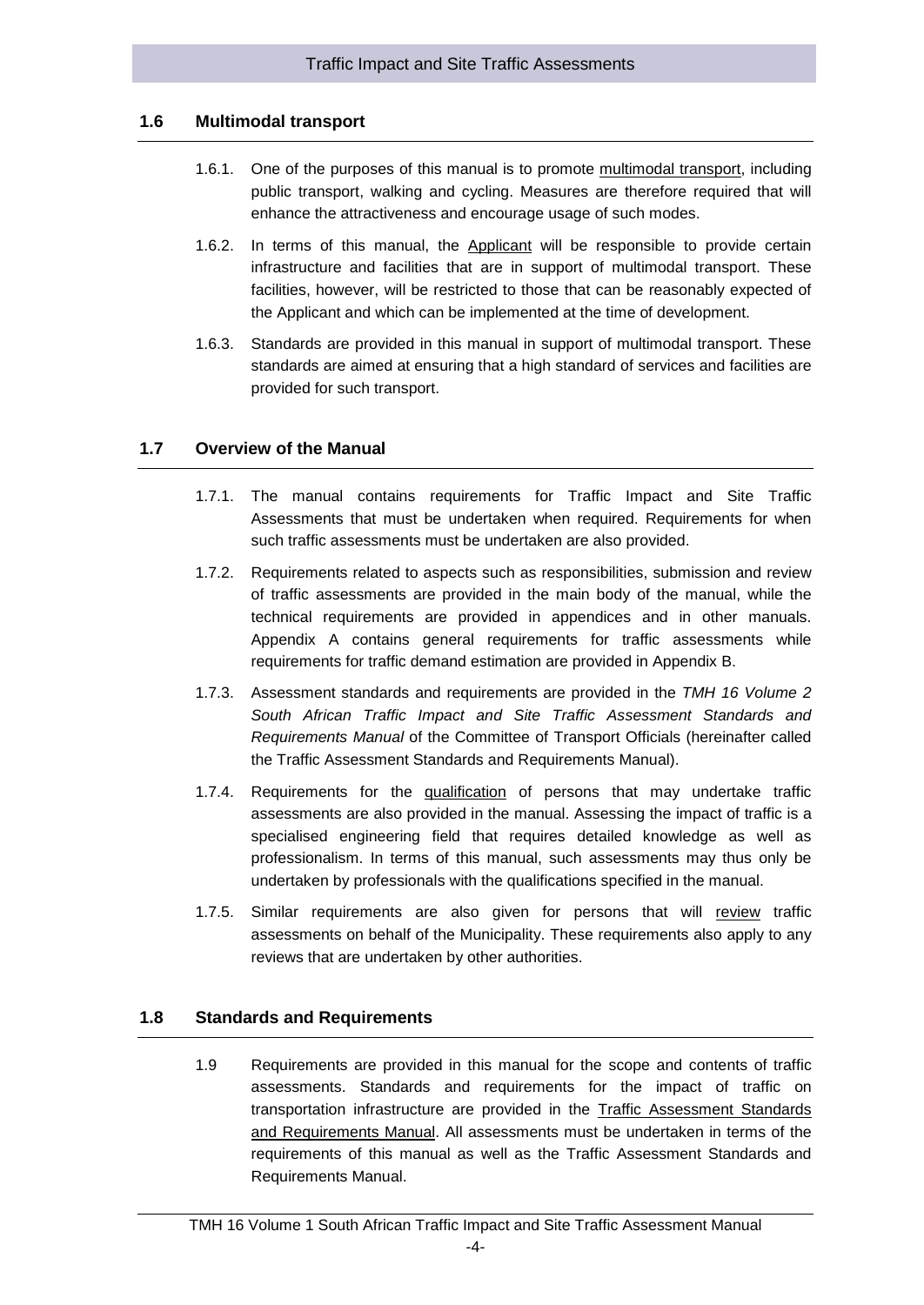## 1.6 Multimodal transport

1.6.1. One of the purposes of this manual is to promote multimodal transport, including public transport, walking and cycling. Measures are therefore required that will enhance the attractiveness and encourage usage of such modes.

1.6.2. In terms of this manual, the Applicant will be responsible to provide certain infrastructure and facilities that are in support of multimodal transport. These facilities, however, will be restricted to those that can be reasonably expected of the Applicant and which can be implemented at the time of development.

1.6.3. Standards are provided in this manual in support of multimodal transport. These standards are aimed at ensuring that a high standard of services and facilities are provided for such transport.

## 1.7 Overview of the Manual

1.7.1. The manual contains requirements for Traffic Impact and Site Traffic Assessments that must be undertaken when required. Requirements for when such traffic assessments must be undertaken are also provided.

1.7.2. Requirements related to aspects such as responsibilities, submission and review of traffic assessments are provided in the main body of the manual, while the technical requirements are provided in appendices and in other manuals. Appendix A contains general requirements for traffic assessments while requirements for traffic demand estimation are provided in Appendix B.

1.7.3. Assessment standards and requirements are provided in the *TMH 16 Volume 2 South African Traffic Impact and Site Traffic Assessment Standards and Requirements Manual* of the Committee of Transport Officials (hereinafter called the Traffic Assessment Standards and Requirements Manual).

1.7.4. Requirements for the qualification of persons that may undertake traffic assessments are also provided in the manual. Assessing the impact of traffic is a specialised engineering field that requires detailed knowledge as well as professionalism. In terms of this manual, such assessments may thus only be undertaken by professionals with the qualifications specified in the manual.

1.7.5. Similar requirements are also given for persons that will review traffic assessments on behalf of the Municipality. These requirements also apply to any reviews that are undertaken by other authorities.

## 1.8 Standards and Requirements

1.9 Requirements are provided in this manual for the scope and contents of traffic assessments. Standards and requirements for the impact of traffic on transportation infrastructure are provided in the Traffic Assessment Standards and Requirements Manual. All assessments must be undertaken in terms of the requirements of this manual as well as the Traffic Assessment Standards and Requirements Manual.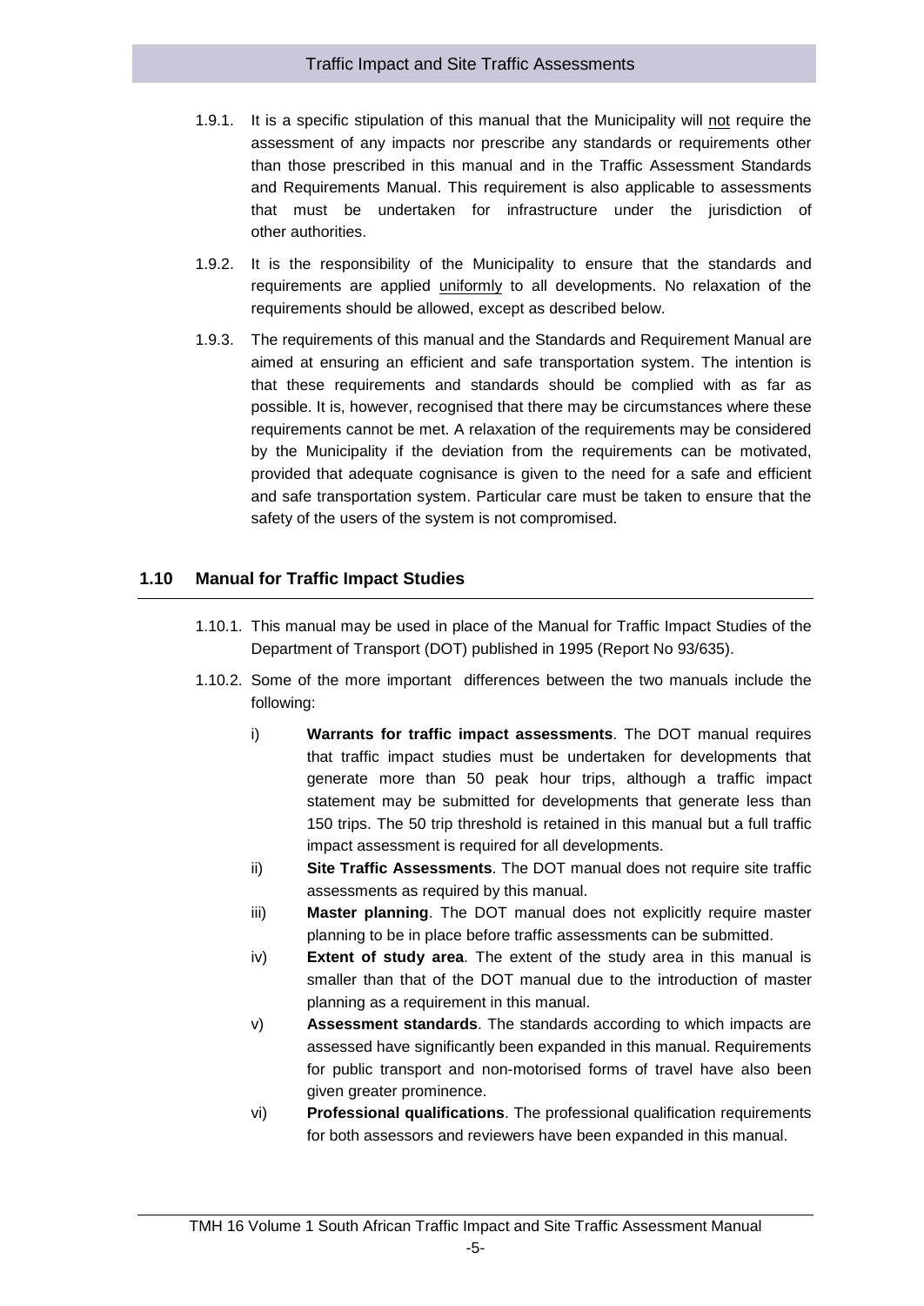1.9.1. It is a specific stipulation of this manual that the Municipality will not require the assessment of any impacts nor prescribe any standards or requirements other than those prescribed in this manual and in the Traffic Assessment Standards and Requirements Manual. This requirement is also applicable to assessments that must be undertaken for infrastructure under the jurisdiction of other authorities.

1.9.2. It is the responsibility of the Municipality to ensure that the standards and requirements are applied uniformly to all developments. No relaxation of the requirements should be allowed, except as described below.

1.9.3. The requirements of this manual and the Standards and Requirement Manual are aimed at ensuring an efficient and safe transportation system. The intention is that these requirements and standards should be complied with as far as possible. It is, however, recognised that there may be circumstances where these requirements cannot be met. A relaxation of the requirements may be considered by the Municipality if the deviation from the requirements can be motivated, provided that adequate cognisance is given to the need for a safe and efficient and safe transportation system. Particular care must be taken to ensure that the safety of the users of the system is not compromised.

## 1.10 Manual for Traffic Impact Studies

1.10.1. This manual may be used in place of the Manual for Traffic Impact Studies of the Department of Transport (DOT) published in 1995 (Report No 93/635).

1.10.2. Some of the more important differences between the two manuals include the following:

i) **Warrants for traffic impact assessments**. The DOT manual requires that traffic impact studies must be undertaken for developments that generate more than 50 peak hour trips, although a traffic impact statement may be submitted for developments that generate less than 150 trips. The 50 trip threshold is retained in this manual but a full traffic impact assessment is required for all developments.

ii) **Site Traffic Assessments**. The DOT manual does not require site traffic assessments as required by this manual.

iii) **Master planning**. The DOT manual does not explicitly require master planning to be in place before traffic assessments can be submitted.

iv) **Extent of study area**. The extent of the study area in this manual is smaller than that of the DOT manual due to the introduction of master planning as a requirement in this manual.

v) **Assessment standards**. The standards according to which impacts are assessed have significantly been expanded in this manual. Requirements for public transport and non-motorised forms of travel have also been given greater prominence.

vi) **Professional qualifications**. The professional qualification requirements for both assessors and reviewers have been expanded in this manual.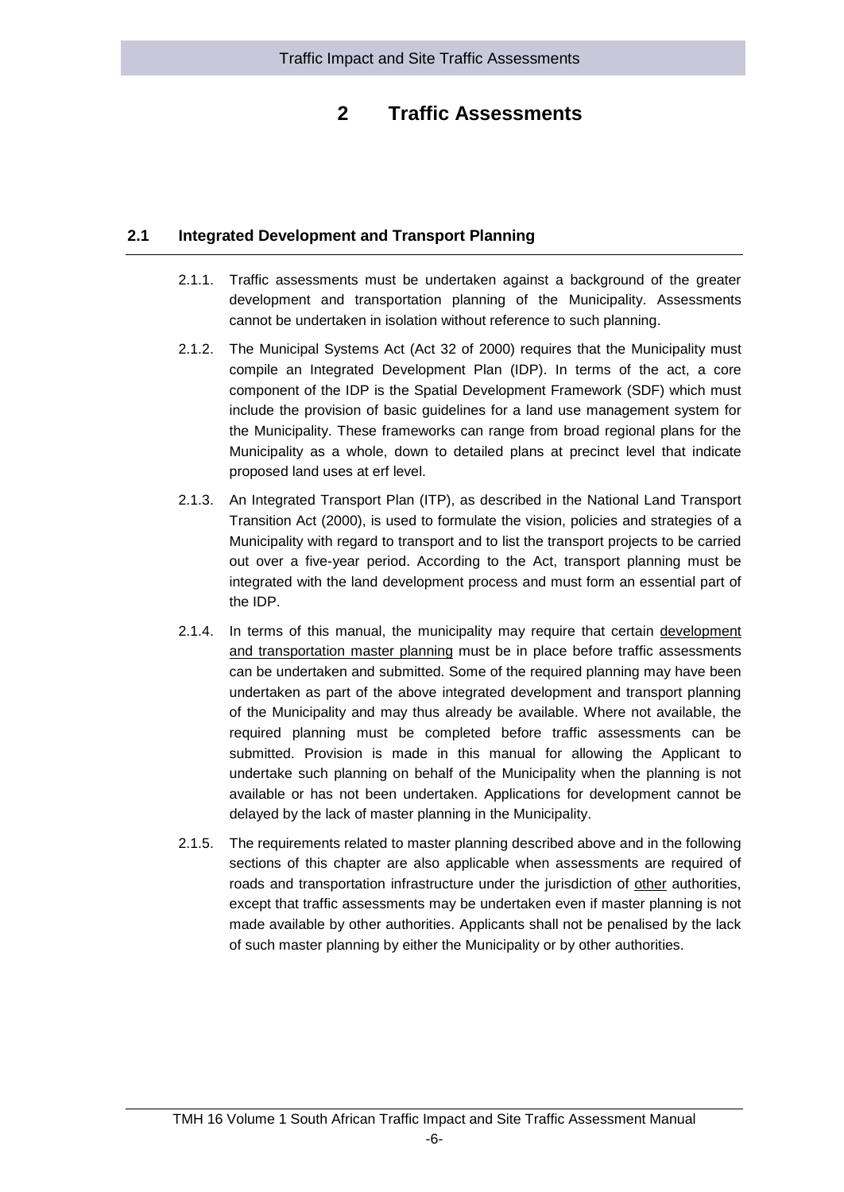# 2 Traffic Assessments

## 2.1 Integrated Development and Transport Planning

2.1.1. Traffic assessments must be undertaken against a background of the greater development and transportation planning of the Municipality. Assessments cannot be undertaken in isolation without reference to such planning.

2.1.2. The Municipal Systems Act (Act 32 of 2000) requires that the Municipality must compile an Integrated Development Plan (IDP). In terms of the act, a core component of the IDP is the Spatial Development Framework (SDF) which must include the provision of basic guidelines for a land use management system for the Municipality. These frameworks can range from broad regional plans for the Municipality as a whole, down to detailed plans at precinct level that indicate proposed land uses at erf level.

2.1.3. An Integrated Transport Plan (ITP), as described in the National Land Transport Transition Act (2000), is used to formulate the vision, policies and strategies of a Municipality with regard to transport and to list the transport projects to be carried out over a five-year period. According to the Act, transport planning must be integrated with the land development process and must form an essential part of the IDP.

2.1.4. In terms of this manual, the municipality may require that certain <u>development and transportation master planning</u> must be in place before traffic assessments can be undertaken and submitted. Some of the required planning may have been undertaken as part of the above integrated development and transport planning of the Municipality and may thus already be available. Where not available, the required planning must be completed before traffic assessments can be submitted. Provision is made in this manual for allowing the Applicant to undertake such planning on behalf of the Municipality when the planning is not available or has not been undertaken. Applications for development cannot be delayed by the lack of master planning in the Municipality.

2.1.5. The requirements related to master planning described above and in the following sections of this chapter are also applicable when assessments are required of roads and transportation infrastructure under the jurisdiction of <u>other</u> authorities, except that traffic assessments may be undertaken even if master planning is not made available by other authorities. Applicants shall not be penalised by the lack of such master planning by either the Municipality or by other authorities.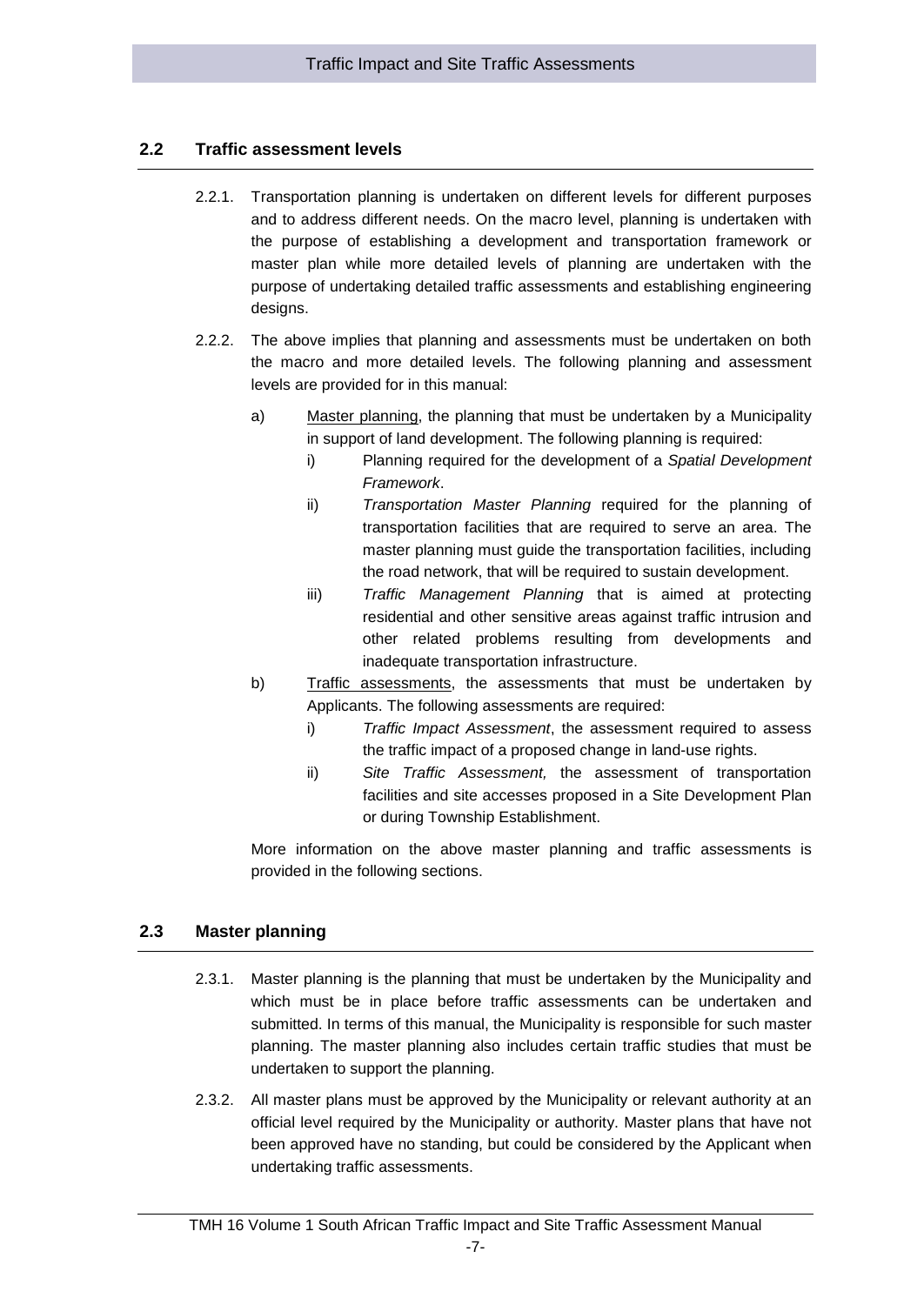## 2.2 Traffic assessment levels

2.2.1. Transportation planning is undertaken on different levels for different purposes and to address different needs. On the macro level, planning is undertaken with the purpose of establishing a development and transportation framework or master plan while more detailed levels of planning are undertaken with the purpose of undertaking detailed traffic assessments and establishing engineering designs.

2.2.2. The above implies that planning and assessments must be undertaken on both the macro and more detailed levels. The following planning and assessment levels are provided for in this manual:

a) Master planning, the planning that must be undertaken by a Municipality in support of land development. The following planning is required:

   i) Planning required for the development of a *Spatial Development Framework*.

   ii) *Transportation Master Planning* required for the planning of transportation facilities that are required to serve an area. The master planning must guide the transportation facilities, including the road network, that will be required to sustain development.

   iii) *Traffic Management Planning* that is aimed at protecting residential and other sensitive areas against traffic intrusion and other related problems resulting from developments and inadequate transportation infrastructure.

b) Traffic assessments, the assessments that must be undertaken by Applicants. The following assessments are required:

   i) *Traffic Impact Assessment*, the assessment required to assess the traffic impact of a proposed change in land-use rights.

   ii) *Site Traffic Assessment,* the assessment of transportation facilities and site accesses proposed in a Site Development Plan or during Township Establishment.

More information on the above master planning and traffic assessments is provided in the following sections.

## 2.3 Master planning

2.3.1. Master planning is the planning that must be undertaken by the Municipality and which must be in place before traffic assessments can be undertaken and submitted. In terms of this manual, the Municipality is responsible for such master planning. The master planning also includes certain traffic studies that must be undertaken to support the planning.

2.3.2. All master plans must be approved by the Municipality or relevant authority at an official level required by the Municipality or authority. Master plans that have not been approved have no standing, but could be considered by the Applicant when undertaking traffic assessments.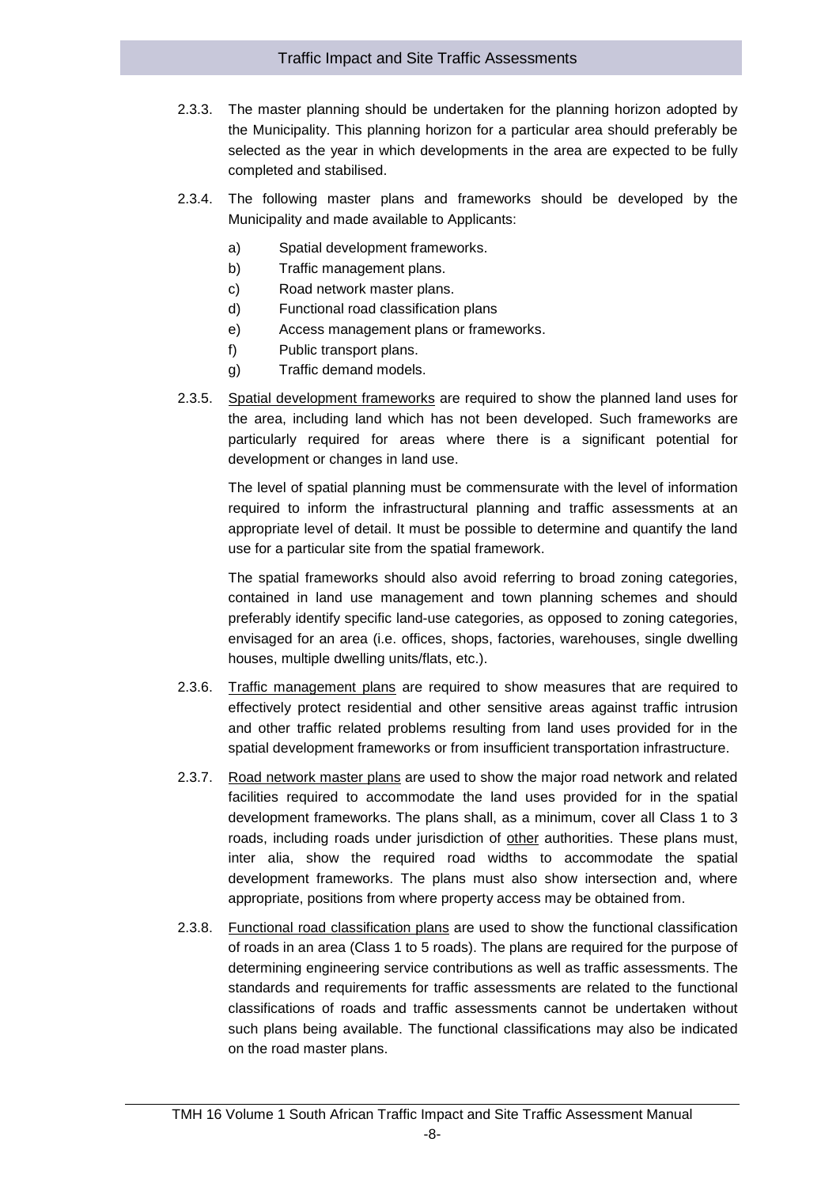2.3.3. The master planning should be undertaken for the planning horizon adopted by the Municipality. This planning horizon for a particular area should preferably be selected as the year in which developments in the area are expected to be fully completed and stabilised.

2.3.4. The following master plans and frameworks should be developed by the Municipality and made available to Applicants:

a) Spatial development frameworks.
b) Traffic management plans.
c) Road network master plans.
d) Functional road classification plans
e) Access management plans or frameworks.
f) Public transport plans.
g) Traffic demand models.

2.3.5. <u>Spatial development frameworks</u> are required to show the planned land uses for the area, including land which has not been developed. Such frameworks are particularly required for areas where there is a significant potential for development or changes in land use.

The level of spatial planning must be commensurate with the level of information required to inform the infrastructural planning and traffic assessments at an appropriate level of detail. It must be possible to determine and quantify the land use for a particular site from the spatial framework.

The spatial frameworks should also avoid referring to broad zoning categories, contained in land use management and town planning schemes and should preferably identify specific land-use categories, as opposed to zoning categories, envisaged for an area (i.e. offices, shops, factories, warehouses, single dwelling houses, multiple dwelling units/flats, etc.).

2.3.6. <u>Traffic management plans</u> are required to show measures that are required to effectively protect residential and other sensitive areas against traffic intrusion and other traffic related problems resulting from land uses provided for in the spatial development frameworks or from insufficient transportation infrastructure.

2.3.7. <u>Road network master plans</u> are used to show the major road network and related facilities required to accommodate the land uses provided for in the spatial development frameworks. The plans shall, as a minimum, cover all Class 1 to 3 roads, including roads under jurisdiction of <u>other</u> authorities. These plans must, inter alia, show the required road widths to accommodate the spatial development frameworks. The plans must also show intersection and, where appropriate, positions from where property access may be obtained from.

2.3.8. <u>Functional road classification plans</u> are used to show the functional classification of roads in an area (Class 1 to 5 roads). The plans are required for the purpose of determining engineering service contributions as well as traffic assessments. The standards and requirements for traffic assessments are related to the functional classifications of roads and traffic assessments cannot be undertaken without such plans being available. The functional classifications may also be indicated on the road master plans.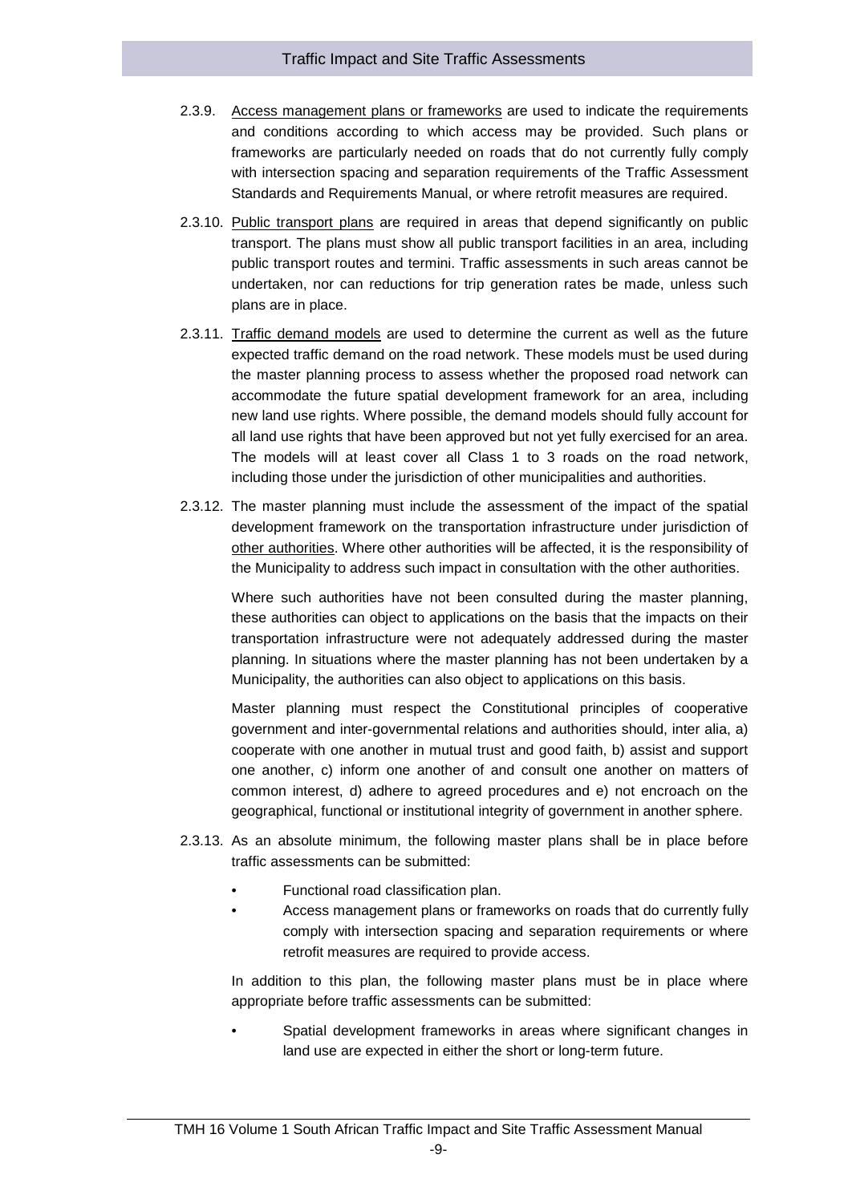2.3.9. Access management plans or frameworks are used to indicate the requirements and conditions according to which access may be provided. Such plans or frameworks are particularly needed on roads that do not currently fully comply with intersection spacing and separation requirements of the Traffic Assessment Standards and Requirements Manual, or where retrofit measures are required.

2.3.10. Public transport plans are required in areas that depend significantly on public transport. The plans must show all public transport facilities in an area, including public transport routes and termini. Traffic assessments in such areas cannot be undertaken, nor can reductions for trip generation rates be made, unless such plans are in place.

2.3.11. Traffic demand models are used to determine the current as well as the future expected traffic demand on the road network. These models must be used during the master planning process to assess whether the proposed road network can accommodate the future spatial development framework for an area, including new land use rights. Where possible, the demand models should fully account for all land use rights that have been approved but not yet fully exercised for an area. The models will at least cover all Class 1 to 3 roads on the road network, including those under the jurisdiction of other municipalities and authorities.

2.3.12. The master planning must include the assessment of the impact of the spatial development framework on the transportation infrastructure under jurisdiction of other authorities. Where other authorities will be affected, it is the responsibility of the Municipality to address such impact in consultation with the other authorities.

Where such authorities have not been consulted during the master planning, these authorities can object to applications on the basis that the impacts on their transportation infrastructure were not adequately addressed during the master planning. In situations where the master planning has not been undertaken by a Municipality, the authorities can also object to applications on this basis.

Master planning must respect the Constitutional principles of cooperative government and inter-governmental relations and authorities should, inter alia, a) cooperate with one another in mutual trust and good faith, b) assist and support one another, c) inform one another of and consult one another on matters of common interest, d) adhere to agreed procedures and e) not encroach on the geographical, functional or institutional integrity of government in another sphere.

2.3.13. As an absolute minimum, the following master plans shall be in place before traffic assessments can be submitted:

- Functional road classification plan.
- Access management plans or frameworks on roads that do currently fully comply with intersection spacing and separation requirements or where retrofit measures are required to provide access.

In addition to this plan, the following master plans must be in place where appropriate before traffic assessments can be submitted:

- Spatial development frameworks in areas where significant changes in land use are expected in either the short or long-term future.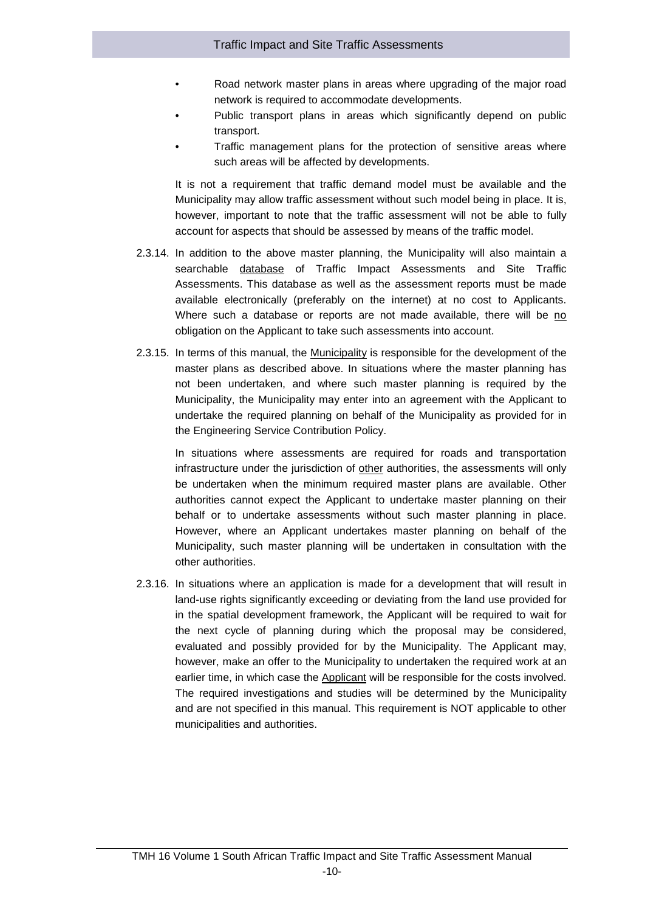- Road network master plans in areas where upgrading of the major road network is required to accommodate developments.
- Public transport plans in areas which significantly depend on public transport.
- Traffic management plans for the protection of sensitive areas where such areas will be affected by developments.

It is not a requirement that traffic demand model must be available and the Municipality may allow traffic assessment without such model being in place. It is, however, important to note that the traffic assessment will not be able to fully account for aspects that should be assessed by means of the traffic model.

2.3.14. In addition to the above master planning, the Municipality will also maintain a searchable <u>database</u> of Traffic Impact Assessments and Site Traffic Assessments. This database as well as the assessment reports must be made available electronically (preferably on the internet) at no cost to Applicants. Where such a database or reports are not made available, there will be <u>no</u> obligation on the Applicant to take such assessments into account.

2.3.15. In terms of this manual, the <u>Municipality</u> is responsible for the development of the master plans as described above. In situations where the master planning has not been undertaken, and where such master planning is required by the Municipality, the Municipality may enter into an agreement with the Applicant to undertake the required planning on behalf of the Municipality as provided for in the Engineering Service Contribution Policy.

In situations where assessments are required for roads and transportation infrastructure under the jurisdiction of <u>other</u> authorities, the assessments will only be undertaken when the minimum required master plans are available. Other authorities cannot expect the Applicant to undertake master planning on their behalf or to undertake assessments without such master planning in place. However, where an Applicant undertakes master planning on behalf of the Municipality, such master planning will be undertaken in consultation with the other authorities.

2.3.16. In situations where an application is made for a development that will result in land-use rights significantly exceeding or deviating from the land use provided for in the spatial development framework, the Applicant will be required to wait for the next cycle of planning during which the proposal may be considered, evaluated and possibly provided for by the Municipality. The Applicant may, however, make an offer to the Municipality to undertaken the required work at an earlier time, in which case the <u>Applicant</u> will be responsible for the costs involved. The required investigations and studies will be determined by the Municipality and are not specified in this manual. This requirement is NOT applicable to other municipalities and authorities.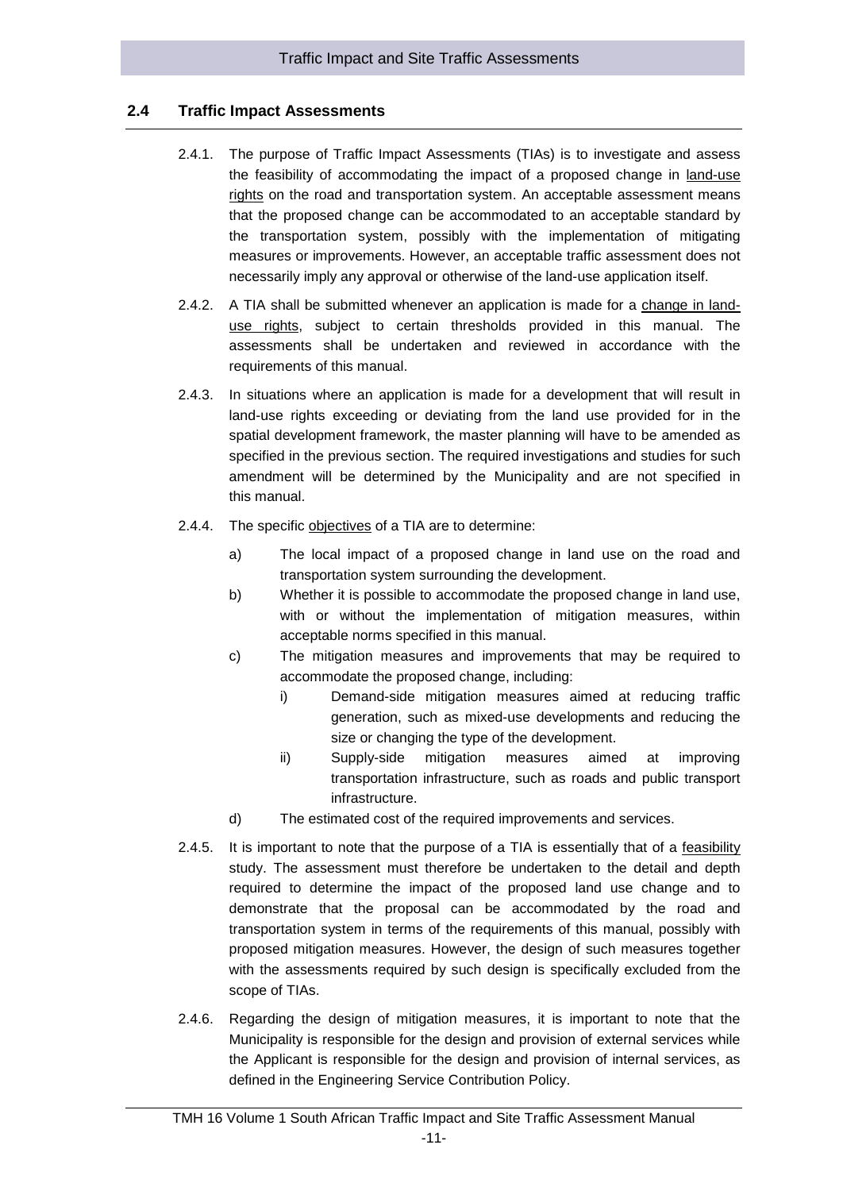## 2.4 Traffic Impact Assessments

2.4.1. The purpose of Traffic Impact Assessments (TIAs) is to investigate and assess the feasibility of accommodating the impact of a proposed change in land-use rights on the road and transportation system. An acceptable assessment means that the proposed change can be accommodated to an acceptable standard by the transportation system, possibly with the implementation of mitigating measures or improvements. However, an acceptable traffic assessment does not necessarily imply any approval or otherwise of the land-use application itself.

2.4.2. A TIA shall be submitted whenever an application is made for a change in land-use rights, subject to certain thresholds provided in this manual. The assessments shall be undertaken and reviewed in accordance with the requirements of this manual.

2.4.3. In situations where an application is made for a development that will result in land-use rights exceeding or deviating from the land use provided for in the spatial development framework, the master planning will have to be amended as specified in the previous section. The required investigations and studies for such amendment will be determined by the Municipality and are not specified in this manual.

2.4.4. The specific objectives of a TIA are to determine:

a) The local impact of a proposed change in land use on the road and transportation system surrounding the development.

b) Whether it is possible to accommodate the proposed change in land use, with or without the implementation of mitigation measures, within acceptable norms specified in this manual.

c) The mitigation measures and improvements that may be required to accommodate the proposed change, including:

   i) Demand-side mitigation measures aimed at reducing traffic generation, such as mixed-use developments and reducing the size or changing the type of the development.

   ii) Supply-side mitigation measures aimed at improving transportation infrastructure, such as roads and public transport infrastructure.

d) The estimated cost of the required improvements and services.

2.4.5. It is important to note that the purpose of a TIA is essentially that of a feasibility study. The assessment must therefore be undertaken to the detail and depth required to determine the impact of the proposed land use change and to demonstrate that the proposal can be accommodated by the road and transportation system in terms of the requirements of this manual, possibly with proposed mitigation measures. However, the design of such measures together with the assessments required by such design is specifically excluded from the scope of TIAs.

2.4.6. Regarding the design of mitigation measures, it is important to note that the Municipality is responsible for the design and provision of external services while the Applicant is responsible for the design and provision of internal services, as defined in the Engineering Service Contribution Policy.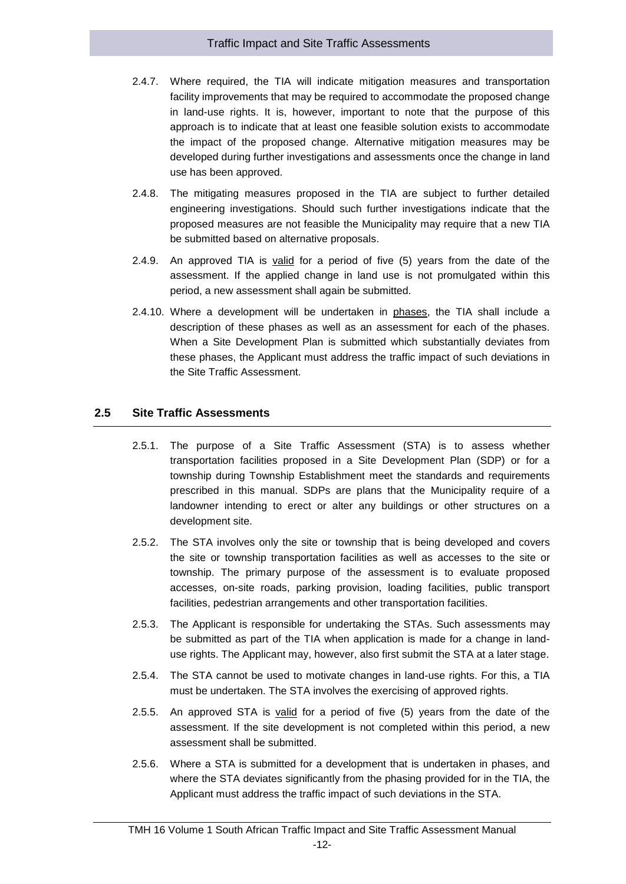2.4.7. Where required, the TIA will indicate mitigation measures and transportation facility improvements that may be required to accommodate the proposed change in land-use rights. It is, however, important to note that the purpose of this approach is to indicate that at least one feasible solution exists to accommodate the impact of the proposed change. Alternative mitigation measures may be developed during further investigations and assessments once the change in land use has been approved.

2.4.8. The mitigating measures proposed in the TIA are subject to further detailed engineering investigations. Should such further investigations indicate that the proposed measures are not feasible the Municipality may require that a new TIA be submitted based on alternative proposals.

2.4.9. An approved TIA is valid for a period of five (5) years from the date of the assessment. If the applied change in land use is not promulgated within this period, a new assessment shall again be submitted.

2.4.10. Where a development will be undertaken in phases, the TIA shall include a description of these phases as well as an assessment for each of the phases. When a Site Development Plan is submitted which substantially deviates from these phases, the Applicant must address the traffic impact of such deviations in the Site Traffic Assessment.

## 2.5 Site Traffic Assessments

2.5.1. The purpose of a Site Traffic Assessment (STA) is to assess whether transportation facilities proposed in a Site Development Plan (SDP) or for a township during Township Establishment meet the standards and requirements prescribed in this manual. SDPs are plans that the Municipality require of a landowner intending to erect or alter any buildings or other structures on a development site.

2.5.2. The STA involves only the site or township that is being developed and covers the site or township transportation facilities as well as accesses to the site or township. The primary purpose of the assessment is to evaluate proposed accesses, on-site roads, parking provision, loading facilities, public transport facilities, pedestrian arrangements and other transportation facilities.

2.5.3. The Applicant is responsible for undertaking the STAs. Such assessments may be submitted as part of the TIA when application is made for a change in land-use rights. The Applicant may, however, also first submit the STA at a later stage.

2.5.4. The STA cannot be used to motivate changes in land-use rights. For this, a TIA must be undertaken. The STA involves the exercising of approved rights.

2.5.5. An approved STA is valid for a period of five (5) years from the date of the assessment. If the site development is not completed within this period, a new assessment shall be submitted.

2.5.6. Where a STA is submitted for a development that is undertaken in phases, and where the STA deviates significantly from the phasing provided for in the TIA, the Applicant must address the traffic impact of such deviations in the STA.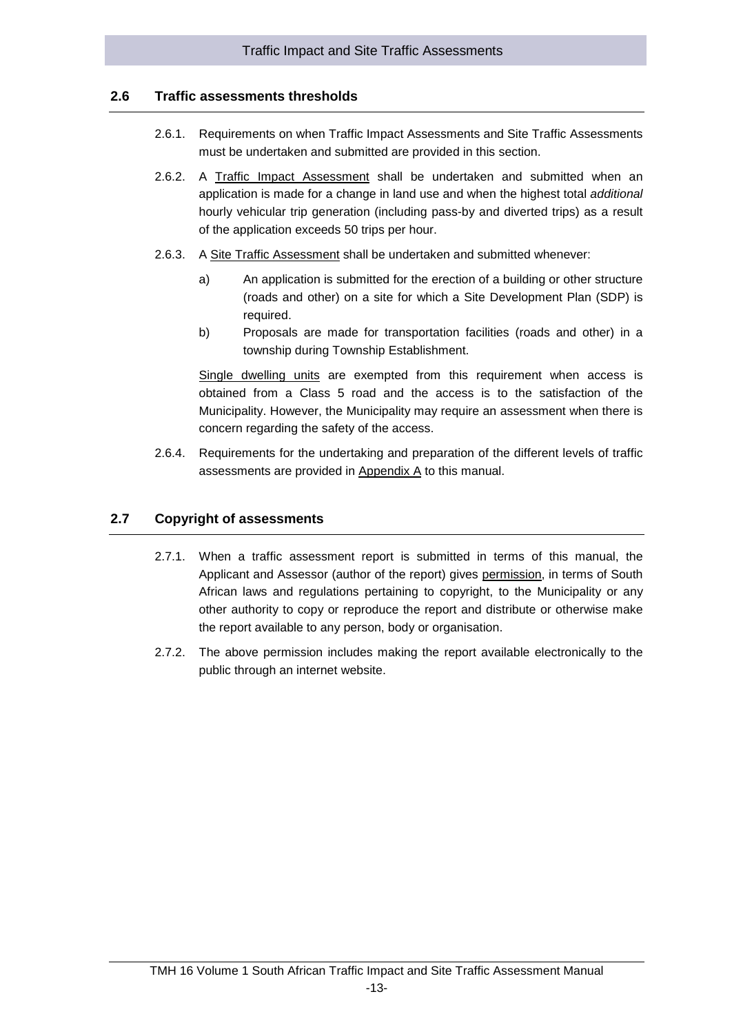## 2.6 Traffic assessments thresholds

2.6.1. Requirements on when Traffic Impact Assessments and Site Traffic Assessments must be undertaken and submitted are provided in this section.

2.6.2. A Traffic Impact Assessment shall be undertaken and submitted when an application is made for a change in land use and when the highest total *additional* hourly vehicular trip generation (including pass-by and diverted trips) as a result of the application exceeds 50 trips per hour.

2.6.3. A Site Traffic Assessment shall be undertaken and submitted whenever:

a) An application is submitted for the erection of a building or other structure (roads and other) on a site for which a Site Development Plan (SDP) is required.

b) Proposals are made for transportation facilities (roads and other) in a township during Township Establishment.

Single dwelling units are exempted from this requirement when access is obtained from a Class 5 road and the access is to the satisfaction of the Municipality. However, the Municipality may require an assessment when there is concern regarding the safety of the access.

2.6.4. Requirements for the undertaking and preparation of the different levels of traffic assessments are provided in Appendix A to this manual.

## 2.7 Copyright of assessments

2.7.1. When a traffic assessment report is submitted in terms of this manual, the Applicant and Assessor (author of the report) gives permission, in terms of South African laws and regulations pertaining to copyright, to the Municipality or any other authority to copy or reproduce the report and distribute or otherwise make the report available to any person, body or organisation.

2.7.2. The above permission includes making the report available electronically to the public through an internet website.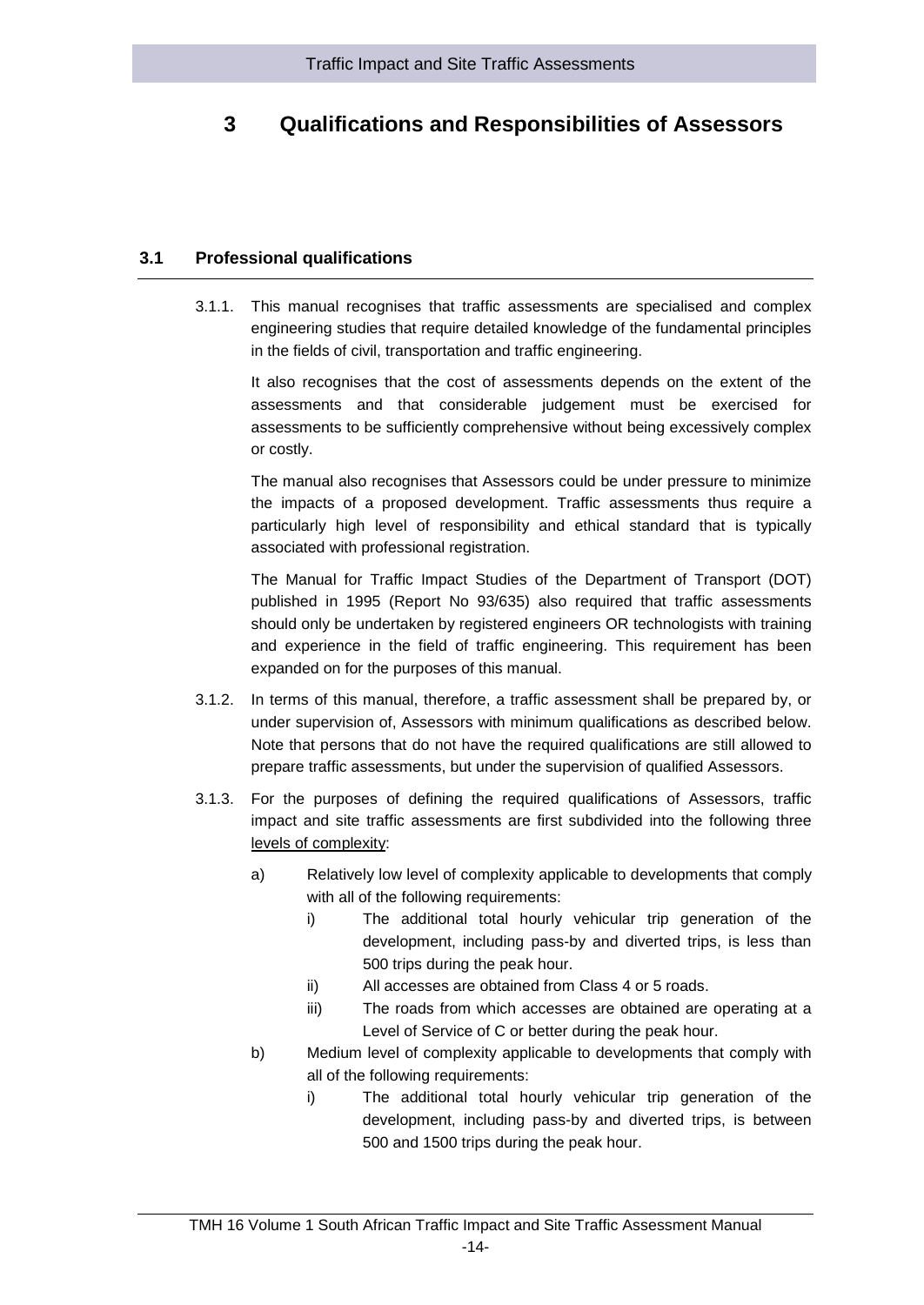# 3 Qualifications and Responsibilities of Assessors

## 3.1 Professional qualifications

3.1.1. This manual recognises that traffic assessments are specialised and complex engineering studies that require detailed knowledge of the fundamental principles in the fields of civil, transportation and traffic engineering.

It also recognises that the cost of assessments depends on the extent of the assessments and that considerable judgement must be exercised for assessments to be sufficiently comprehensive without being excessively complex or costly.

The manual also recognises that Assessors could be under pressure to minimize the impacts of a proposed development. Traffic assessments thus require a particularly high level of responsibility and ethical standard that is typically associated with professional registration.

The Manual for Traffic Impact Studies of the Department of Transport (DOT) published in 1995 (Report No 93/635) also required that traffic assessments should only be undertaken by registered engineers OR technologists with training and experience in the field of traffic engineering. This requirement has been expanded on for the purposes of this manual.

3.1.2. In terms of this manual, therefore, a traffic assessment shall be prepared by, or under supervision of, Assessors with minimum qualifications as described below. Note that persons that do not have the required qualifications are still allowed to prepare traffic assessments, but under the supervision of qualified Assessors.

3.1.3. For the purposes of defining the required qualifications of Assessors, traffic impact and site traffic assessments are first subdivided into the following three levels of complexity:

a) Relatively low level of complexity applicable to developments that comply with all of the following requirements:
   - i) The additional total hourly vehicular trip generation of the development, including pass-by and diverted trips, is less than 500 trips during the peak hour.
   - ii) All accesses are obtained from Class 4 or 5 roads.
   - iii) The roads from which accesses are obtained are operating at a Level of Service of C or better during the peak hour.

b) Medium level of complexity applicable to developments that comply with all of the following requirements:
   - i) The additional total hourly vehicular trip generation of the development, including pass-by and diverted trips, is between 500 and 1500 trips during the peak hour.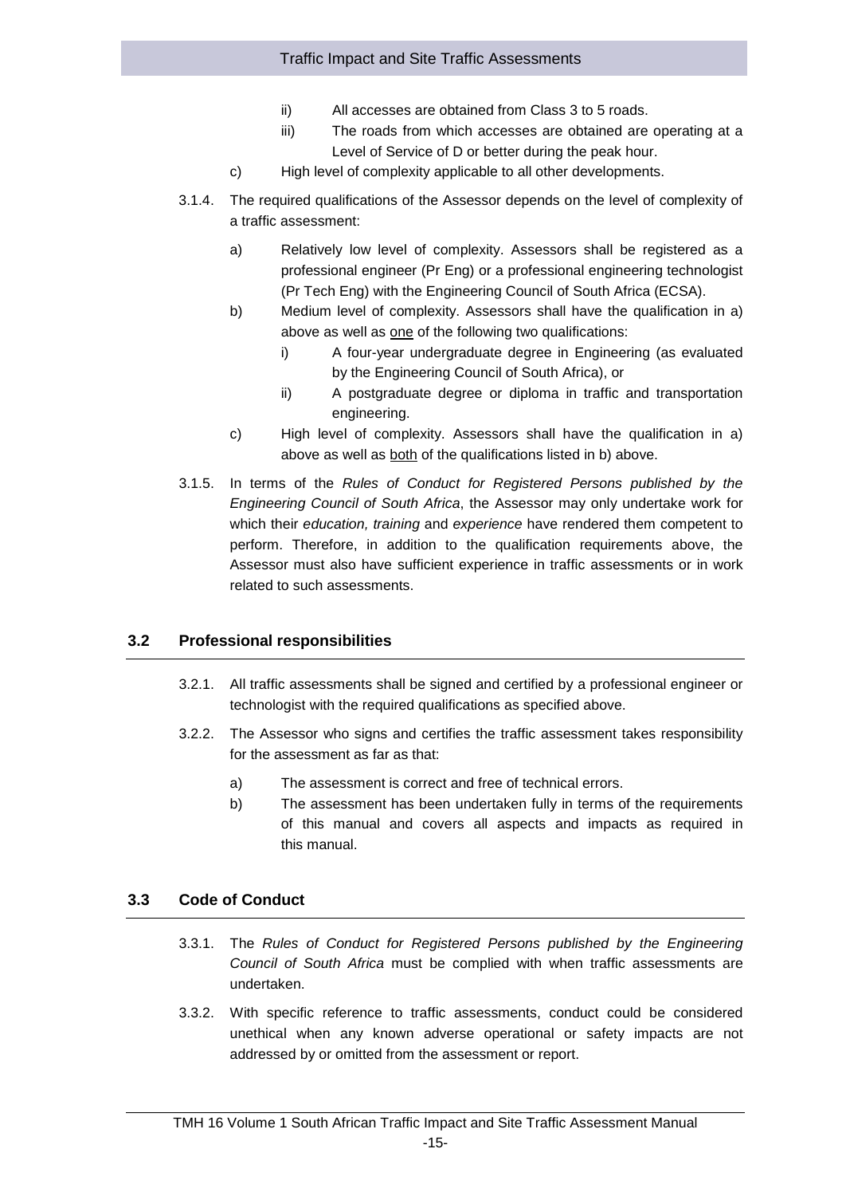- ii) All accesses are obtained from Class 3 to 5 roads.
   - iii) The roads from which accesses are obtained are operating at a Level of Service of D or better during the peak hour.

c) High level of complexity applicable to all other developments.

3.1.4. The required qualifications of the Assessor depends on the level of complexity of a traffic assessment:

a) Relatively low level of complexity. Assessors shall be registered as a professional engineer (Pr Eng) or a professional engineering technologist (Pr Tech Eng) with the Engineering Council of South Africa (ECSA).

b) Medium level of complexity. Assessors shall have the qualification in a) above as well as <u>one</u> of the following two qualifications:
   - i) A four-year undergraduate degree in Engineering (as evaluated by the Engineering Council of South Africa), or
   - ii) A postgraduate degree or diploma in traffic and transportation engineering.

c) High level of complexity. Assessors shall have the qualification in a) above as well as <u>both</u> of the qualifications listed in b) above.

3.1.5. In terms of the *Rules of Conduct for Registered Persons published by the Engineering Council of South Africa*, the Assessor may only undertake work for which their *education, training* and *experience* have rendered them competent to perform. Therefore, in addition to the qualification requirements above, the Assessor must also have sufficient experience in traffic assessments or in work related to such assessments.

## 3.2 Professional responsibilities

3.2.1. All traffic assessments shall be signed and certified by a professional engineer or technologist with the required qualifications as specified above.

3.2.2. The Assessor who signs and certifies the traffic assessment takes responsibility for the assessment as far as that:

a) The assessment is correct and free of technical errors.

b) The assessment has been undertaken fully in terms of the requirements of this manual and covers all aspects and impacts as required in this manual.

## 3.3 Code of Conduct

3.3.1. The *Rules of Conduct for Registered Persons published by the Engineering Council of South Africa* must be complied with when traffic assessments are undertaken.

3.3.2. With specific reference to traffic assessments, conduct could be considered unethical when any known adverse operational or safety impacts are not addressed by or omitted from the assessment or report.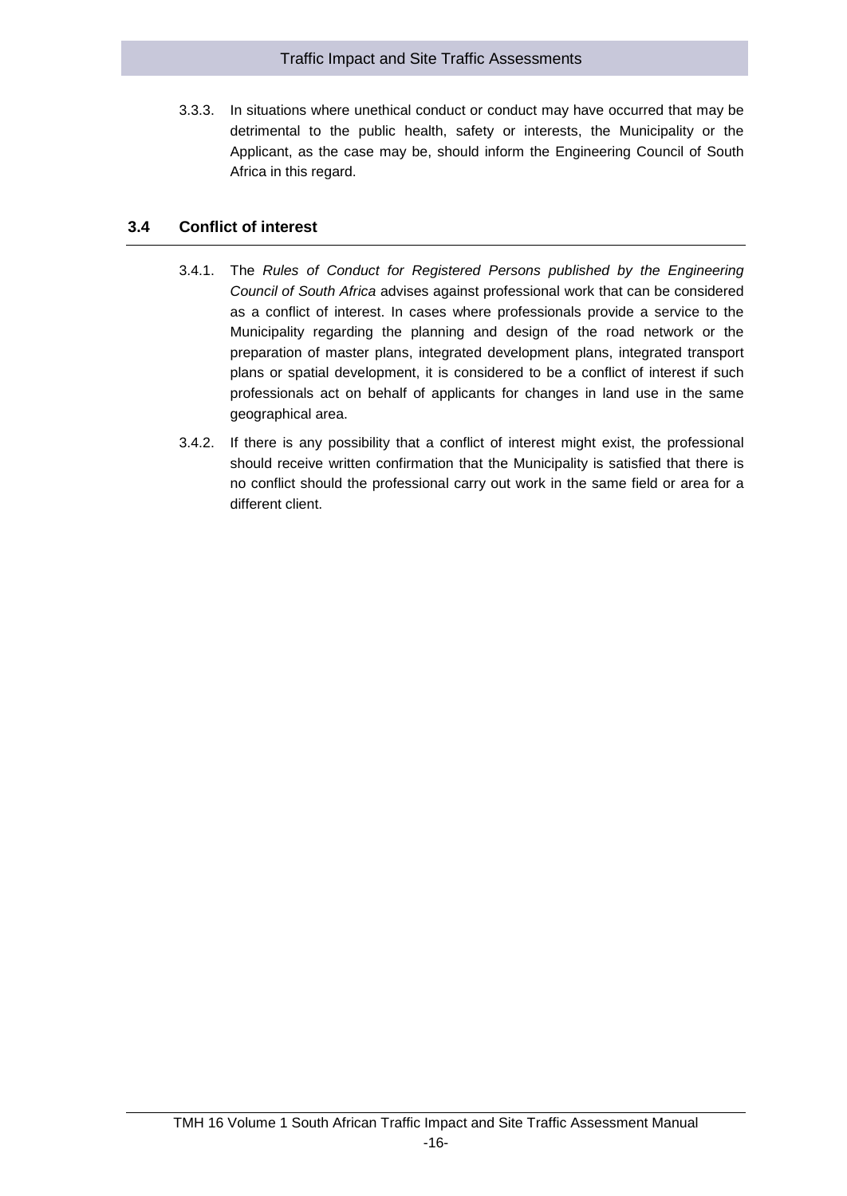3.3.3. In situations where unethical conduct or conduct may have occurred that may be detrimental to the public health, safety or interests, the Municipality or the Applicant, as the case may be, should inform the Engineering Council of South Africa in this regard.

## 3.4 Conflict of interest

3.4.1. The *Rules of Conduct for Registered Persons published by the Engineering Council of South Africa* advises against professional work that can be considered as a conflict of interest. In cases where professionals provide a service to the Municipality regarding the planning and design of the road network or the preparation of master plans, integrated development plans, integrated transport plans or spatial development, it is considered to be a conflict of interest if such professionals act on behalf of applicants for changes in land use in the same geographical area.

3.4.2. If there is any possibility that a conflict of interest might exist, the professional should receive written confirmation that the Municipality is satisfied that there is no conflict should the professional carry out work in the same field or area for a different client.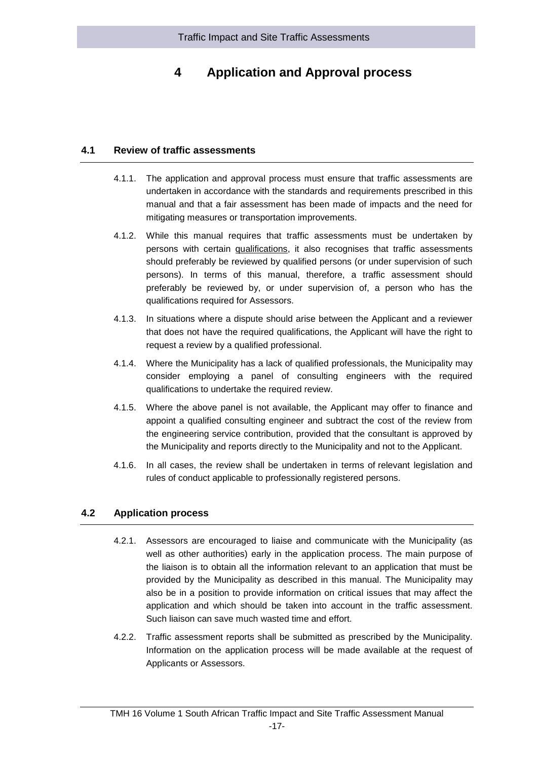# 4 Application and Approval process

## 4.1 Review of traffic assessments

4.1.1. The application and approval process must ensure that traffic assessments are undertaken in accordance with the standards and requirements prescribed in this manual and that a fair assessment has been made of impacts and the need for mitigating measures or transportation improvements.

4.1.2. While this manual requires that traffic assessments must be undertaken by persons with certain qualifications, it also recognises that traffic assessments should preferably be reviewed by qualified persons (or under supervision of such persons). In terms of this manual, therefore, a traffic assessment should preferably be reviewed by, or under supervision of, a person who has the qualifications required for Assessors.

4.1.3. In situations where a dispute should arise between the Applicant and a reviewer that does not have the required qualifications, the Applicant will have the right to request a review by a qualified professional.

4.1.4. Where the Municipality has a lack of qualified professionals, the Municipality may consider employing a panel of consulting engineers with the required qualifications to undertake the required review.

4.1.5. Where the above panel is not available, the Applicant may offer to finance and appoint a qualified consulting engineer and subtract the cost of the review from the engineering service contribution, provided that the consultant is approved by the Municipality and reports directly to the Municipality and not to the Applicant.

4.1.6. In all cases, the review shall be undertaken in terms of relevant legislation and rules of conduct applicable to professionally registered persons.

## 4.2 Application process

4.2.1. Assessors are encouraged to liaise and communicate with the Municipality (as well as other authorities) early in the application process. The main purpose of the liaison is to obtain all the information relevant to an application that must be provided by the Municipality as described in this manual. The Municipality may also be in a position to provide information on critical issues that may affect the application and which should be taken into account in the traffic assessment. Such liaison can save much wasted time and effort.

4.2.2. Traffic assessment reports shall be submitted as prescribed by the Municipality. Information on the application process will be made available at the request of Applicants or Assessors.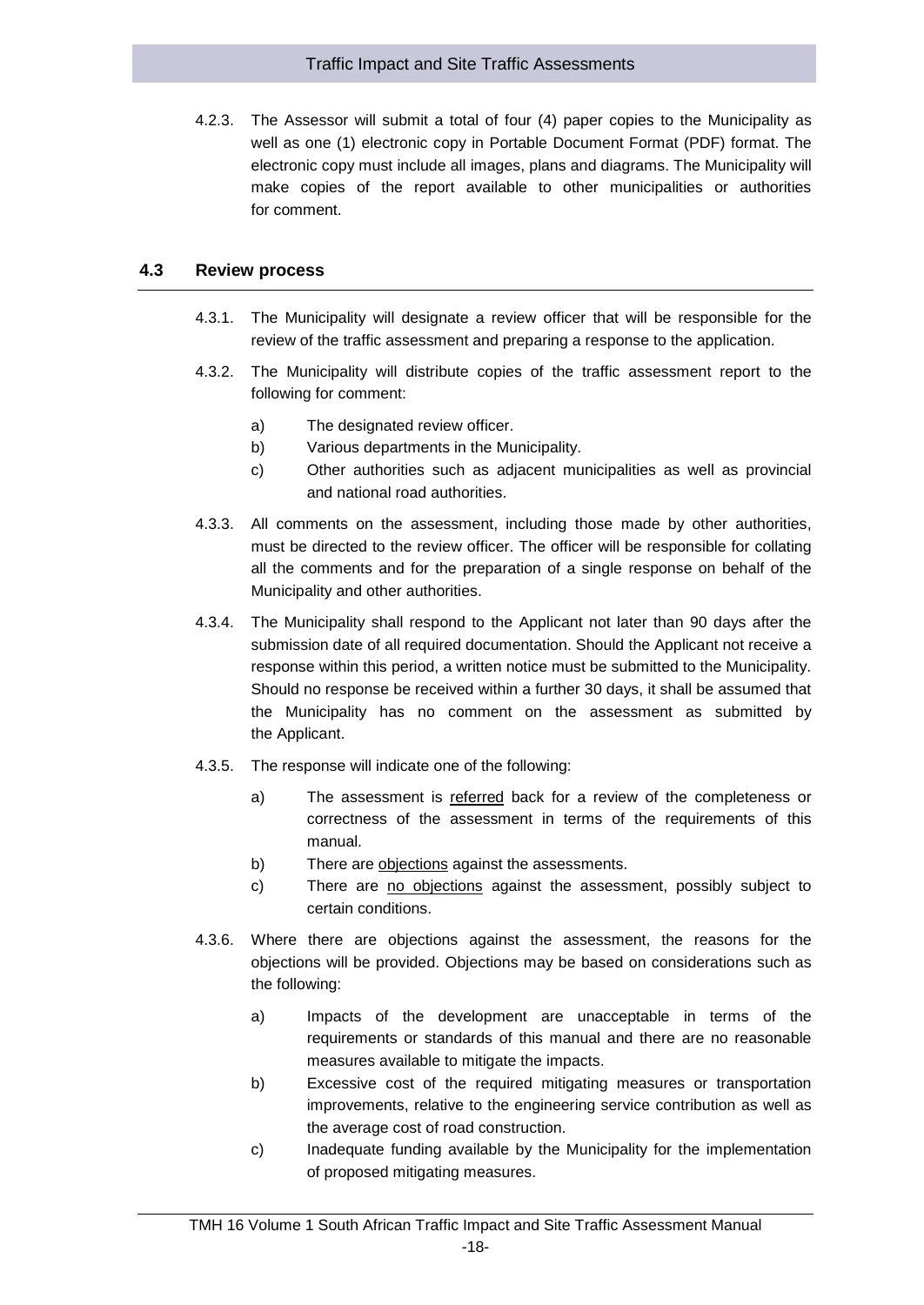4.2.3. The Assessor will submit a total of four (4) paper copies to the Municipality as well as one (1) electronic copy in Portable Document Format (PDF) format. The electronic copy must include all images, plans and diagrams. The Municipality will make copies of the report available to other municipalities or authorities for comment.

### 4.3 Review process

4.3.1. The Municipality will designate a review officer that will be responsible for the review of the traffic assessment and preparing a response to the application.

4.3.2. The Municipality will distribute copies of the traffic assessment report to the following for comment:

a) The designated review officer.
b) Various departments in the Municipality.
c) Other authorities such as adjacent municipalities as well as provincial and national road authorities.

4.3.3. All comments on the assessment, including those made by other authorities, must be directed to the review officer. The officer will be responsible for collating all the comments and for the preparation of a single response on behalf of the Municipality and other authorities.

4.3.4. The Municipality shall respond to the Applicant not later than 90 days after the submission date of all required documentation. Should the Applicant not receive a response within this period, a written notice must be submitted to the Municipality. Should no response be received within a further 30 days, it shall be assumed that the Municipality has no comment on the assessment as submitted by the Applicant.

4.3.5. The response will indicate one of the following:

a) The assessment is <u>referred</u> back for a review of the completeness or correctness of the assessment in terms of the requirements of this manual.
b) There are <u>objections</u> against the assessments.
c) There are <u>no objections</u> against the assessment, possibly subject to certain conditions.

4.3.6. Where there are objections against the assessment, the reasons for the objections will be provided. Objections may be based on considerations such as the following:

a) Impacts of the development are unacceptable in terms of the requirements or standards of this manual and there are no reasonable measures available to mitigate the impacts.
b) Excessive cost of the required mitigating measures or transportation improvements, relative to the engineering service contribution as well as the average cost of road construction.
c) Inadequate funding available by the Municipality for the implementation of proposed mitigating measures.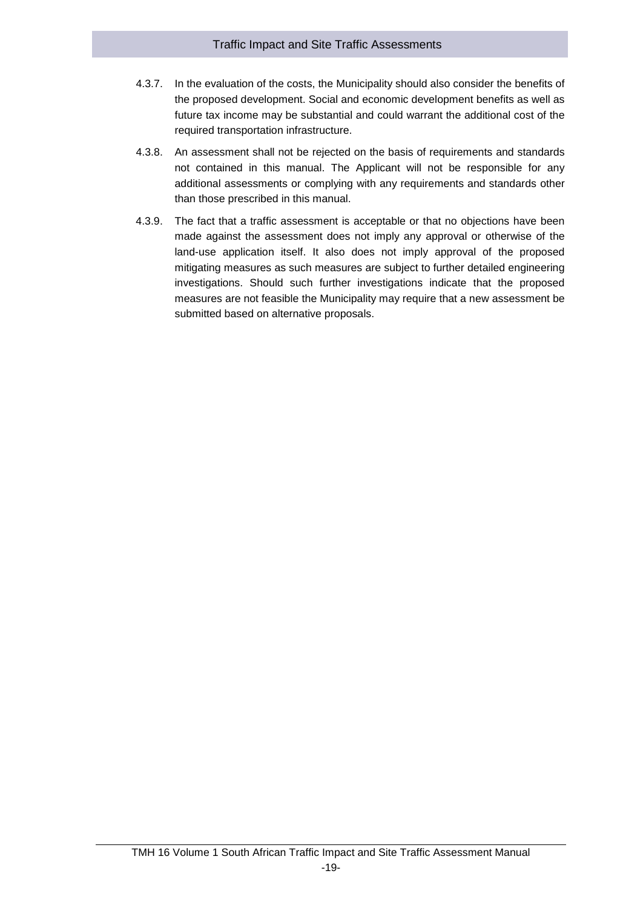4.3.7. In the evaluation of the costs, the Municipality should also consider the benefits of the proposed development. Social and economic development benefits as well as future tax income may be substantial and could warrant the additional cost of the required transportation infrastructure.

4.3.8. An assessment shall not be rejected on the basis of requirements and standards not contained in this manual. The Applicant will not be responsible for any additional assessments or complying with any requirements and standards other than those prescribed in this manual.

4.3.9. The fact that a traffic assessment is acceptable or that no objections have been made against the assessment does not imply any approval or otherwise of the land-use application itself. It also does not imply approval of the proposed mitigating measures as such measures are subject to further detailed engineering investigations. Should such further investigations indicate that the proposed measures are not feasible the Municipality may require that a new assessment be submitted based on alternative proposals.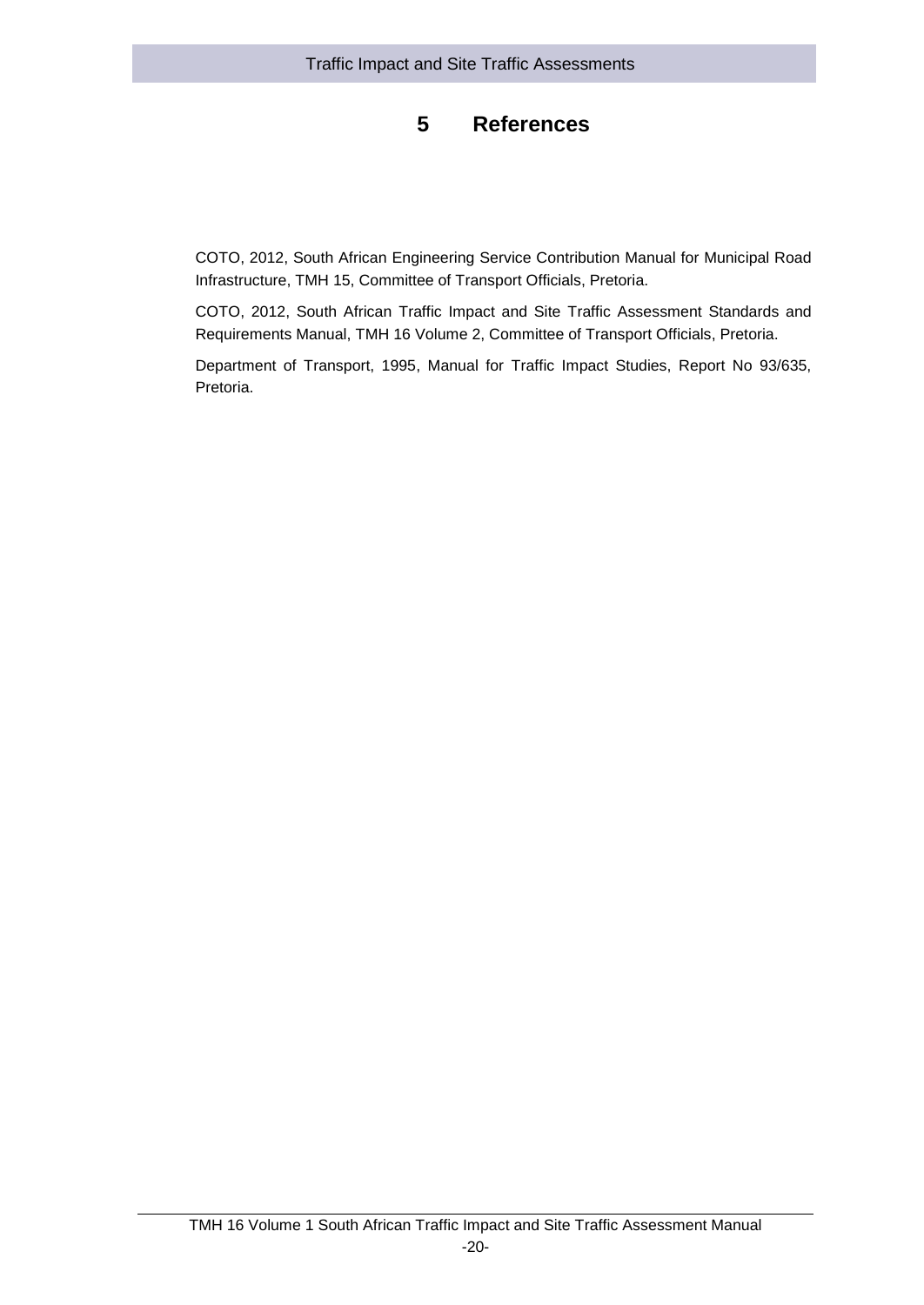# 5 References

COTO, 2012, South African Engineering Service Contribution Manual for Municipal Road Infrastructure, TMH 15, Committee of Transport Officials, Pretoria.

COTO, 2012, South African Traffic Impact and Site Traffic Assessment Standards and Requirements Manual, TMH 16 Volume 2, Committee of Transport Officials, Pretoria.

Department of Transport, 1995, Manual for Traffic Impact Studies, Report No 93/635, Pretoria.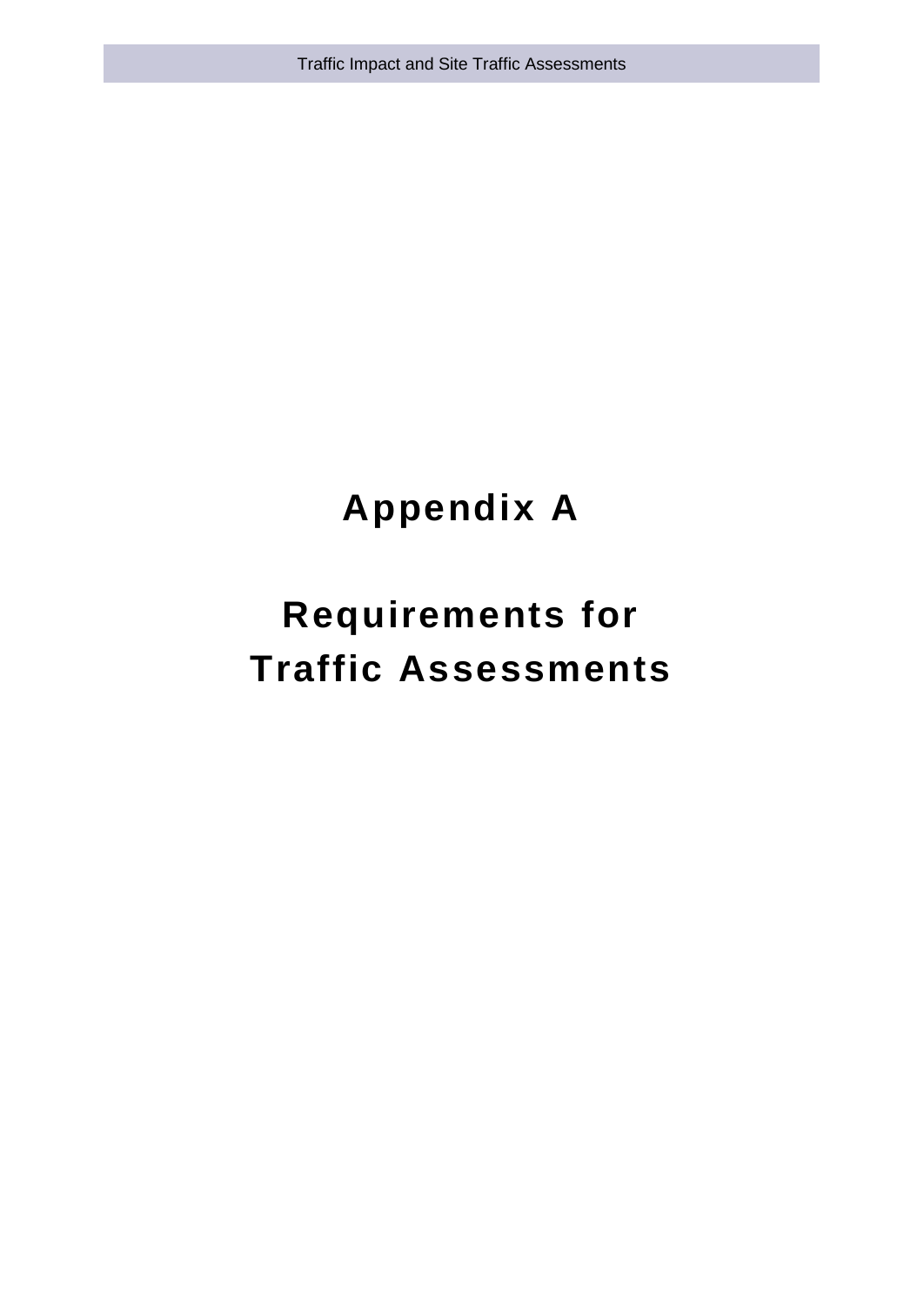# Appendix A

# Requirements for Traffic Assessments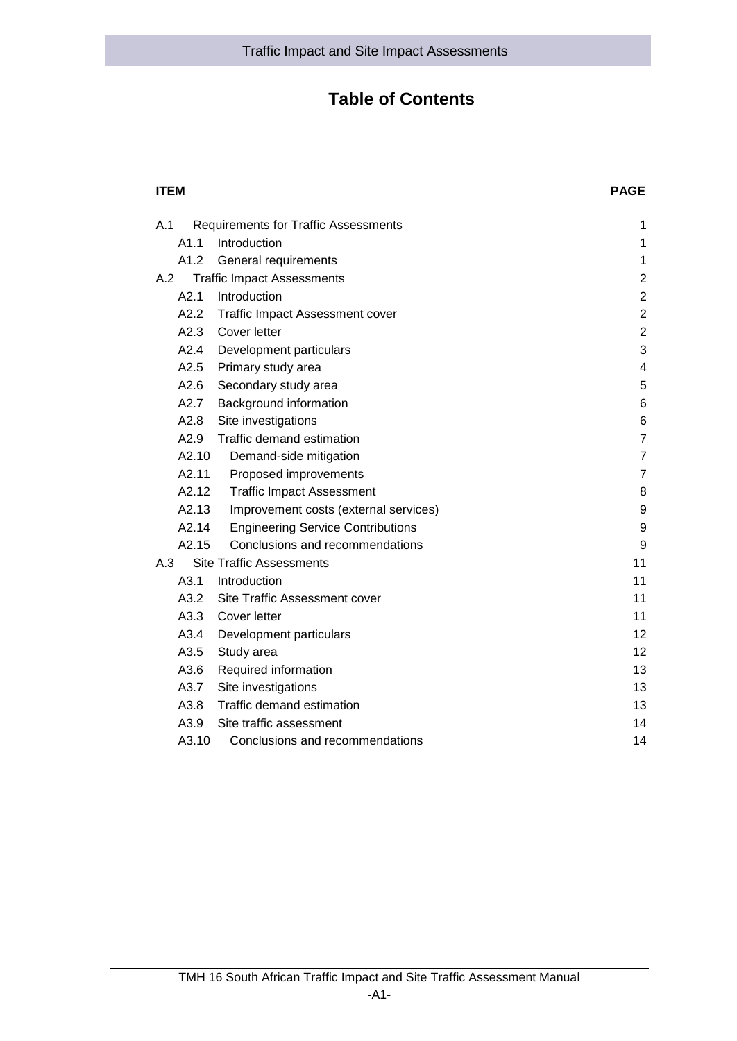# Table of Contents

| ITEM | | PAGE |
|---|---|---|
| A.1 | Requirements for Traffic Assessments | 1 |
| A1.1 | Introduction | 1 |
| A1.2 | General requirements | 1 |
| A.2 | Traffic Impact Assessments | 2 |
| A2.1 | Introduction | 2 |
| A2.2 | Traffic Impact Assessment cover | 2 |
| A2.3 | Cover letter | 2 |
| A2.4 | Development particulars | 3 |
| A2.5 | Primary study area | 4 |
| A2.6 | Secondary study area | 5 |
| A2.7 | Background information | 6 |
| A2.8 | Site investigations | 6 |
| A2.9 | Traffic demand estimation | 7 |
| A2.10 | Demand-side mitigation | 7 |
| A2.11 | Proposed improvements | 7 |
| A2.12 | Traffic Impact Assessment | 8 |
| A2.13 | Improvement costs (external services) | 9 |
| A2.14 | Engineering Service Contributions | 9 |
| A2.15 | Conclusions and recommendations | 9 |
| A.3 | Site Traffic Assessments | 11 |
| A3.1 | Introduction | 11 |
| A3.2 | Site Traffic Assessment cover | 11 |
| A3.3 | Cover letter | 11 |
| A3.4 | Development particulars | 12 |
| A3.5 | Study area | 12 |
| A3.6 | Required information | 13 |
| A3.7 | Site investigations | 13 |
| A3.8 | Traffic demand estimation | 13 |
| A3.9 | Site traffic assessment | 14 |
| A3.10 | Conclusions and recommendations | 14 |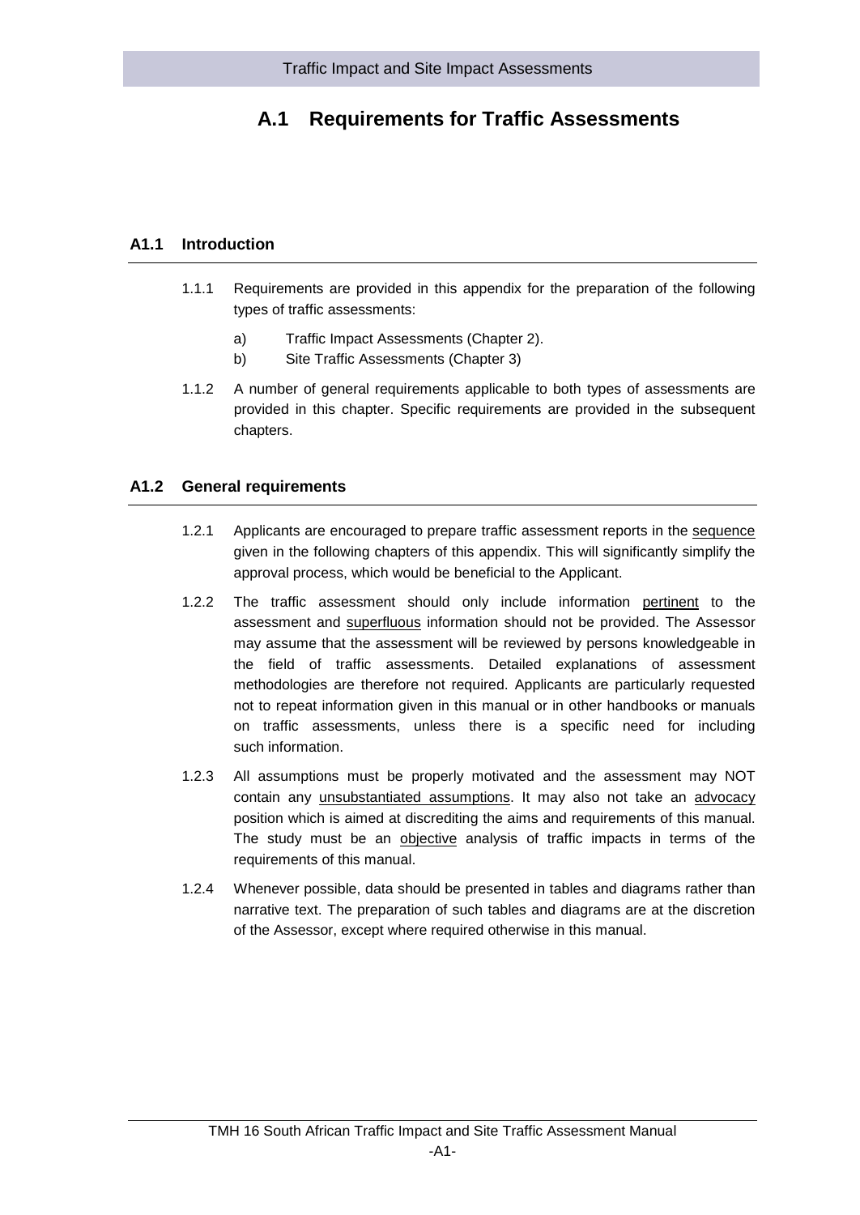# A.1 Requirements for Traffic Assessments

## A1.1 Introduction

1.1.1 Requirements are provided in this appendix for the preparation of the following types of traffic assessments:

a) Traffic Impact Assessments (Chapter 2).

b) Site Traffic Assessments (Chapter 3)

1.1.2 A number of general requirements applicable to both types of assessments are provided in this chapter. Specific requirements are provided in the subsequent chapters.

## A1.2 General requirements

1.2.1 Applicants are encouraged to prepare traffic assessment reports in the <u>sequence</u> given in the following chapters of this appendix. This will significantly simplify the approval process, which would be beneficial to the Applicant.

1.2.2 The traffic assessment should only include information <u>pertinent</u> to the assessment and <u>superfluous</u> information should not be provided. The Assessor may assume that the assessment will be reviewed by persons knowledgeable in the field of traffic assessments. Detailed explanations of assessment methodologies are therefore not required. Applicants are particularly requested not to repeat information given in this manual or in other handbooks or manuals on traffic assessments, unless there is a specific need for including such information.

1.2.3 All assumptions must be properly motivated and the assessment may NOT contain any <u>unsubstantiated assumptions</u>. It may also not take an <u>advocacy</u> position which is aimed at discrediting the aims and requirements of this manual. The study must be an <u>objective</u> analysis of traffic impacts in terms of the requirements of this manual.

1.2.4 Whenever possible, data should be presented in tables and diagrams rather than narrative text. The preparation of such tables and diagrams are at the discretion of the Assessor, except where required otherwise in this manual.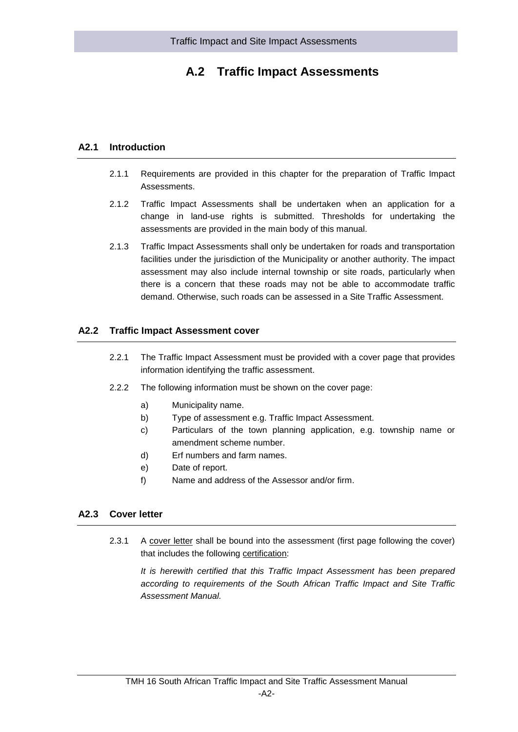# A.2 Traffic Impact Assessments

## A2.1 Introduction

2.1.1 Requirements are provided in this chapter for the preparation of Traffic Impact Assessments.

2.1.2 Traffic Impact Assessments shall be undertaken when an application for a change in land-use rights is submitted. Thresholds for undertaking the assessments are provided in the main body of this manual.

2.1.3 Traffic Impact Assessments shall only be undertaken for roads and transportation facilities under the jurisdiction of the Municipality or another authority. The impact assessment may also include internal township or site roads, particularly when there is a concern that these roads may not be able to accommodate traffic demand. Otherwise, such roads can be assessed in a Site Traffic Assessment.

## A2.2 Traffic Impact Assessment cover

2.2.1 The Traffic Impact Assessment must be provided with a cover page that provides information identifying the traffic assessment.

2.2.2 The following information must be shown on the cover page:

a) Municipality name.
b) Type of assessment e.g. Traffic Impact Assessment.
c) Particulars of the town planning application, e.g. township name or amendment scheme number.
d) Erf numbers and farm names.
e) Date of report.
f) Name and address of the Assessor and/or firm.

## A2.3 Cover letter

2.3.1 A cover letter shall be bound into the assessment (first page following the cover) that includes the following certification:

*It is herewith certified that this Traffic Impact Assessment has been prepared according to requirements of the South African Traffic Impact and Site Traffic Assessment Manual.*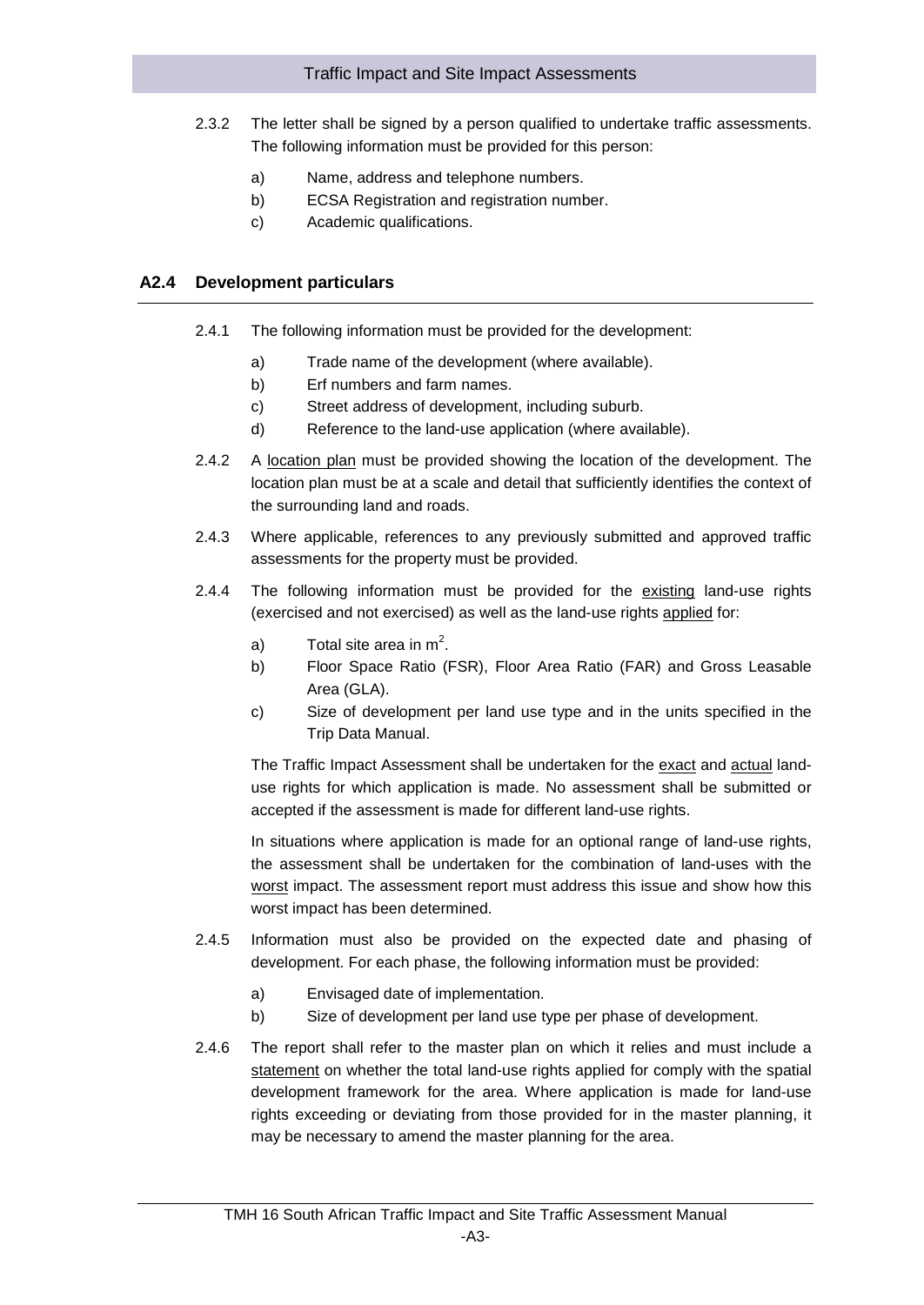2.3.2 The letter shall be signed by a person qualified to undertake traffic assessments. The following information must be provided for this person:

a) Name, address and telephone numbers.
b) ECSA Registration and registration number.
c) Academic qualifications.

## A2.4 Development particulars

2.4.1 The following information must be provided for the development:

a) Trade name of the development (where available).
b) Erf numbers and farm names.
c) Street address of development, including suburb.
d) Reference to the land-use application (where available).

2.4.2 A <u>location plan</u> must be provided showing the location of the development. The location plan must be at a scale and detail that sufficiently identifies the context of the surrounding land and roads.

2.4.3 Where applicable, references to any previously submitted and approved traffic assessments for the property must be provided.

2.4.4 The following information must be provided for the <u>existing</u> land-use rights (exercised and not exercised) as well as the land-use rights <u>applied</u> for:

a) Total site area in $m^2$.
b) Floor Space Ratio (FSR), Floor Area Ratio (FAR) and Gross Leasable Area (GLA).
c) Size of development per land use type and in the units specified in the Trip Data Manual.

The Traffic Impact Assessment shall be undertaken for the <u>exact</u> and <u>actual</u> land-use rights for which application is made. No assessment shall be submitted or accepted if the assessment is made for different land-use rights.

In situations where application is made for an optional range of land-use rights, the assessment shall be undertaken for the combination of land-uses with the <u>worst</u> impact. The assessment report must address this issue and show how this worst impact has been determined.

2.4.5 Information must also be provided on the expected date and phasing of development. For each phase, the following information must be provided:

a) Envisaged date of implementation.
b) Size of development per land use type per phase of development.

2.4.6 The report shall refer to the master plan on which it relies and must include a <u>statement</u> on whether the total land-use rights applied for comply with the spatial development framework for the area. Where application is made for land-use rights exceeding or deviating from those provided for in the master planning, it may be necessary to amend the master planning for the area.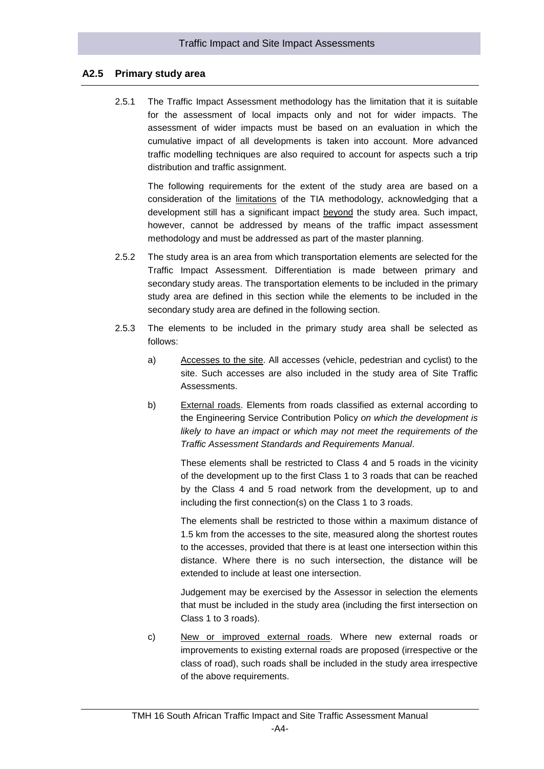## A2.5 Primary study area

2.5.1 The Traffic Impact Assessment methodology has the limitation that it is suitable for the assessment of local impacts only and not for wider impacts. The assessment of wider impacts must be based on an evaluation in which the cumulative impact of all developments is taken into account. More advanced traffic modelling techniques are also required to account for aspects such a trip distribution and traffic assignment.

The following requirements for the extent of the study area are based on a consideration of the limitations of the TIA methodology, acknowledging that a development still has a significant impact beyond the study area. Such impact, however, cannot be addressed by means of the traffic impact assessment methodology and must be addressed as part of the master planning.

2.5.2 The study area is an area from which transportation elements are selected for the Traffic Impact Assessment. Differentiation is made between primary and secondary study areas. The transportation elements to be included in the primary study area are defined in this section while the elements to be included in the secondary study area are defined in the following section.

2.5.3 The elements to be included in the primary study area shall be selected as follows:

a) Accesses to the site. All accesses (vehicle, pedestrian and cyclist) to the site. Such accesses are also included in the study area of Site Traffic Assessments.

b) External roads. Elements from roads classified as external according to the Engineering Service Contribution Policy *on which the development is likely to have an impact or which may not meet the requirements of the Traffic Assessment Standards and Requirements Manual*.

These elements shall be restricted to Class 4 and 5 roads in the vicinity of the development up to the first Class 1 to 3 roads that can be reached by the Class 4 and 5 road network from the development, up to and including the first connection(s) on the Class 1 to 3 roads.

The elements shall be restricted to those within a maximum distance of 1.5 km from the accesses to the site, measured along the shortest routes to the accesses, provided that there is at least one intersection within this distance. Where there is no such intersection, the distance will be extended to include at least one intersection.

Judgement may be exercised by the Assessor in selection the elements that must be included in the study area (including the first intersection on Class 1 to 3 roads).

c) New or improved external roads. Where new external roads or improvements to existing external roads are proposed (irrespective or the class of road), such roads shall be included in the study area irrespective of the above requirements.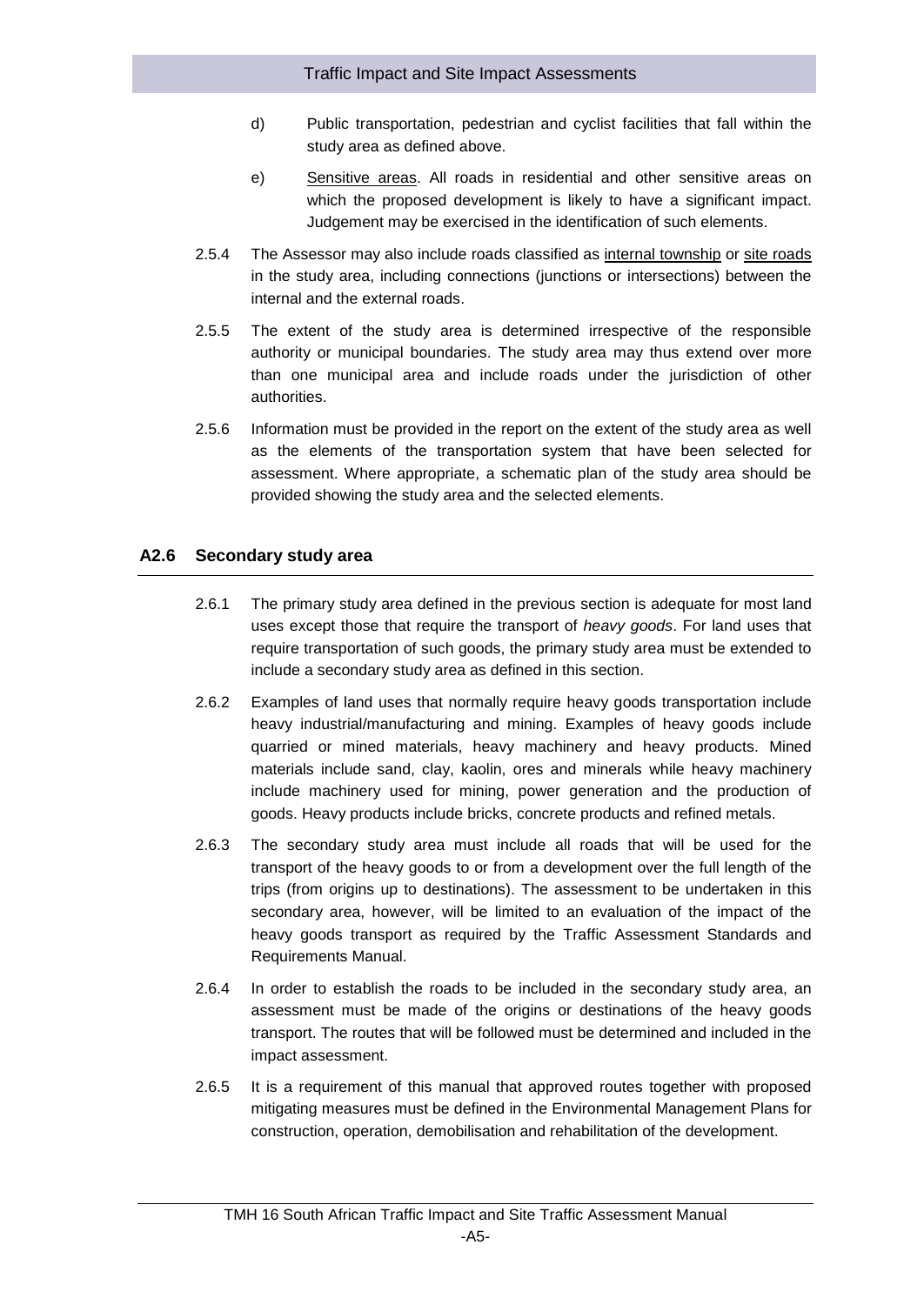d) Public transportation, pedestrian and cyclist facilities that fall within the study area as defined above.

e) Sensitive areas. All roads in residential and other sensitive areas on which the proposed development is likely to have a significant impact. Judgement may be exercised in the identification of such elements.

2.5.4 The Assessor may also include roads classified as internal township or site roads in the study area, including connections (junctions or intersections) between the internal and the external roads.

2.5.5 The extent of the study area is determined irrespective of the responsible authority or municipal boundaries. The study area may thus extend over more than one municipal area and include roads under the jurisdiction of other authorities.

2.5.6 Information must be provided in the report on the extent of the study area as well as the elements of the transportation system that have been selected for assessment. Where appropriate, a schematic plan of the study area should be provided showing the study area and the selected elements.

## A2.6 Secondary study area

2.6.1 The primary study area defined in the previous section is adequate for most land uses except those that require the transport of *heavy goods*. For land uses that require transportation of such goods, the primary study area must be extended to include a secondary study area as defined in this section.

2.6.2 Examples of land uses that normally require heavy goods transportation include heavy industrial/manufacturing and mining. Examples of heavy goods include quarried or mined materials, heavy machinery and heavy products. Mined materials include sand, clay, kaolin, ores and minerals while heavy machinery include machinery used for mining, power generation and the production of goods. Heavy products include bricks, concrete products and refined metals.

2.6.3 The secondary study area must include all roads that will be used for the transport of the heavy goods to or from a development over the full length of the trips (from origins up to destinations). The assessment to be undertaken in this secondary area, however, will be limited to an evaluation of the impact of the heavy goods transport as required by the Traffic Assessment Standards and Requirements Manual.

2.6.4 In order to establish the roads to be included in the secondary study area, an assessment must be made of the origins or destinations of the heavy goods transport. The routes that will be followed must be determined and included in the impact assessment.

2.6.5 It is a requirement of this manual that approved routes together with proposed mitigating measures must be defined in the Environmental Management Plans for construction, operation, demobilisation and rehabilitation of the development.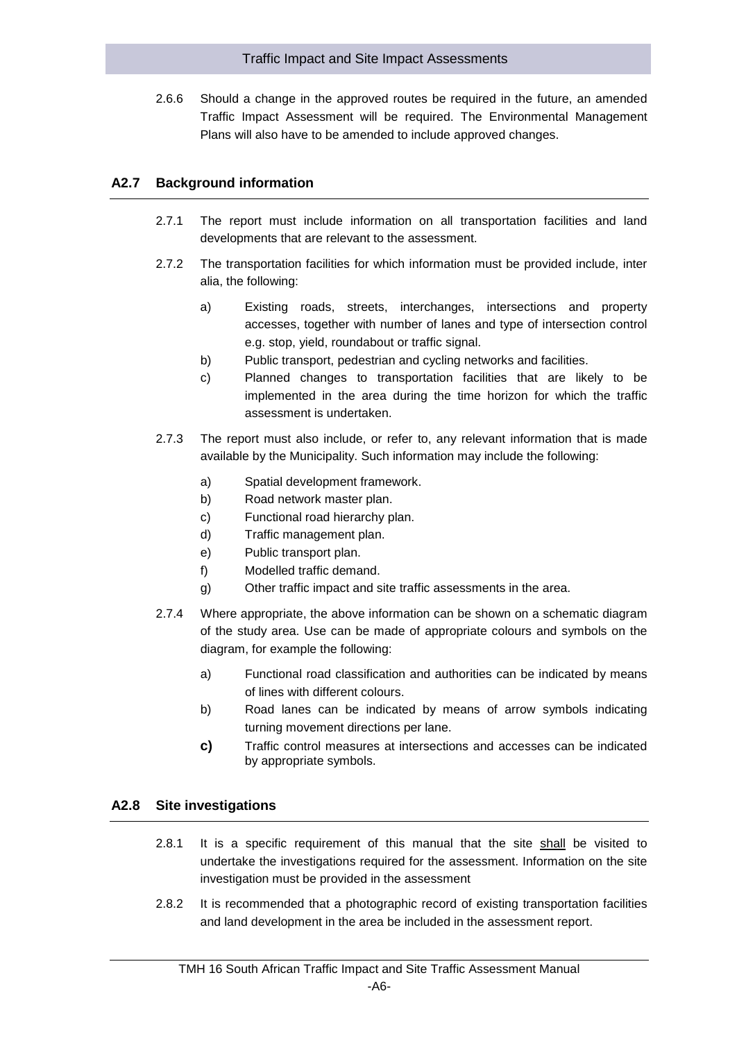2.6.6 Should a change in the approved routes be required in the future, an amended Traffic Impact Assessment will be required. The Environmental Management Plans will also have to be amended to include approved changes.

## A2.7 Background information

2.7.1 The report must include information on all transportation facilities and land developments that are relevant to the assessment.

2.7.2 The transportation facilities for which information must be provided include, inter alia, the following:

a) Existing roads, streets, interchanges, intersections and property accesses, together with number of lanes and type of intersection control e.g. stop, yield, roundabout or traffic signal.

b) Public transport, pedestrian and cycling networks and facilities.

c) Planned changes to transportation facilities that are likely to be implemented in the area during the time horizon for which the traffic assessment is undertaken.

2.7.3 The report must also include, or refer to, any relevant information that is made available by the Municipality. Such information may include the following:

a) Spatial development framework.

b) Road network master plan.

c) Functional road hierarchy plan.

d) Traffic management plan.

e) Public transport plan.

f) Modelled traffic demand.

g) Other traffic impact and site traffic assessments in the area.

2.7.4 Where appropriate, the above information can be shown on a schematic diagram of the study area. Use can be made of appropriate colours and symbols on the diagram, for example the following:

a) Functional road classification and authorities can be indicated by means of lines with different colours.

b) Road lanes can be indicated by means of arrow symbols indicating turning movement directions per lane.

c) Traffic control measures at intersections and accesses can be indicated by appropriate symbols.

## A2.8 Site investigations

2.8.1 It is a specific requirement of this manual that the site shall be visited to undertake the investigations required for the assessment. Information on the site investigation must be provided in the assessment

2.8.2 It is recommended that a photographic record of existing transportation facilities and land development in the area be included in the assessment report.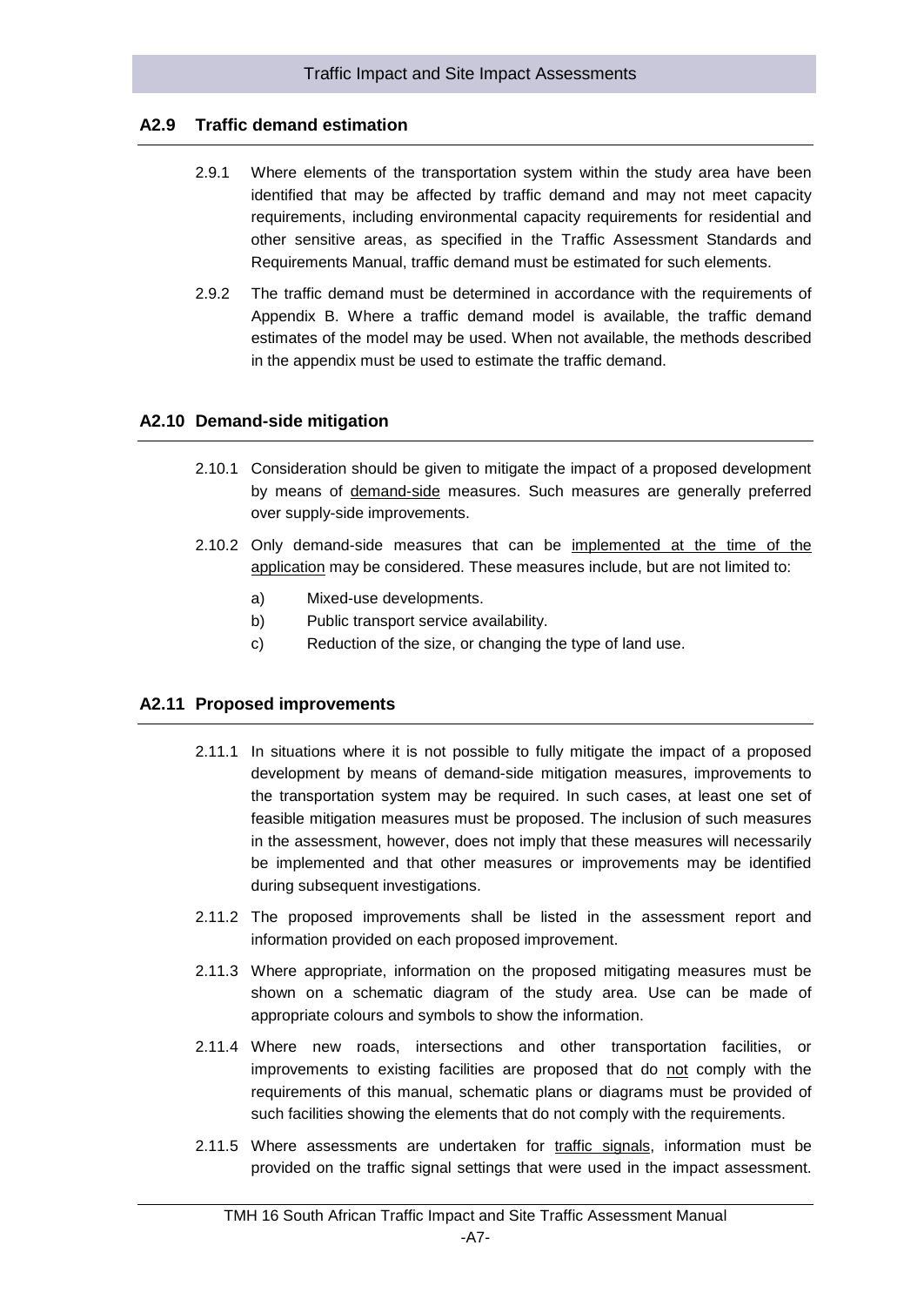## A2.9 Traffic demand estimation

2.9.1 Where elements of the transportation system within the study area have been identified that may be affected by traffic demand and may not meet capacity requirements, including environmental capacity requirements for residential and other sensitive areas, as specified in the Traffic Assessment Standards and Requirements Manual, traffic demand must be estimated for such elements.

2.9.2 The traffic demand must be determined in accordance with the requirements of Appendix B. Where a traffic demand model is available, the traffic demand estimates of the model may be used. When not available, the methods described in the appendix must be used to estimate the traffic demand.

## A2.10 Demand-side mitigation

2.10.1 Consideration should be given to mitigate the impact of a proposed development by means of demand-side measures. Such measures are generally preferred over supply-side improvements.

2.10.2 Only demand-side measures that can be implemented at the time of the application may be considered. These measures include, but are not limited to:

a) Mixed-use developments.
b) Public transport service availability.
c) Reduction of the size, or changing the type of land use.

## A2.11 Proposed improvements

2.11.1 In situations where it is not possible to fully mitigate the impact of a proposed development by means of demand-side mitigation measures, improvements to the transportation system may be required. In such cases, at least one set of feasible mitigation measures must be proposed. The inclusion of such measures in the assessment, however, does not imply that these measures will necessarily be implemented and that other measures or improvements may be identified during subsequent investigations.

2.11.2 The proposed improvements shall be listed in the assessment report and information provided on each proposed improvement.

2.11.3 Where appropriate, information on the proposed mitigating measures must be shown on a schematic diagram of the study area. Use can be made of appropriate colours and symbols to show the information.

2.11.4 Where new roads, intersections and other transportation facilities, or improvements to existing facilities are proposed that do not comply with the requirements of this manual, schematic plans or diagrams must be provided of such facilities showing the elements that do not comply with the requirements.

2.11.5 Where assessments are undertaken for traffic signals, information must be provided on the traffic signal settings that were used in the impact assessment.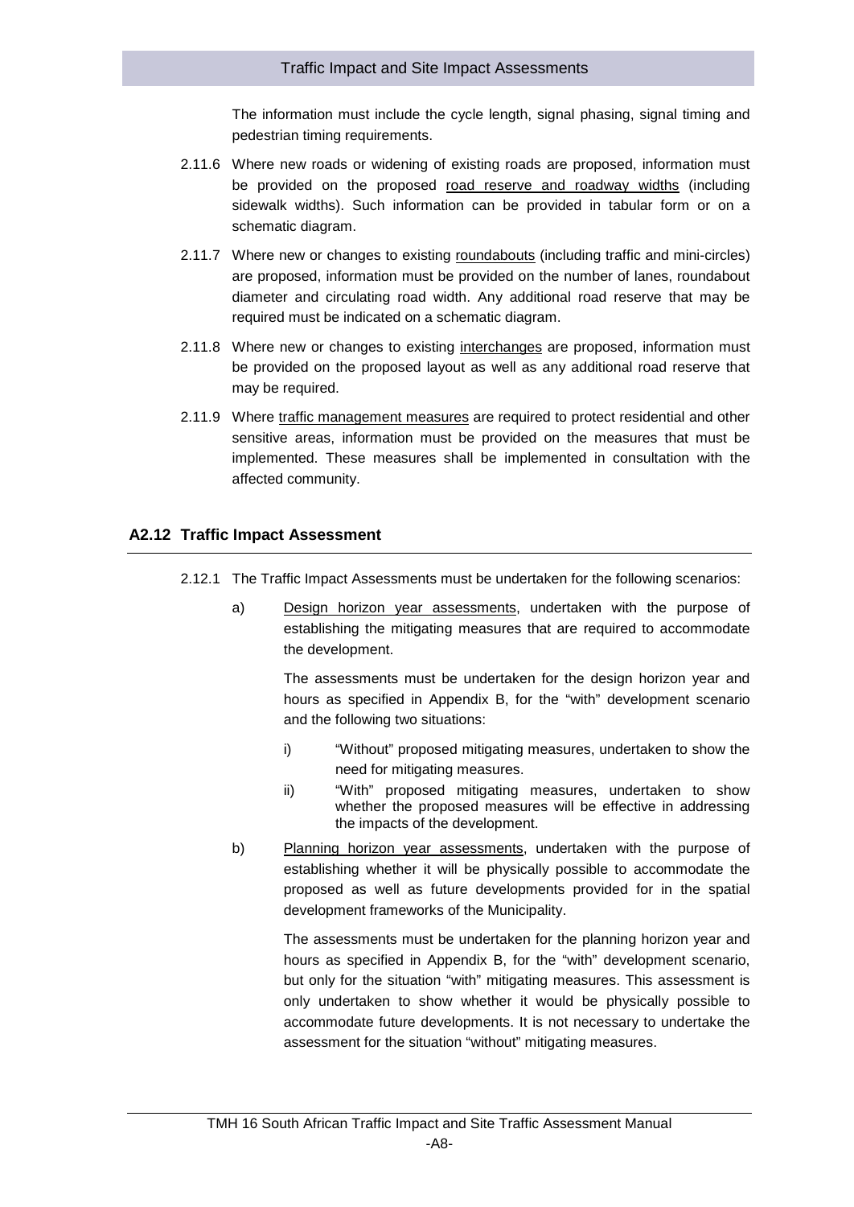The information must include the cycle length, signal phasing, signal timing and pedestrian timing requirements.

2.11.6 Where new roads or widening of existing roads are proposed, information must be provided on the proposed road reserve and roadway widths (including sidewalk widths). Such information can be provided in tabular form or on a schematic diagram.

2.11.7 Where new or changes to existing roundabouts (including traffic and mini-circles) are proposed, information must be provided on the number of lanes, roundabout diameter and circulating road width. Any additional road reserve that may be required must be indicated on a schematic diagram.

2.11.8 Where new or changes to existing interchanges are proposed, information must be provided on the proposed layout as well as any additional road reserve that may be required.

2.11.9 Where traffic management measures are required to protect residential and other sensitive areas, information must be provided on the measures that must be implemented. These measures shall be implemented in consultation with the affected community.

## A2.12 Traffic Impact Assessment

2.12.1 The Traffic Impact Assessments must be undertaken for the following scenarios:

a) Design horizon year assessments, undertaken with the purpose of establishing the mitigating measures that are required to accommodate the development.

The assessments must be undertaken for the design horizon year and hours as specified in Appendix B, for the "with" development scenario and the following two situations:

i) "Without" proposed mitigating measures, undertaken to show the need for mitigating measures.

ii) "With" proposed mitigating measures, undertaken to show whether the proposed measures will be effective in addressing the impacts of the development.

b) Planning horizon year assessments, undertaken with the purpose of establishing whether it will be physically possible to accommodate the proposed as well as future developments provided for in the spatial development frameworks of the Municipality.

The assessments must be undertaken for the planning horizon year and hours as specified in Appendix B, for the "with" development scenario, but only for the situation "with" mitigating measures. This assessment is only undertaken to show whether it would be physically possible to accommodate future developments. It is not necessary to undertake the assessment for the situation "without" mitigating measures.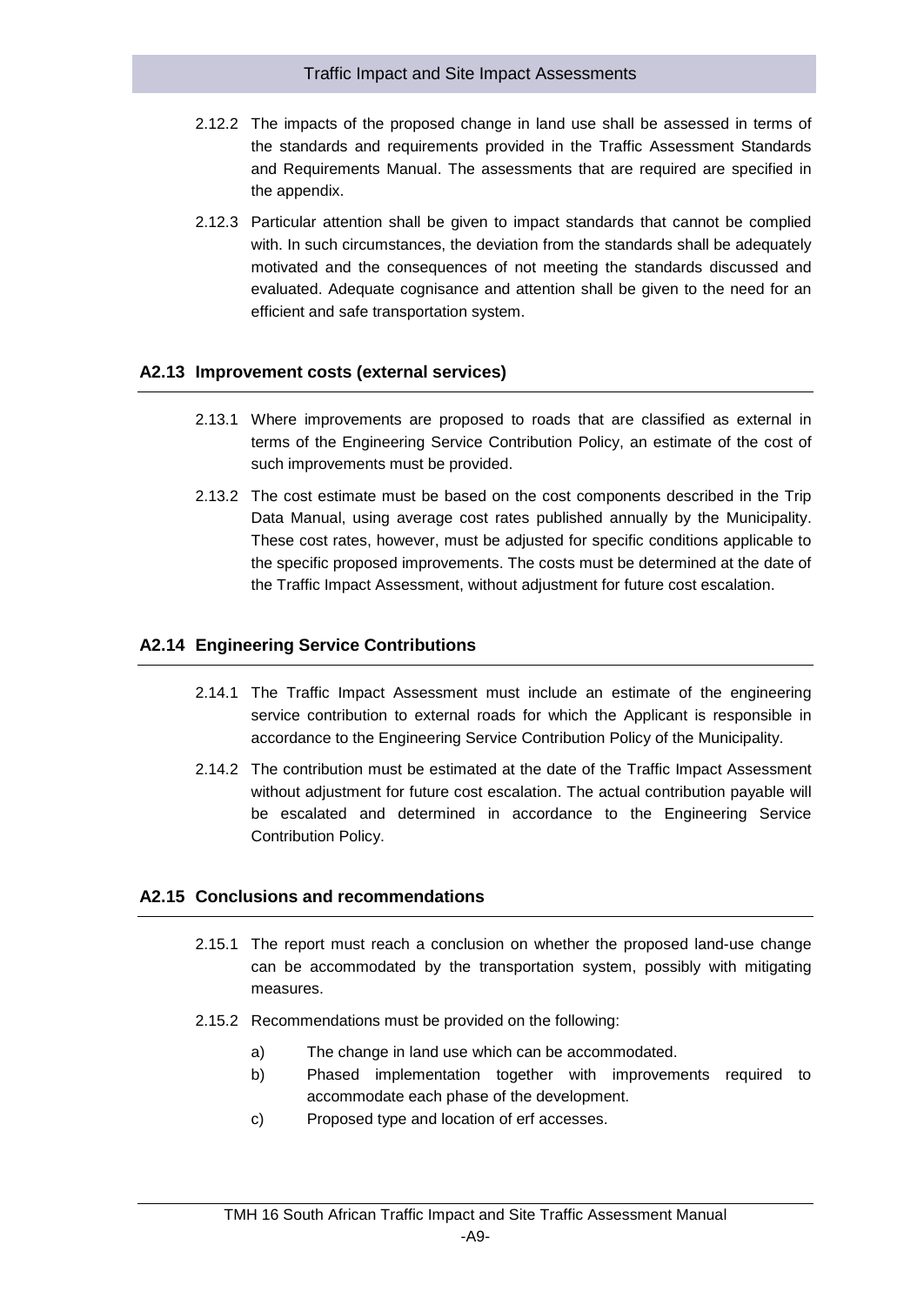2.12.2 The impacts of the proposed change in land use shall be assessed in terms of the standards and requirements provided in the Traffic Assessment Standards and Requirements Manual. The assessments that are required are specified in the appendix.

2.12.3 Particular attention shall be given to impact standards that cannot be complied with. In such circumstances, the deviation from the standards shall be adequately motivated and the consequences of not meeting the standards discussed and evaluated. Adequate cognisance and attention shall be given to the need for an efficient and safe transportation system.

### A2.13 Improvement costs (external services)

2.13.1 Where improvements are proposed to roads that are classified as external in terms of the Engineering Service Contribution Policy, an estimate of the cost of such improvements must be provided.

2.13.2 The cost estimate must be based on the cost components described in the Trip Data Manual, using average cost rates published annually by the Municipality. These cost rates, however, must be adjusted for specific conditions applicable to the specific proposed improvements. The costs must be determined at the date of the Traffic Impact Assessment, without adjustment for future cost escalation.

### A2.14 Engineering Service Contributions

2.14.1 The Traffic Impact Assessment must include an estimate of the engineering service contribution to external roads for which the Applicant is responsible in accordance to the Engineering Service Contribution Policy of the Municipality.

2.14.2 The contribution must be estimated at the date of the Traffic Impact Assessment without adjustment for future cost escalation. The actual contribution payable will be escalated and determined in accordance to the Engineering Service Contribution Policy.

### A2.15 Conclusions and recommendations

2.15.1 The report must reach a conclusion on whether the proposed land-use change can be accommodated by the transportation system, possibly with mitigating measures.

2.15.2 Recommendations must be provided on the following:

a) The change in land use which can be accommodated.

b) Phased implementation together with improvements required to accommodate each phase of the development.

c) Proposed type and location of erf accesses.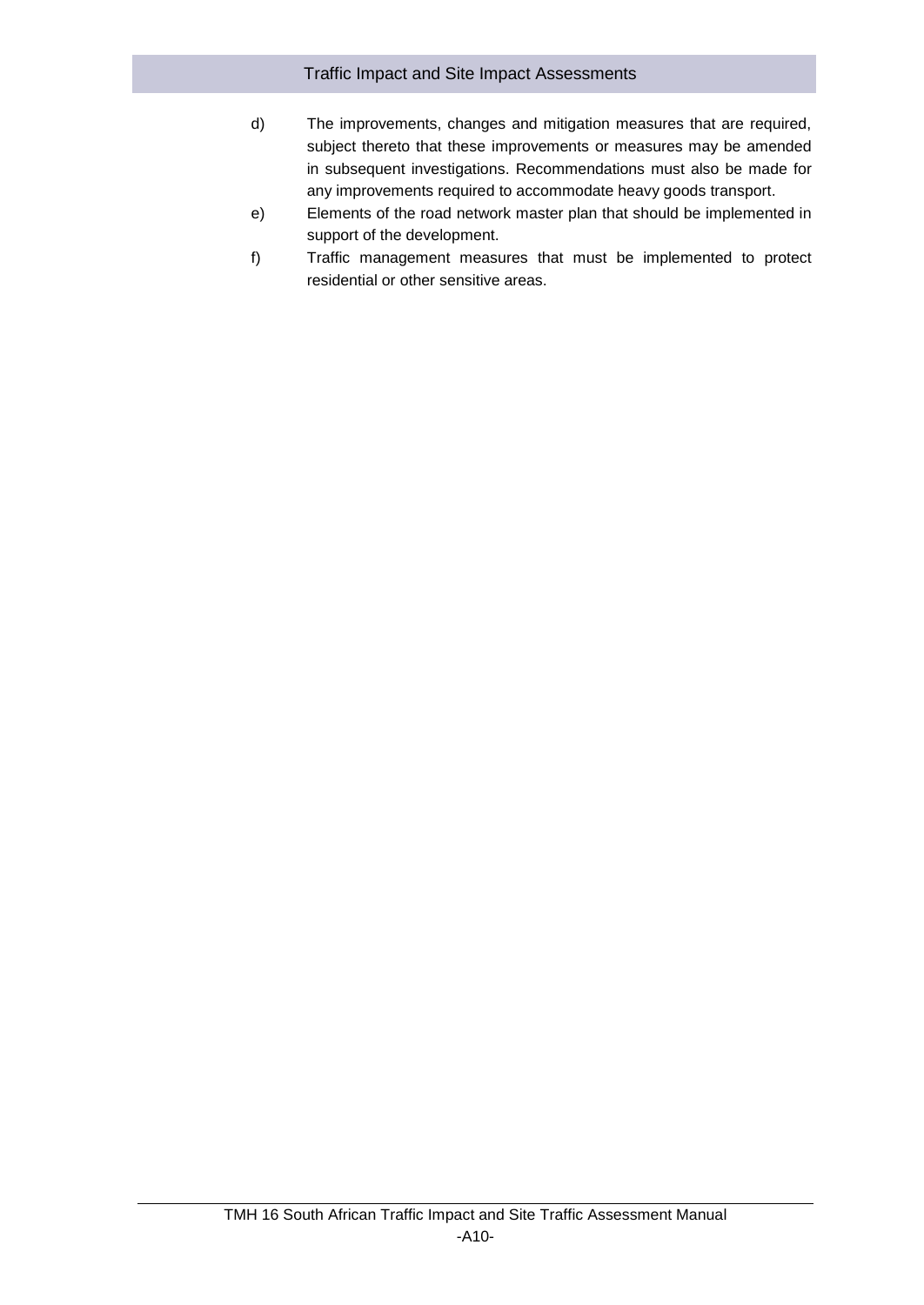d) The improvements, changes and mitigation measures that are required, subject thereto that these improvements or measures may be amended in subsequent investigations. Recommendations must also be made for any improvements required to accommodate heavy goods transport.

e) Elements of the road network master plan that should be implemented in support of the development.

f) Traffic management measures that must be implemented to protect residential or other sensitive areas.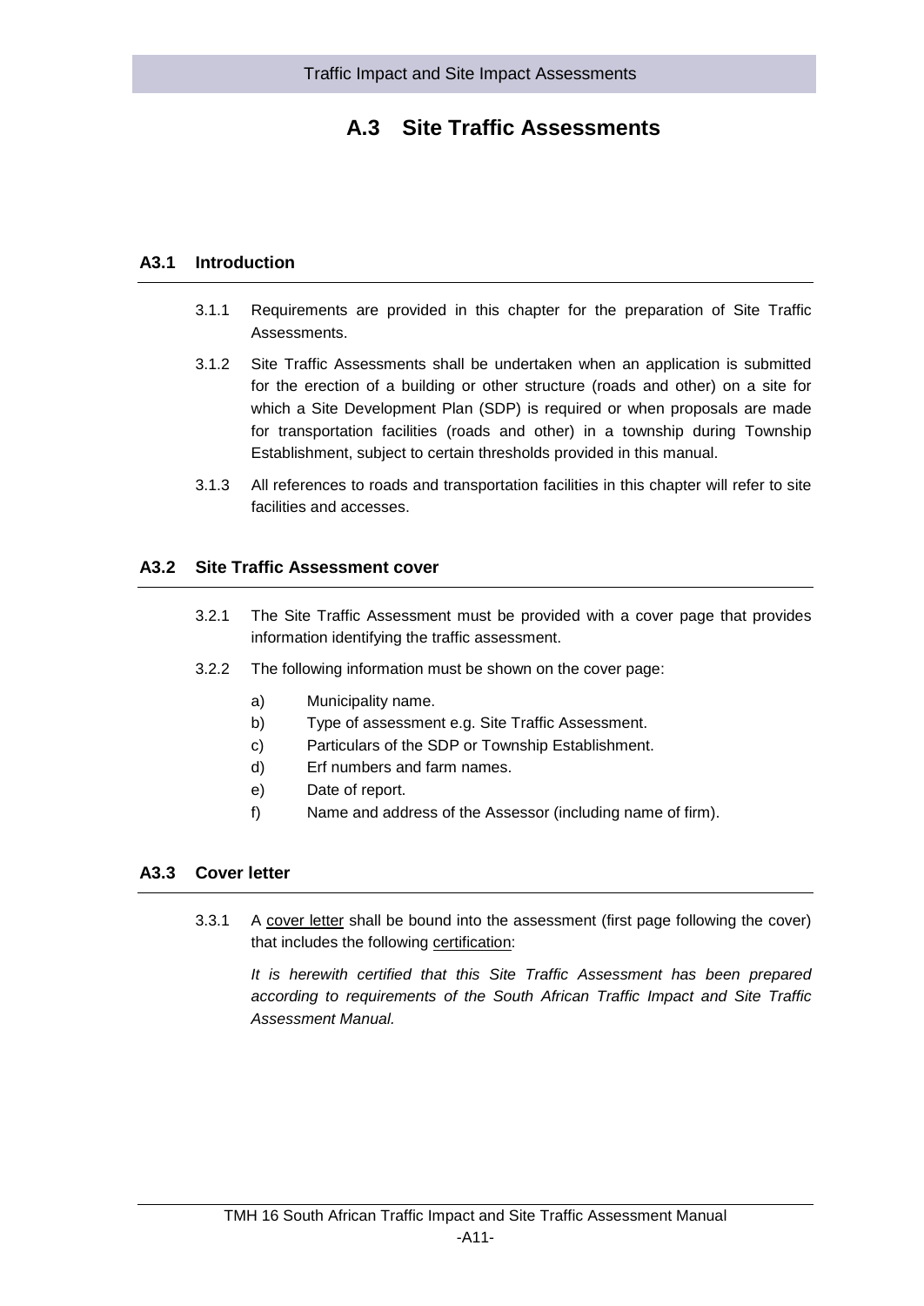# A.3 Site Traffic Assessments

## A3.1 Introduction

3.1.1 Requirements are provided in this chapter for the preparation of Site Traffic Assessments.

3.1.2 Site Traffic Assessments shall be undertaken when an application is submitted for the erection of a building or other structure (roads and other) on a site for which a Site Development Plan (SDP) is required or when proposals are made for transportation facilities (roads and other) in a township during Township Establishment, subject to certain thresholds provided in this manual.

3.1.3 All references to roads and transportation facilities in this chapter will refer to site facilities and accesses.

## A3.2 Site Traffic Assessment cover

3.2.1 The Site Traffic Assessment must be provided with a cover page that provides information identifying the traffic assessment.

3.2.2 The following information must be shown on the cover page:

a) Municipality name.
b) Type of assessment e.g. Site Traffic Assessment.
c) Particulars of the SDP or Township Establishment.
d) Erf numbers and farm names.
e) Date of report.
f) Name and address of the Assessor (including name of firm).

## A3.3 Cover letter

3.3.1 A <u>cover letter</u> shall be bound into the assessment (first page following the cover) that includes the following <u>certification</u>:

*It is herewith certified that this Site Traffic Assessment has been prepared according to requirements of the South African Traffic Impact and Site Traffic Assessment Manual.*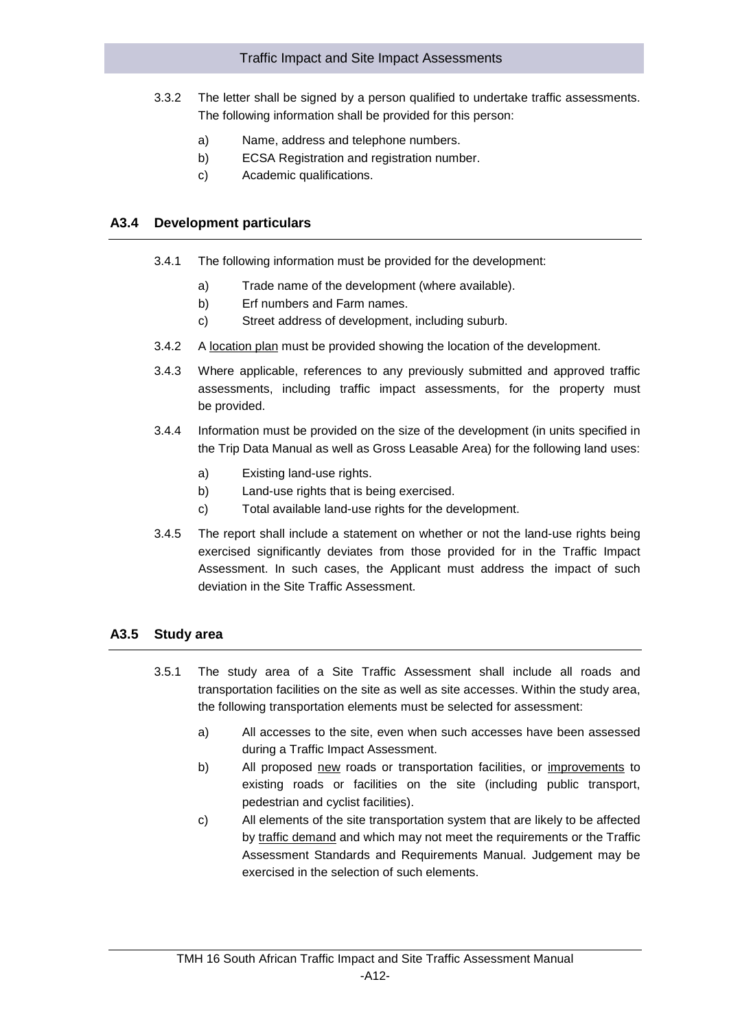3.3.2 The letter shall be signed by a person qualified to undertake traffic assessments. The following information shall be provided for this person:

a) Name, address and telephone numbers.
b) ECSA Registration and registration number.
c) Academic qualifications.

## A3.4 Development particulars

3.4.1 The following information must be provided for the development:

a) Trade name of the development (where available).
b) Erf numbers and Farm names.
c) Street address of development, including suburb.

3.4.2 A location plan must be provided showing the location of the development.

3.4.3 Where applicable, references to any previously submitted and approved traffic assessments, including traffic impact assessments, for the property must be provided.

3.4.4 Information must be provided on the size of the development (in units specified in the Trip Data Manual as well as Gross Leasable Area) for the following land uses:

a) Existing land-use rights.
b) Land-use rights that is being exercised.
c) Total available land-use rights for the development.

3.4.5 The report shall include a statement on whether or not the land-use rights being exercised significantly deviates from those provided for in the Traffic Impact Assessment. In such cases, the Applicant must address the impact of such deviation in the Site Traffic Assessment.

## A3.5 Study area

3.5.1 The study area of a Site Traffic Assessment shall include all roads and transportation facilities on the site as well as site accesses. Within the study area, the following transportation elements must be selected for assessment:

a) All accesses to the site, even when such accesses have been assessed during a Traffic Impact Assessment.
b) All proposed new roads or transportation facilities, or improvements to existing roads or facilities on the site (including public transport, pedestrian and cyclist facilities).
c) All elements of the site transportation system that are likely to be affected by traffic demand and which may not meet the requirements or the Traffic Assessment Standards and Requirements Manual. Judgement may be exercised in the selection of such elements.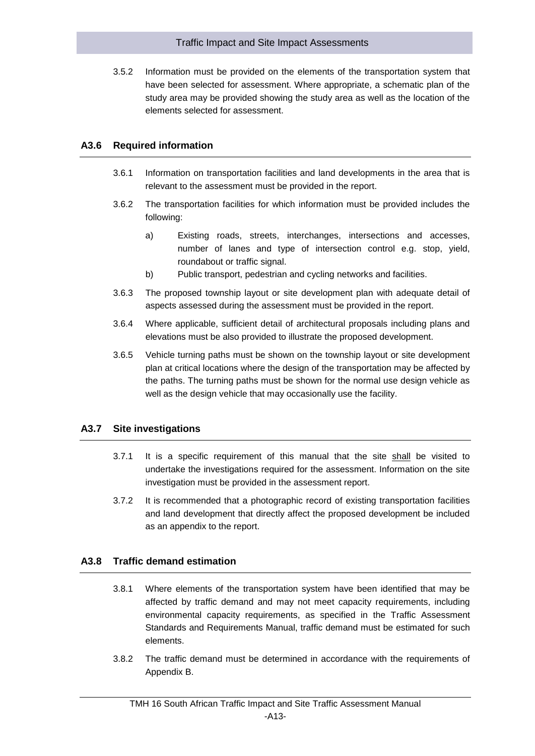3.5.2 Information must be provided on the elements of the transportation system that have been selected for assessment. Where appropriate, a schematic plan of the study area may be provided showing the study area as well as the location of the elements selected for assessment.

## A3.6 Required information

3.6.1 Information on transportation facilities and land developments in the area that is relevant to the assessment must be provided in the report.

3.6.2 The transportation facilities for which information must be provided includes the following:

a) Existing roads, streets, interchanges, intersections and accesses, number of lanes and type of intersection control e.g. stop, yield, roundabout or traffic signal.

b) Public transport, pedestrian and cycling networks and facilities.

3.6.3 The proposed township layout or site development plan with adequate detail of aspects assessed during the assessment must be provided in the report.

3.6.4 Where applicable, sufficient detail of architectural proposals including plans and elevations must be also provided to illustrate the proposed development.

3.6.5 Vehicle turning paths must be shown on the township layout or site development plan at critical locations where the design of the transportation may be affected by the paths. The turning paths must be shown for the normal use design vehicle as well as the design vehicle that may occasionally use the facility.

## A3.7 Site investigations

3.7.1 It is a specific requirement of this manual that the site <u>shall</u> be visited to undertake the investigations required for the assessment. Information on the site investigation must be provided in the assessment report.

3.7.2 It is recommended that a photographic record of existing transportation facilities and land development that directly affect the proposed development be included as an appendix to the report.

## A3.8 Traffic demand estimation

3.8.1 Where elements of the transportation system have been identified that may be affected by traffic demand and may not meet capacity requirements, including environmental capacity requirements, as specified in the Traffic Assessment Standards and Requirements Manual, traffic demand must be estimated for such elements.

3.8.2 The traffic demand must be determined in accordance with the requirements of Appendix B.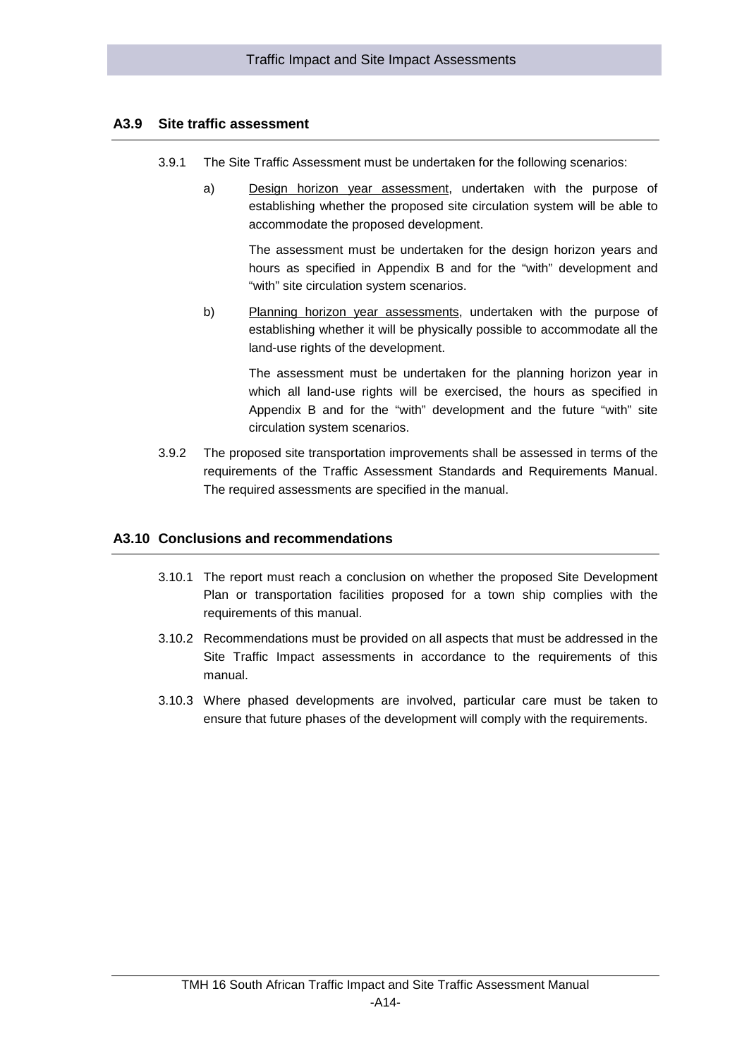## A3.9 Site traffic assessment

3.9.1 The Site Traffic Assessment must be undertaken for the following scenarios:

a) Design horizon year assessment, undertaken with the purpose of establishing whether the proposed site circulation system will be able to accommodate the proposed development.

The assessment must be undertaken for the design horizon years and hours as specified in Appendix B and for the "with" development and "with" site circulation system scenarios.

b) Planning horizon year assessments, undertaken with the purpose of establishing whether it will be physically possible to accommodate all the land-use rights of the development.

The assessment must be undertaken for the planning horizon year in which all land-use rights will be exercised, the hours as specified in Appendix B and for the "with" development and the future "with" site circulation system scenarios.

3.9.2 The proposed site transportation improvements shall be assessed in terms of the requirements of the Traffic Assessment Standards and Requirements Manual. The required assessments are specified in the manual.

## A3.10 Conclusions and recommendations

3.10.1 The report must reach a conclusion on whether the proposed Site Development Plan or transportation facilities proposed for a town ship complies with the requirements of this manual.

3.10.2 Recommendations must be provided on all aspects that must be addressed in the Site Traffic Impact assessments in accordance to the requirements of this manual.

3.10.3 Where phased developments are involved, particular care must be taken to ensure that future phases of the development will comply with the requirements.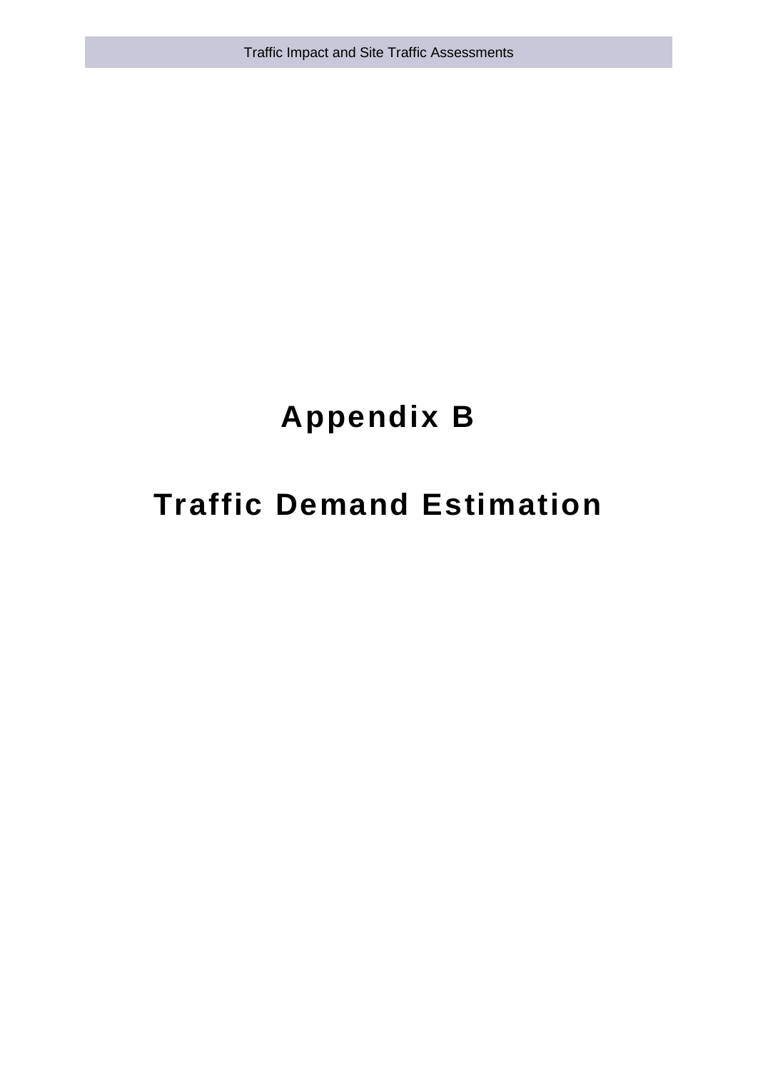# Appendix B

# Traffic Demand Estimation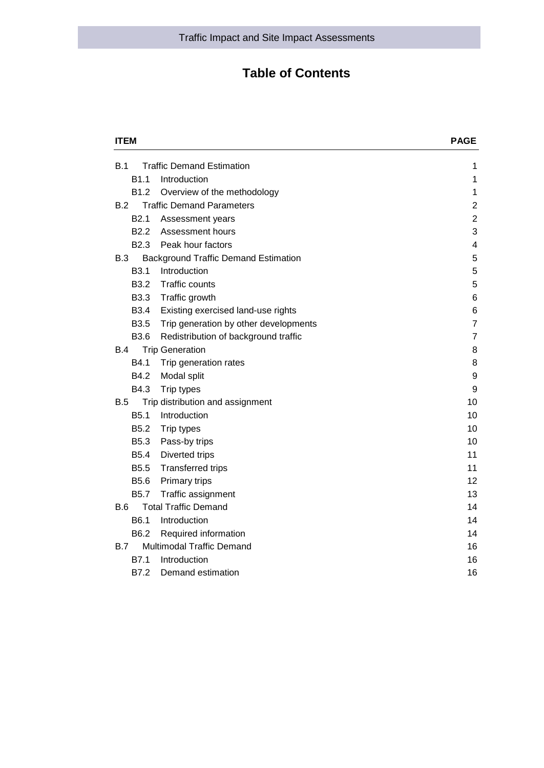# Table of Contents

| ITEM | | PAGE |
|---|---|---|
| B.1 | Traffic Demand Estimation | 1 |
| B1.1 | Introduction | 1 |
| B1.2 | Overview of the methodology | 1 |
| B.2 | Traffic Demand Parameters | 2 |
| B2.1 | Assessment years | 2 |
| B2.2 | Assessment hours | 3 |
| B2.3 | Peak hour factors | 4 |
| B.3 | Background Traffic Demand Estimation | 5 |
| B3.1 | Introduction | 5 |
| B3.2 | Traffic counts | 5 |
| B3.3 | Traffic growth | 6 |
| B3.4 | Existing exercised land-use rights | 6 |
| B3.5 | Trip generation by other developments | 7 |
| B3.6 | Redistribution of background traffic | 7 |
| B.4 | Trip Generation | 8 |
| B4.1 | Trip generation rates | 8 |
| B4.2 | Modal split | 9 |
| B4.3 | Trip types | 9 |
| B.5 | Trip distribution and assignment | 10 |
| B5.1 | Introduction | 10 |
| B5.2 | Trip types | 10 |
| B5.3 | Pass-by trips | 10 |
| B5.4 | Diverted trips | 11 |
| B5.5 | Transferred trips | 11 |
| B5.6 | Primary trips | 12 |
| B5.7 | Traffic assignment | 13 |
| B.6 | Total Traffic Demand | 14 |
| B6.1 | Introduction | 14 |
| B6.2 | Required information | 14 |
| B.7 | Multimodal Traffic Demand | 16 |
| B7.1 | Introduction | 16 |
| B7.2 | Demand estimation | 16 |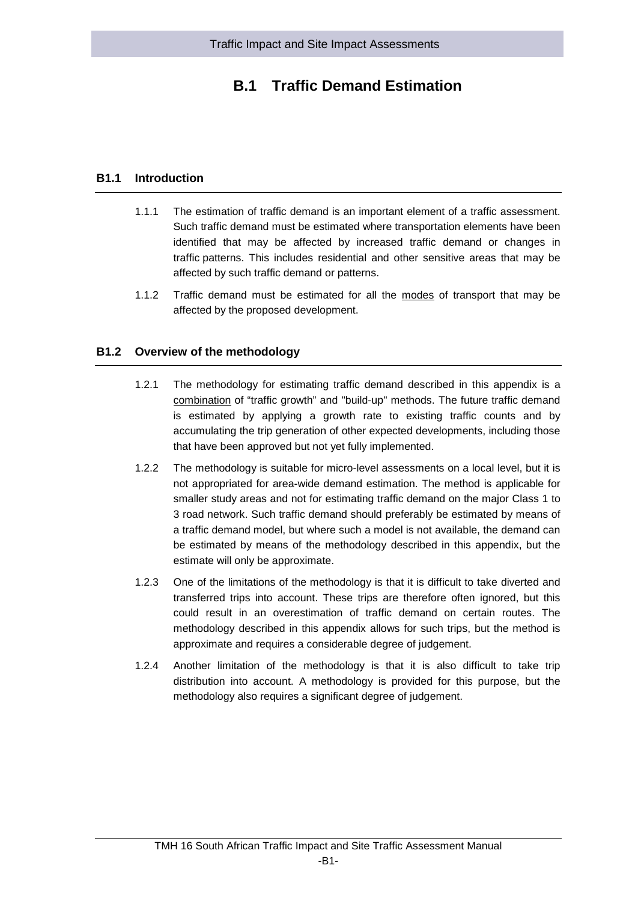# B.1 Traffic Demand Estimation

## B1.1 Introduction

1.1.1 The estimation of traffic demand is an important element of a traffic assessment. Such traffic demand must be estimated where transportation elements have been identified that may be affected by increased traffic demand or changes in traffic patterns. This includes residential and other sensitive areas that may be affected by such traffic demand or patterns.

1.1.2 Traffic demand must be estimated for all the <u>modes</u> of transport that may be affected by the proposed development.

## B1.2 Overview of the methodology

1.2.1 The methodology for estimating traffic demand described in this appendix is a <u>combination</u> of “traffic growth” and "build-up" methods. The future traffic demand is estimated by applying a growth rate to existing traffic counts and by accumulating the trip generation of other expected developments, including those that have been approved but not yet fully implemented.

1.2.2 The methodology is suitable for micro-level assessments on a local level, but it is not appropriated for area-wide demand estimation. The method is applicable for smaller study areas and not for estimating traffic demand on the major Class 1 to 3 road network. Such traffic demand should preferably be estimated by means of a traffic demand model, but where such a model is not available, the demand can be estimated by means of the methodology described in this appendix, but the estimate will only be approximate.

1.2.3 One of the limitations of the methodology is that it is difficult to take diverted and transferred trips into account. These trips are therefore often ignored, but this could result in an overestimation of traffic demand on certain routes. The methodology described in this appendix allows for such trips, but the method is approximate and requires a considerable degree of judgement.

1.2.4 Another limitation of the methodology is that it is also difficult to take trip distribution into account. A methodology is provided for this purpose, but the methodology also requires a significant degree of judgement.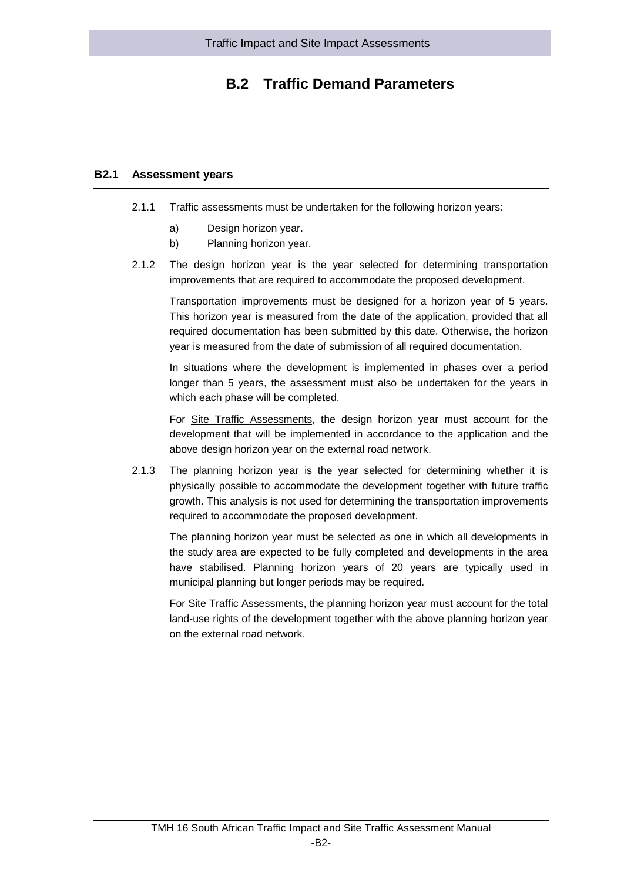# B.2 Traffic Demand Parameters

## B2.1 Assessment years

2.1.1 Traffic assessments must be undertaken for the following horizon years:

a) Design horizon year.

b) Planning horizon year.

2.1.2 The design horizon year is the year selected for determining transportation improvements that are required to accommodate the proposed development.

Transportation improvements must be designed for a horizon year of 5 years. This horizon year is measured from the date of the application, provided that all required documentation has been submitted by this date. Otherwise, the horizon year is measured from the date of submission of all required documentation.

In situations where the development is implemented in phases over a period longer than 5 years, the assessment must also be undertaken for the years in which each phase will be completed.

For Site Traffic Assessments, the design horizon year must account for the development that will be implemented in accordance to the application and the above design horizon year on the external road network.

2.1.3 The planning horizon year is the year selected for determining whether it is physically possible to accommodate the development together with future traffic growth. This analysis is not used for determining the transportation improvements required to accommodate the proposed development.

The planning horizon year must be selected as one in which all developments in the study area are expected to be fully completed and developments in the area have stabilised. Planning horizon years of 20 years are typically used in municipal planning but longer periods may be required.

For Site Traffic Assessments, the planning horizon year must account for the total land-use rights of the development together with the above planning horizon year on the external road network.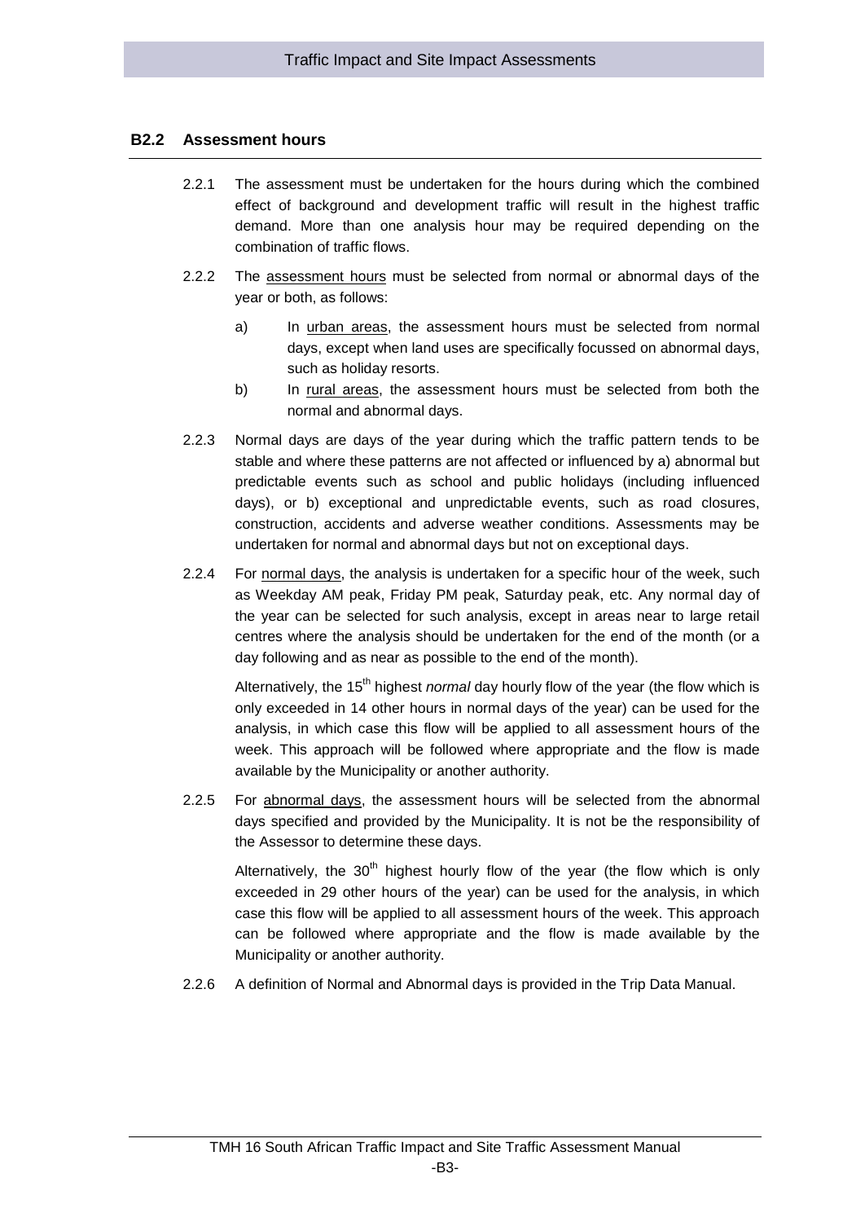## B2.2 Assessment hours

2.2.1 The assessment must be undertaken for the hours during which the combined effect of background and development traffic will result in the highest traffic demand. More than one analysis hour may be required depending on the combination of traffic flows.

2.2.2 The assessment hours must be selected from normal or abnormal days of the year or both, as follows:

a) In urban areas, the assessment hours must be selected from normal days, except when land uses are specifically focussed on abnormal days, such as holiday resorts.

b) In rural areas, the assessment hours must be selected from both the normal and abnormal days.

2.2.3 Normal days are days of the year during which the traffic pattern tends to be stable and where these patterns are not affected or influenced by a) abnormal but predictable events such as school and public holidays (including influenced days), or b) exceptional and unpredictable events, such as road closures, construction, accidents and adverse weather conditions. Assessments may be undertaken for normal and abnormal days but not on exceptional days.

2.2.4 For normal days, the analysis is undertaken for a specific hour of the week, such as Weekday AM peak, Friday PM peak, Saturday peak, etc. Any normal day of the year can be selected for such analysis, except in areas near to large retail centres where the analysis should be undertaken for the end of the month (or a day following and as near as possible to the end of the month).

Alternatively, the 15$^{th}$ highest *normal* day hourly flow of the year (the flow which is only exceeded in 14 other hours in normal days of the year) can be used for the analysis, in which case this flow will be applied to all assessment hours of the week. This approach will be followed where appropriate and the flow is made available by the Municipality or another authority.

2.2.5 For abnormal days, the assessment hours will be selected from the abnormal days specified and provided by the Municipality. It is not be the responsibility of the Assessor to determine these days.

Alternatively, the 30$^{th}$ highest hourly flow of the year (the flow which is only exceeded in 29 other hours of the year) can be used for the analysis, in which case this flow will be applied to all assessment hours of the week. This approach can be followed where appropriate and the flow is made available by the Municipality or another authority.

2.2.6 A definition of Normal and Abnormal days is provided in the Trip Data Manual.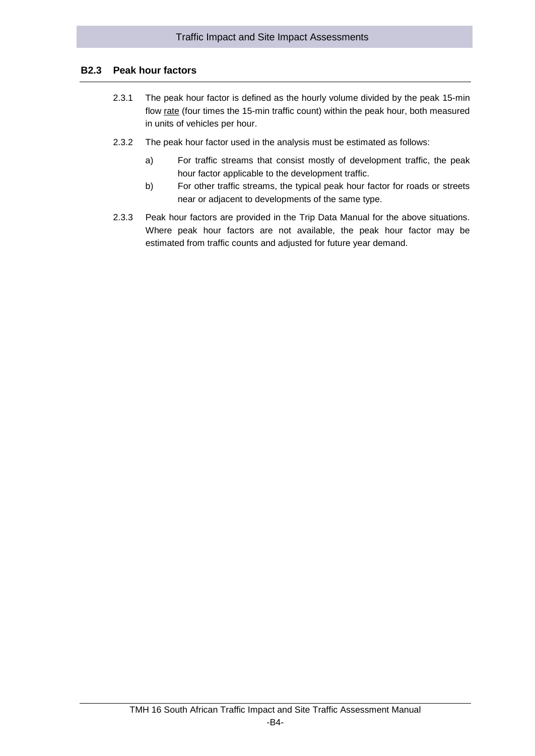## B2.3 Peak hour factors

2.3.1 The peak hour factor is defined as the hourly volume divided by the peak 15-min flow <u>rate</u> (four times the 15-min traffic count) within the peak hour, both measured in units of vehicles per hour.

2.3.2 The peak hour factor used in the analysis must be estimated as follows:

a) For traffic streams that consist mostly of development traffic, the peak hour factor applicable to the development traffic.

b) For other traffic streams, the typical peak hour factor for roads or streets near or adjacent to developments of the same type.

2.3.3 Peak hour factors are provided in the Trip Data Manual for the above situations. Where peak hour factors are not available, the peak hour factor may be estimated from traffic counts and adjusted for future year demand.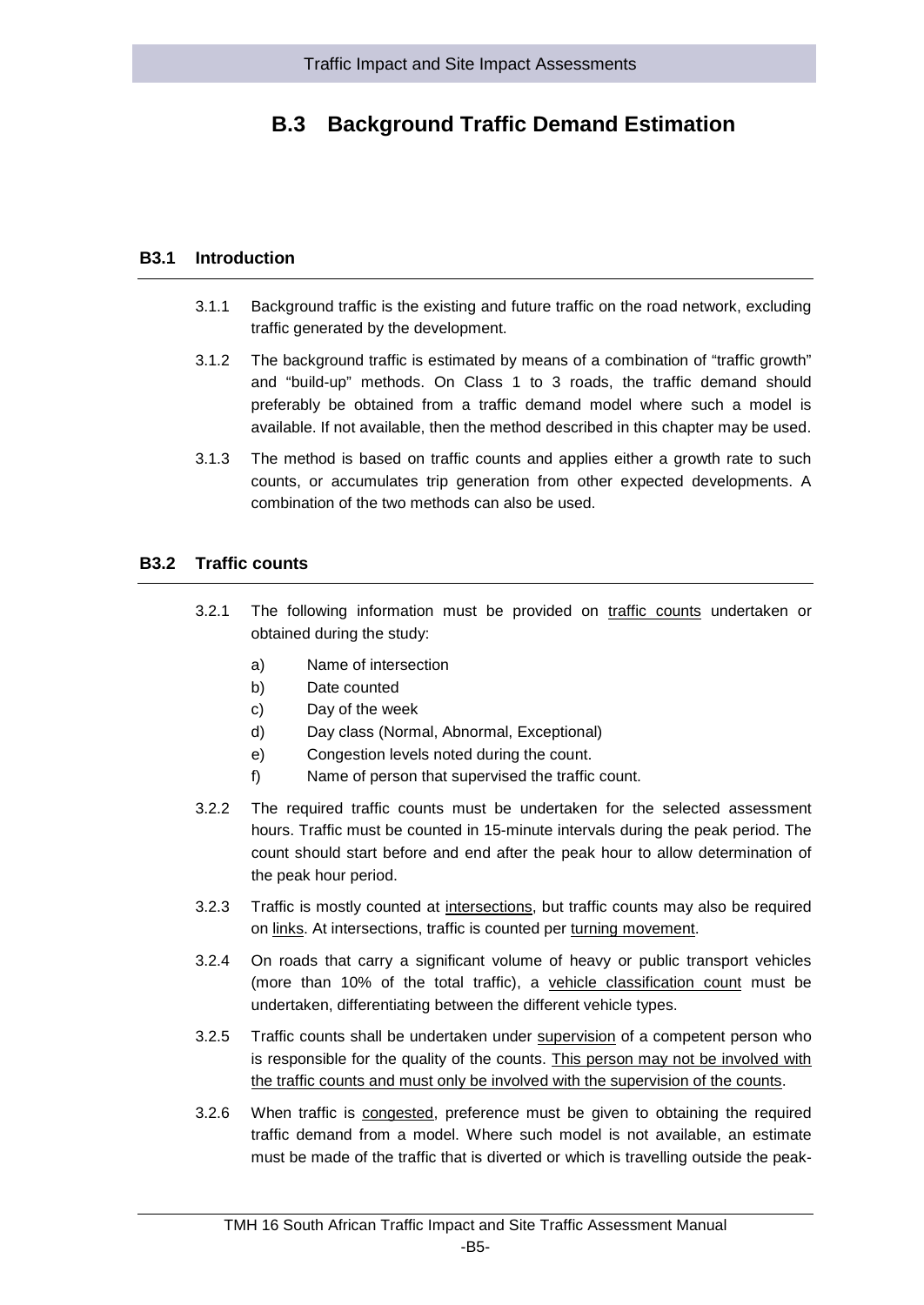# B.3 Background Traffic Demand Estimation

## B3.1 Introduction

3.1.1 Background traffic is the existing and future traffic on the road network, excluding traffic generated by the development.

3.1.2 The background traffic is estimated by means of a combination of "traffic growth" and "build-up" methods. On Class 1 to 3 roads, the traffic demand should preferably be obtained from a traffic demand model where such a model is available. If not available, then the method described in this chapter may be used.

3.1.3 The method is based on traffic counts and applies either a growth rate to such counts, or accumulates trip generation from other expected developments. A combination of the two methods can also be used.

## B3.2 Traffic counts

3.2.1 The following information must be provided on traffic counts undertaken or obtained during the study:

a) Name of intersection
b) Date counted
c) Day of the week
d) Day class (Normal, Abnormal, Exceptional)
e) Congestion levels noted during the count.
f) Name of person that supervised the traffic count.

3.2.2 The required traffic counts must be undertaken for the selected assessment hours. Traffic must be counted in 15-minute intervals during the peak period. The count should start before and end after the peak hour to allow determination of the peak hour period.

3.2.3 Traffic is mostly counted at intersections, but traffic counts may also be required on links. At intersections, traffic is counted per turning movement.

3.2.4 On roads that carry a significant volume of heavy or public transport vehicles (more than 10% of the total traffic), a vehicle classification count must be undertaken, differentiating between the different vehicle types.

3.2.5 Traffic counts shall be undertaken under supervision of a competent person who is responsible for the quality of the counts. This person may not be involved with the traffic counts and must only be involved with the supervision of the counts.

3.2.6 When traffic is congested, preference must be given to obtaining the required traffic demand from a model. Where such model is not available, an estimate must be made of the traffic that is diverted or which is travelling outside the peak-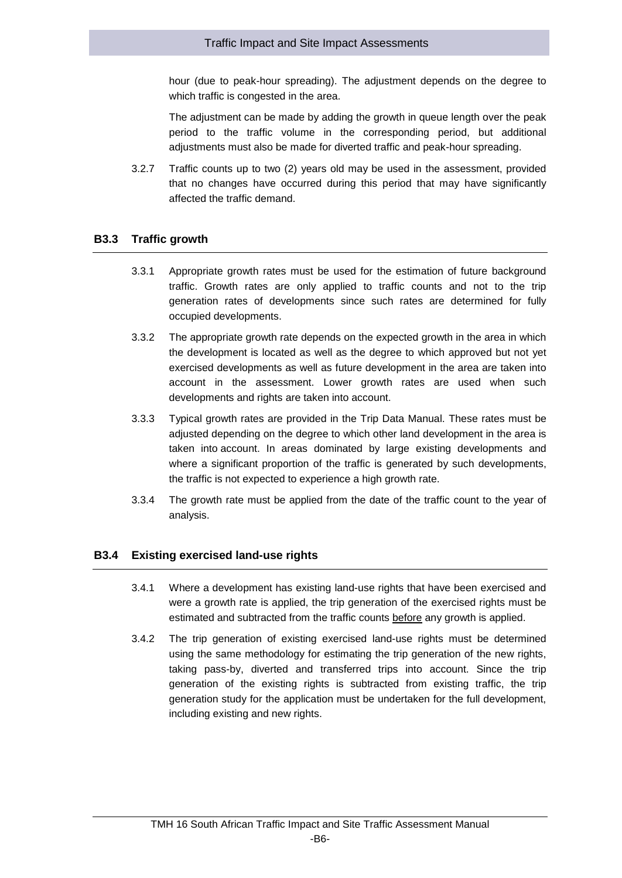hour (due to peak-hour spreading). The adjustment depends on the degree to which traffic is congested in the area.

The adjustment can be made by adding the growth in queue length over the peak period to the traffic volume in the corresponding period, but additional adjustments must also be made for diverted traffic and peak-hour spreading.

3.2.7 Traffic counts up to two (2) years old may be used in the assessment, provided that no changes have occurred during this period that may have significantly affected the traffic demand.

## B3.3 Traffic growth

3.3.1 Appropriate growth rates must be used for the estimation of future background traffic. Growth rates are only applied to traffic counts and not to the trip generation rates of developments since such rates are determined for fully occupied developments.

3.3.2 The appropriate growth rate depends on the expected growth in the area in which the development is located as well as the degree to which approved but not yet exercised developments as well as future development in the area are taken into account in the assessment. Lower growth rates are used when such developments and rights are taken into account.

3.3.3 Typical growth rates are provided in the Trip Data Manual. These rates must be adjusted depending on the degree to which other land development in the area is taken into account. In areas dominated by large existing developments and where a significant proportion of the traffic is generated by such developments, the traffic is not expected to experience a high growth rate.

3.3.4 The growth rate must be applied from the date of the traffic count to the year of analysis.

## B3.4 Existing exercised land-use rights

3.4.1 Where a development has existing land-use rights that have been exercised and were a growth rate is applied, the trip generation of the exercised rights must be estimated and subtracted from the traffic counts before any growth is applied.

3.4.2 The trip generation of existing exercised land-use rights must be determined using the same methodology for estimating the trip generation of the new rights, taking pass-by, diverted and transferred trips into account. Since the trip generation of the existing rights is subtracted from existing traffic, the trip generation study for the application must be undertaken for the full development, including existing and new rights.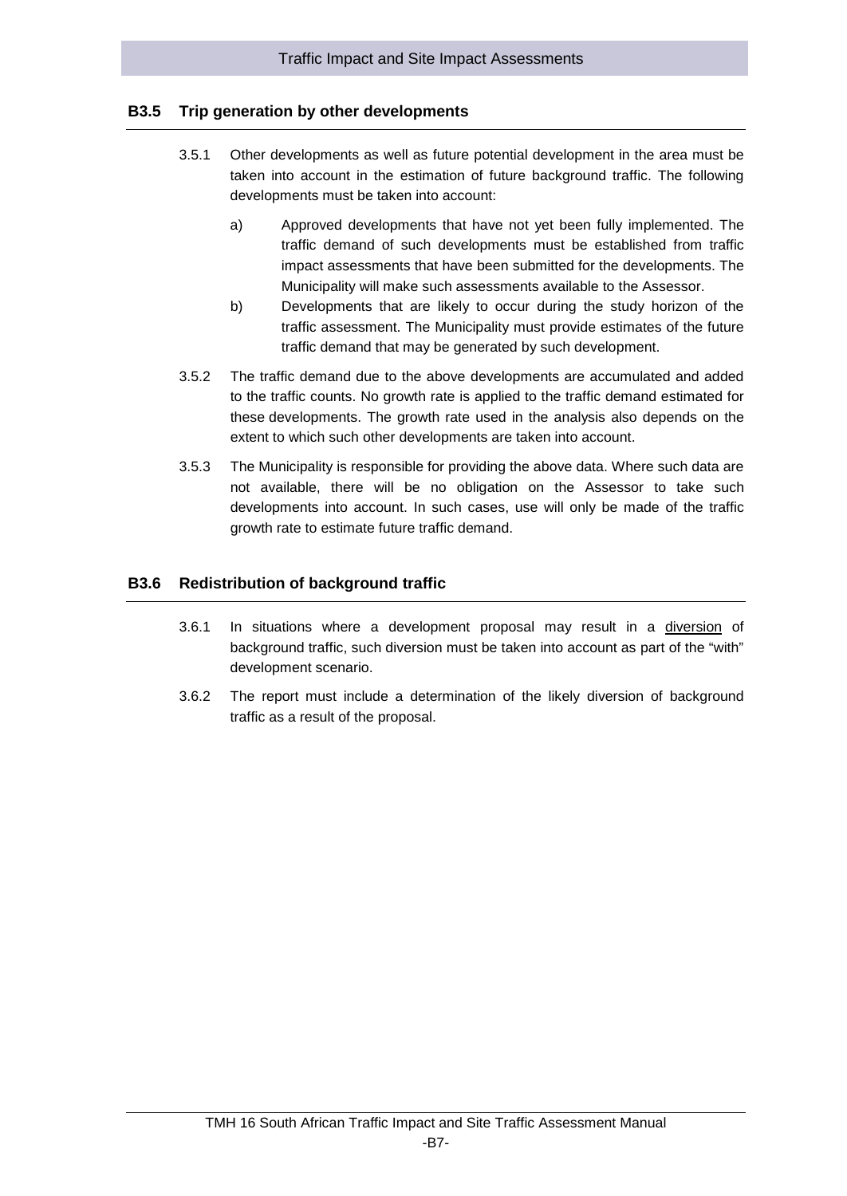## B3.5 Trip generation by other developments

3.5.1 Other developments as well as future potential development in the area must be taken into account in the estimation of future background traffic. The following developments must be taken into account:

a) Approved developments that have not yet been fully implemented. The traffic demand of such developments must be established from traffic impact assessments that have been submitted for the developments. The Municipality will make such assessments available to the Assessor.

b) Developments that are likely to occur during the study horizon of the traffic assessment. The Municipality must provide estimates of the future traffic demand that may be generated by such development.

3.5.2 The traffic demand due to the above developments are accumulated and added to the traffic counts. No growth rate is applied to the traffic demand estimated for these developments. The growth rate used in the analysis also depends on the extent to which such other developments are taken into account.

3.5.3 The Municipality is responsible for providing the above data. Where such data are not available, there will be no obligation on the Assessor to take such developments into account. In such cases, use will only be made of the traffic growth rate to estimate future traffic demand.

## B3.6 Redistribution of background traffic

3.6.1 In situations where a development proposal may result in a diversion of background traffic, such diversion must be taken into account as part of the "with" development scenario.

3.6.2 The report must include a determination of the likely diversion of background traffic as a result of the proposal.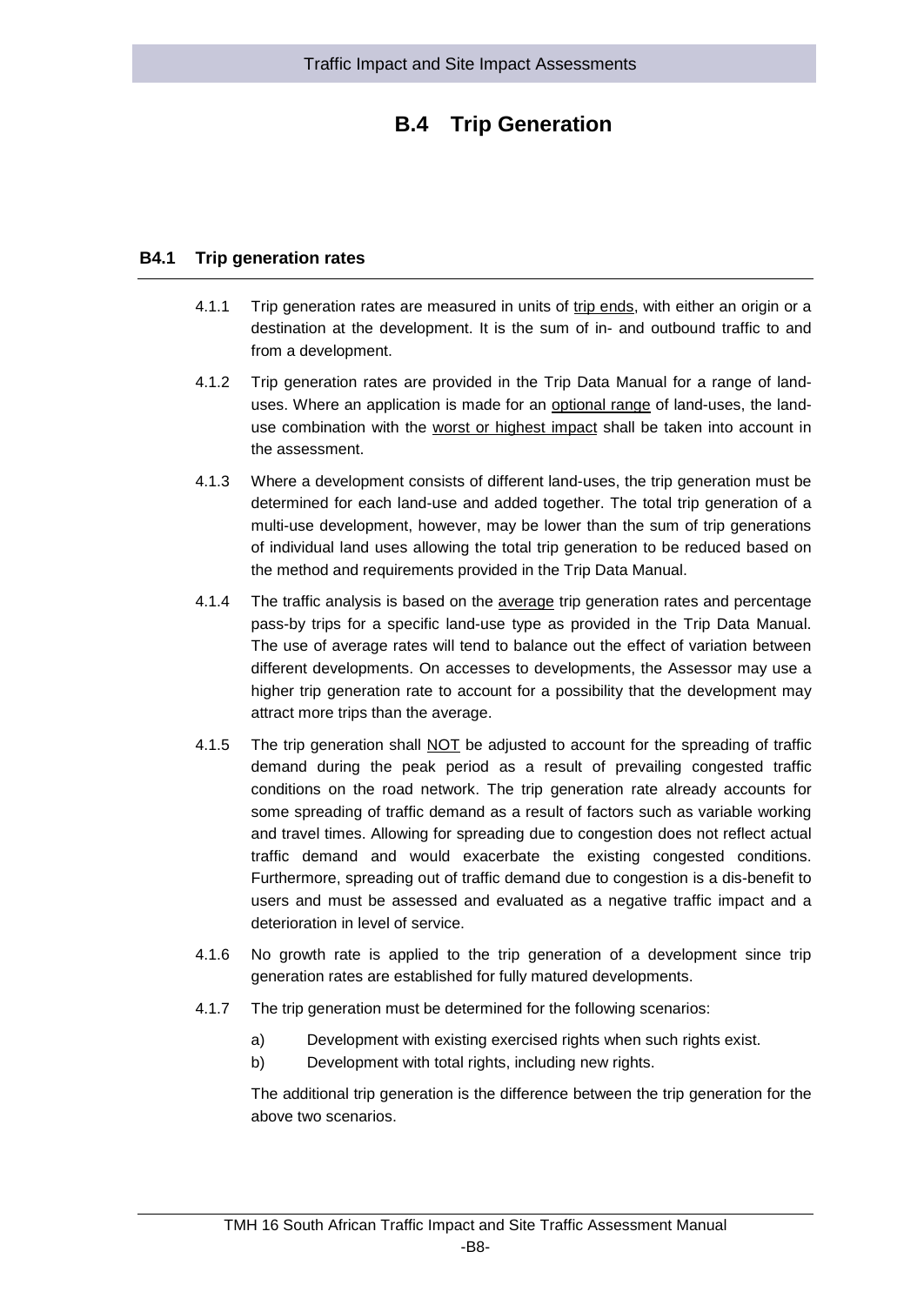# B.4 Trip Generation

## B4.1 Trip generation rates

4.1.1 Trip generation rates are measured in units of trip ends, with either an origin or a destination at the development. It is the sum of in- and outbound traffic to and from a development.

4.1.2 Trip generation rates are provided in the Trip Data Manual for a range of land-uses. Where an application is made for an optional range of land-uses, the land-use combination with the worst or highest impact shall be taken into account in the assessment.

4.1.3 Where a development consists of different land-uses, the trip generation must be determined for each land-use and added together. The total trip generation of a multi-use development, however, may be lower than the sum of trip generations of individual land uses allowing the total trip generation to be reduced based on the method and requirements provided in the Trip Data Manual.

4.1.4 The traffic analysis is based on the average trip generation rates and percentage pass-by trips for a specific land-use type as provided in the Trip Data Manual. The use of average rates will tend to balance out the effect of variation between different developments. On accesses to developments, the Assessor may use a higher trip generation rate to account for a possibility that the development may attract more trips than the average.

4.1.5 The trip generation shall NOT be adjusted to account for the spreading of traffic demand during the peak period as a result of prevailing congested traffic conditions on the road network. The trip generation rate already accounts for some spreading of traffic demand as a result of factors such as variable working and travel times. Allowing for spreading due to congestion does not reflect actual traffic demand and would exacerbate the existing congested conditions. Furthermore, spreading out of traffic demand due to congestion is a dis-benefit to users and must be assessed and evaluated as a negative traffic impact and a deterioration in level of service.

4.1.6 No growth rate is applied to the trip generation of a development since trip generation rates are established for fully matured developments.

4.1.7 The trip generation must be determined for the following scenarios:

a) Development with existing exercised rights when such rights exist.

b) Development with total rights, including new rights.

The additional trip generation is the difference between the trip generation for the above two scenarios.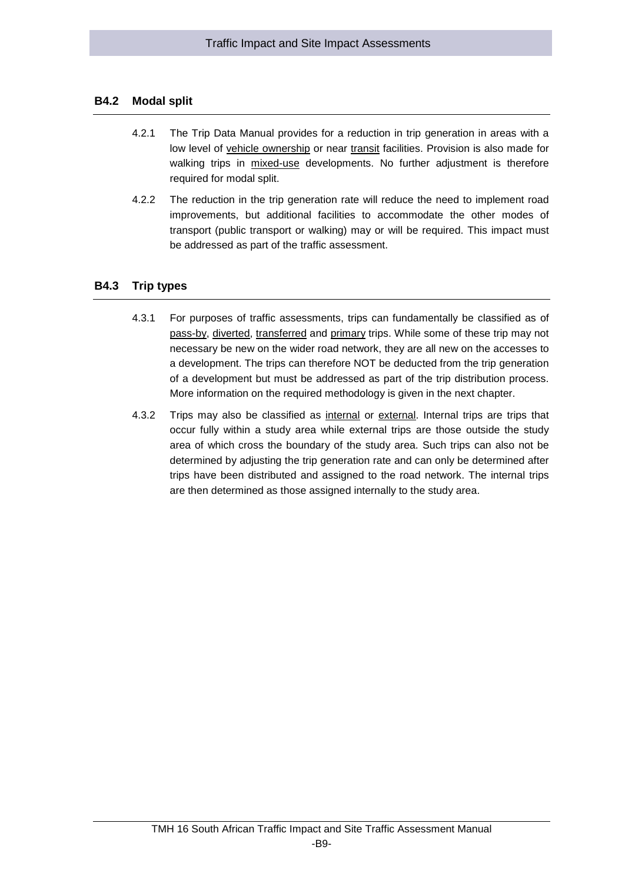## B4.2 Modal split

4.2.1 The Trip Data Manual provides for a reduction in trip generation in areas with a low level of vehicle ownership or near transit facilities. Provision is also made for walking trips in mixed-use developments. No further adjustment is therefore required for modal split.

4.2.2 The reduction in the trip generation rate will reduce the need to implement road improvements, but additional facilities to accommodate the other modes of transport (public transport or walking) may or will be required. This impact must be addressed as part of the traffic assessment.

## B4.3 Trip types

4.3.1 For purposes of traffic assessments, trips can fundamentally be classified as of pass-by, diverted, transferred and primary trips. While some of these trip may not necessary be new on the wider road network, they are all new on the accesses to a development. The trips can therefore NOT be deducted from the trip generation of a development but must be addressed as part of the trip distribution process. More information on the required methodology is given in the next chapter.

4.3.2 Trips may also be classified as internal or external. Internal trips are trips that occur fully within a study area while external trips are those outside the study area of which cross the boundary of the study area. Such trips can also not be determined by adjusting the trip generation rate and can only be determined after trips have been distributed and assigned to the road network. The internal trips are then determined as those assigned internally to the study area.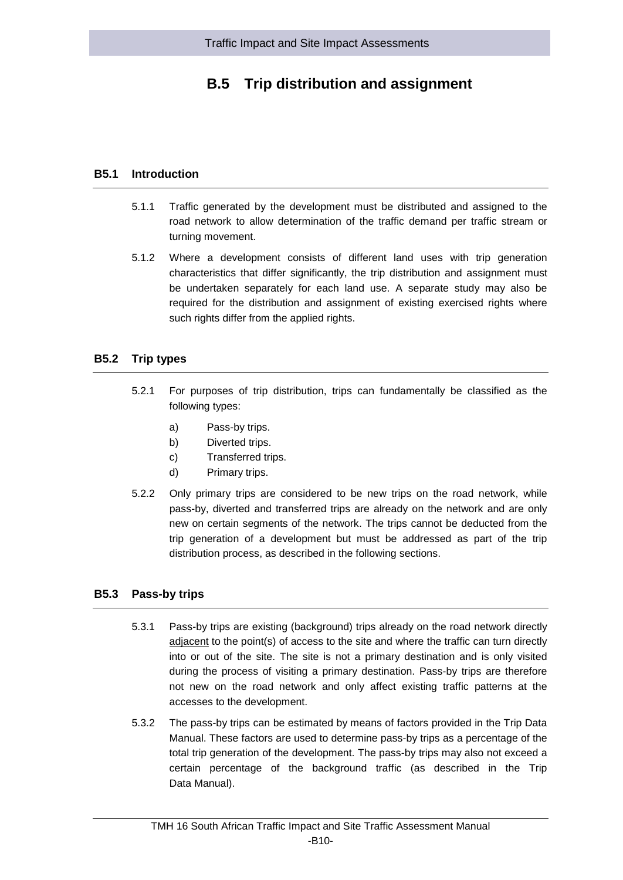# B.5 Trip distribution and assignment

## B5.1 Introduction

5.1.1 Traffic generated by the development must be distributed and assigned to the road network to allow determination of the traffic demand per traffic stream or turning movement.

5.1.2 Where a development consists of different land uses with trip generation characteristics that differ significantly, the trip distribution and assignment must be undertaken separately for each land use. A separate study may also be required for the distribution and assignment of existing exercised rights where such rights differ from the applied rights.

## B5.2 Trip types

5.2.1 For purposes of trip distribution, trips can fundamentally be classified as the following types:

a) Pass-by trips.
b) Diverted trips.
c) Transferred trips.
d) Primary trips.

5.2.2 Only primary trips are considered to be new trips on the road network, while pass-by, diverted and transferred trips are already on the network and are only new on certain segments of the network. The trips cannot be deducted from the trip generation of a development but must be addressed as part of the trip distribution process, as described in the following sections.

## B5.3 Pass-by trips

5.3.1 Pass-by trips are existing (background) trips already on the road network directly <u>adjacent</u> to the point(s) of access to the site and where the traffic can turn directly into or out of the site. The site is not a primary destination and is only visited during the process of visiting a primary destination. Pass-by trips are therefore not new on the road network and only affect existing traffic patterns at the accesses to the development.

5.3.2 The pass-by trips can be estimated by means of factors provided in the Trip Data Manual. These factors are used to determine pass-by trips as a percentage of the total trip generation of the development. The pass-by trips may also not exceed a certain percentage of the background traffic (as described in the Trip Data Manual).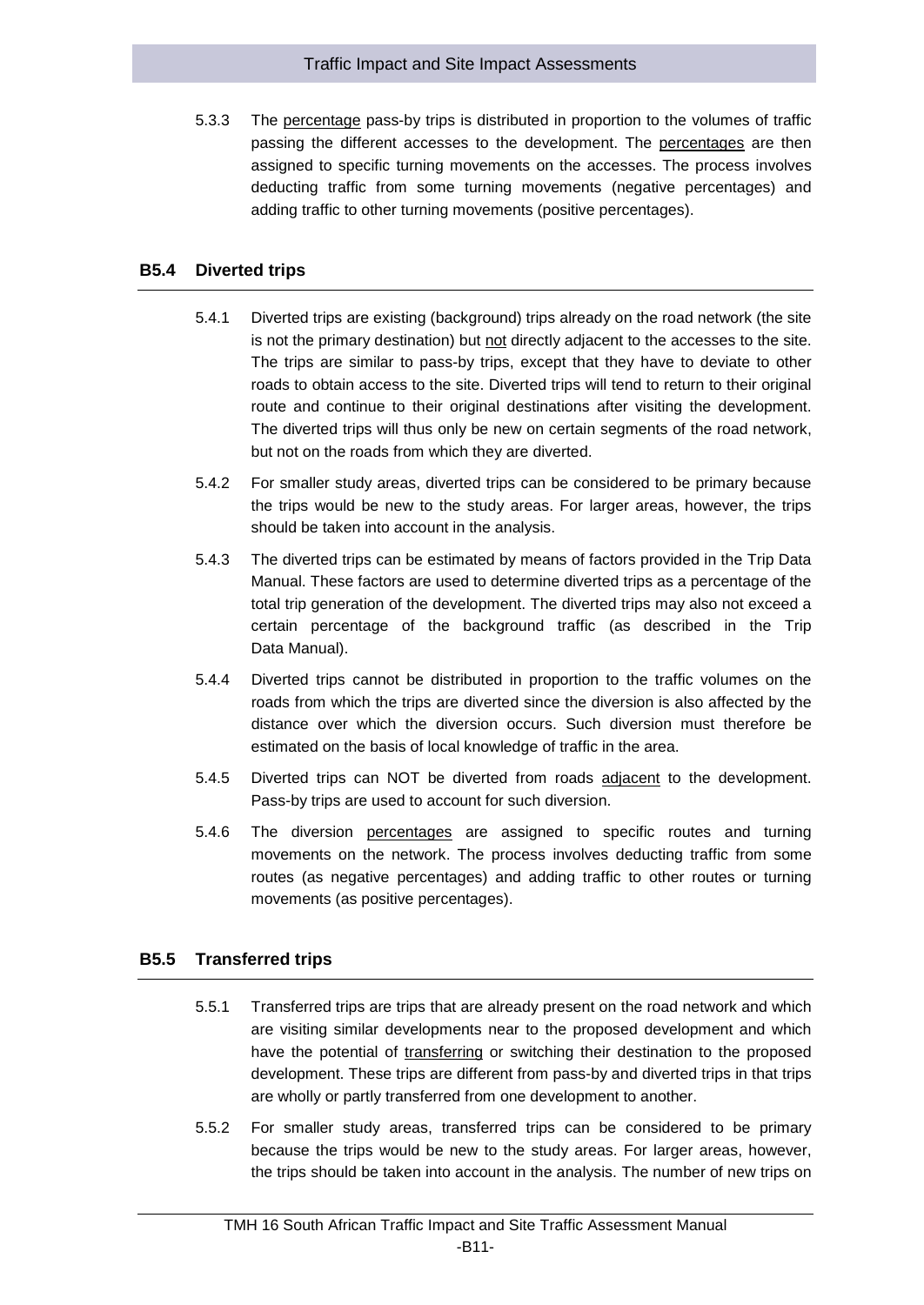5.3.3 The <u>percentage</u> pass-by trips is distributed in proportion to the volumes of traffic passing the different accesses to the development. The <u>percentages</u> are then assigned to specific turning movements on the accesses. The process involves deducting traffic from some turning movements (negative percentages) and adding traffic to other turning movements (positive percentages).

## B5.4 Diverted trips

5.4.1 Diverted trips are existing (background) trips already on the road network (the site is not the primary destination) but <u>not</u> directly adjacent to the accesses to the site. The trips are similar to pass-by trips, except that they have to deviate to other roads to obtain access to the site. Diverted trips will tend to return to their original route and continue to their original destinations after visiting the development. The diverted trips will thus only be new on certain segments of the road network, but not on the roads from which they are diverted.

5.4.2 For smaller study areas, diverted trips can be considered to be primary because the trips would be new to the study areas. For larger areas, however, the trips should be taken into account in the analysis.

5.4.3 The diverted trips can be estimated by means of factors provided in the Trip Data Manual. These factors are used to determine diverted trips as a percentage of the total trip generation of the development. The diverted trips may also not exceed a certain percentage of the background traffic (as described in the Trip Data Manual).

5.4.4 Diverted trips cannot be distributed in proportion to the traffic volumes on the roads from which the trips are diverted since the diversion is also affected by the distance over which the diversion occurs. Such diversion must therefore be estimated on the basis of local knowledge of traffic in the area.

5.4.5 Diverted trips can NOT be diverted from roads <u>adjacent</u> to the development. Pass-by trips are used to account for such diversion.

5.4.6 The diversion <u>percentages</u> are assigned to specific routes and turning movements on the network. The process involves deducting traffic from some routes (as negative percentages) and adding traffic to other routes or turning movements (as positive percentages).

## B5.5 Transferred trips

5.5.1 Transferred trips are trips that are already present on the road network and which are visiting similar developments near to the proposed development and which have the potential of <u>transferring</u> or switching their destination to the proposed development. These trips are different from pass-by and diverted trips in that trips are wholly or partly transferred from one development to another.

5.5.2 For smaller study areas, transferred trips can be considered to be primary because the trips would be new to the study areas. For larger areas, however, the trips should be taken into account in the analysis. The number of new trips on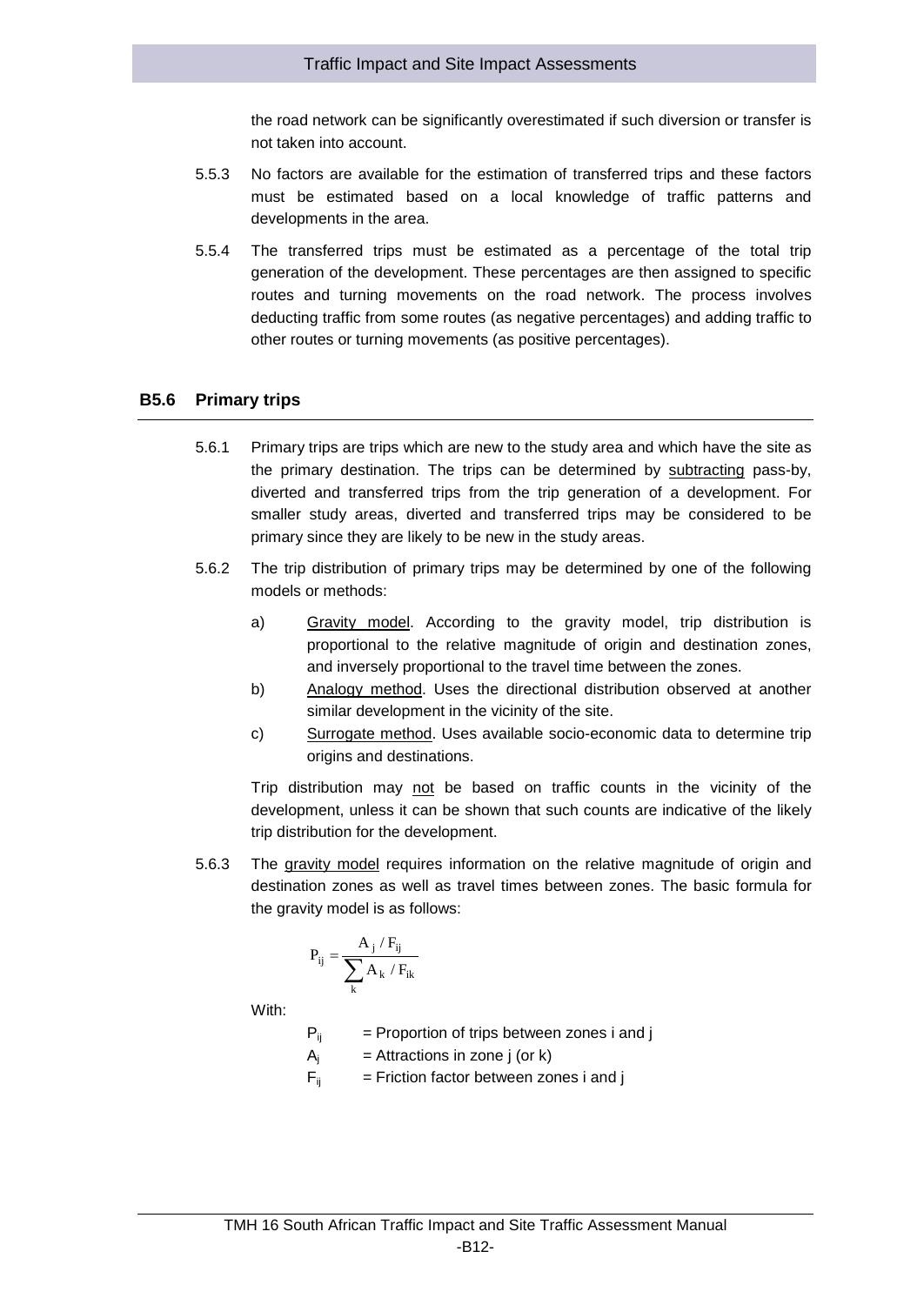the road network can be significantly overestimated if such diversion or transfer is not taken into account.

5.5.3 No factors are available for the estimation of transferred trips and these factors must be estimated based on a local knowledge of traffic patterns and developments in the area.

5.5.4 The transferred trips must be estimated as a percentage of the total trip generation of the development. These percentages are then assigned to specific routes and turning movements on the road network. The process involves deducting traffic from some routes (as negative percentages) and adding traffic to other routes or turning movements (as positive percentages).

## B5.6 Primary trips

5.6.1 Primary trips are trips which are new to the study area and which have the site as the primary destination. The trips can be determined by subtracting pass-by, diverted and transferred trips from the trip generation of a development. For smaller study areas, diverted and transferred trips may be considered to be primary since they are likely to be new in the study areas.

5.6.2 The trip distribution of primary trips may be determined by one of the following models or methods:

a) Gravity model. According to the gravity model, trip distribution is proportional to the relative magnitude of origin and destination zones, and inversely proportional to the travel time between the zones.

b) Analogy method. Uses the directional distribution observed at another similar development in the vicinity of the site.

c) Surrogate method. Uses available socio-economic data to determine trip origins and destinations.

Trip distribution may not be based on traffic counts in the vicinity of the development, unless it can be shown that such counts are indicative of the likely trip distribution for the development.

5.6.3 The gravity model requires information on the relative magnitude of origin and destination zones as well as travel times between zones. The basic formula for the gravity model is as follows:

$$P_{ij} = \frac{A_j / F_{ij}}{\sum_k A_k / F_{ik}}$$

With:

$P_{ij}$ = Proportion of trips between zones i and j

$A_j$ = Attractions in zone j (or k)

$F_{ij}$ = Friction factor between zones i and j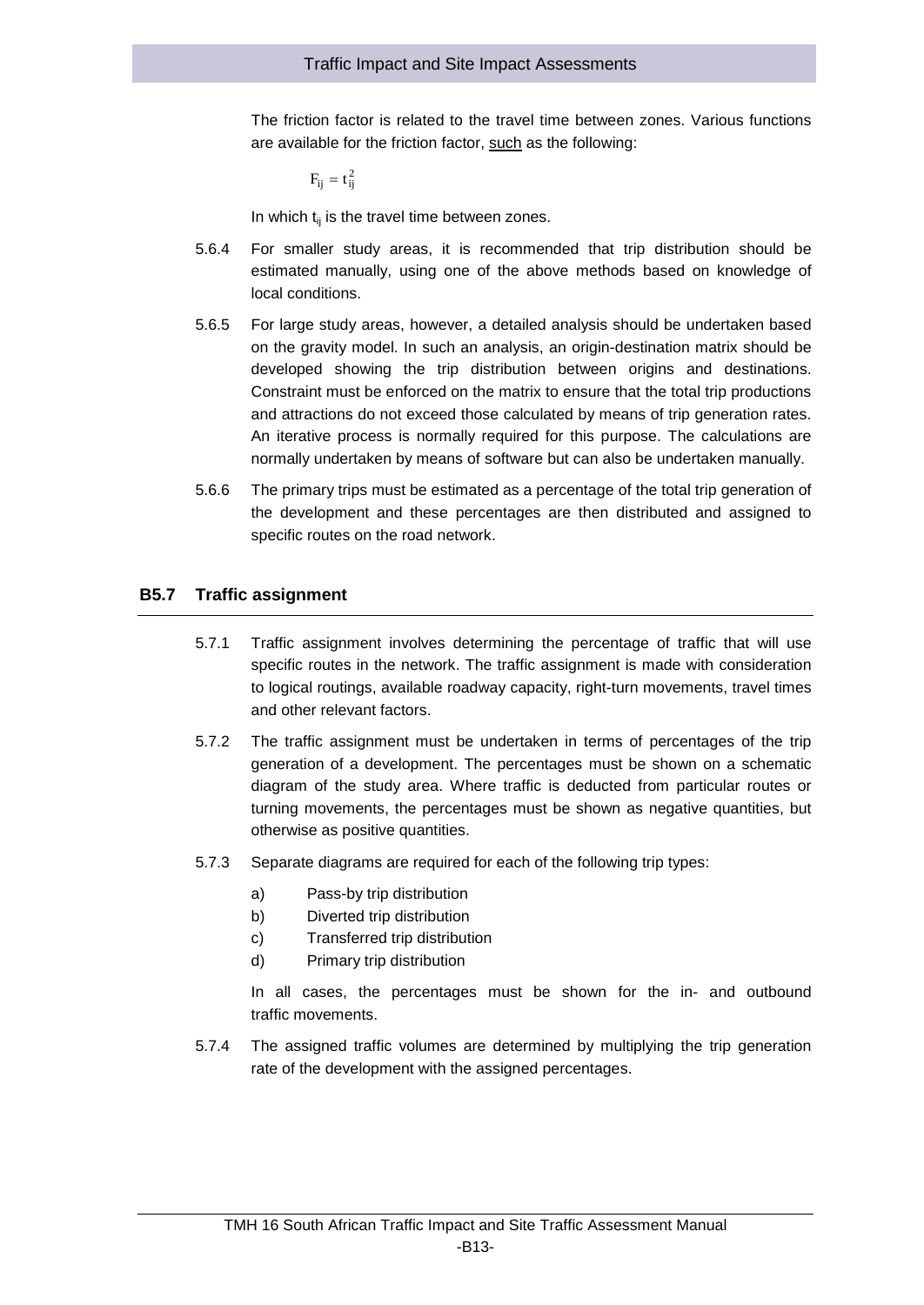The friction factor is related to the travel time between zones. Various functions are available for the friction factor, such as the following:

$$F_{ij} = t_{ij}^2$$

In which $t_{ij}$ is the travel time between zones.

5.6.4 For smaller study areas, it is recommended that trip distribution should be estimated manually, using one of the above methods based on knowledge of local conditions.

5.6.5 For large study areas, however, a detailed analysis should be undertaken based on the gravity model. In such an analysis, an origin-destination matrix should be developed showing the trip distribution between origins and destinations. Constraint must be enforced on the matrix to ensure that the total trip productions and attractions do not exceed those calculated by means of trip generation rates. An iterative process is normally required for this purpose. The calculations are normally undertaken by means of software but can also be undertaken manually.

5.6.6 The primary trips must be estimated as a percentage of the total trip generation of the development and these percentages are then distributed and assigned to specific routes on the road network.

## B5.7 Traffic assignment

5.7.1 Traffic assignment involves determining the percentage of traffic that will use specific routes in the network. The traffic assignment is made with consideration to logical routings, available roadway capacity, right-turn movements, travel times and other relevant factors.

5.7.2 The traffic assignment must be undertaken in terms of percentages of the trip generation of a development. The percentages must be shown on a schematic diagram of the study area. Where traffic is deducted from particular routes or turning movements, the percentages must be shown as negative quantities, but otherwise as positive quantities.

5.7.3 Separate diagrams are required for each of the following trip types:

a) Pass-by trip distribution
b) Diverted trip distribution
c) Transferred trip distribution
d) Primary trip distribution

In all cases, the percentages must be shown for the in- and outbound traffic movements.

5.7.4 The assigned traffic volumes are determined by multiplying the trip generation rate of the development with the assigned percentages.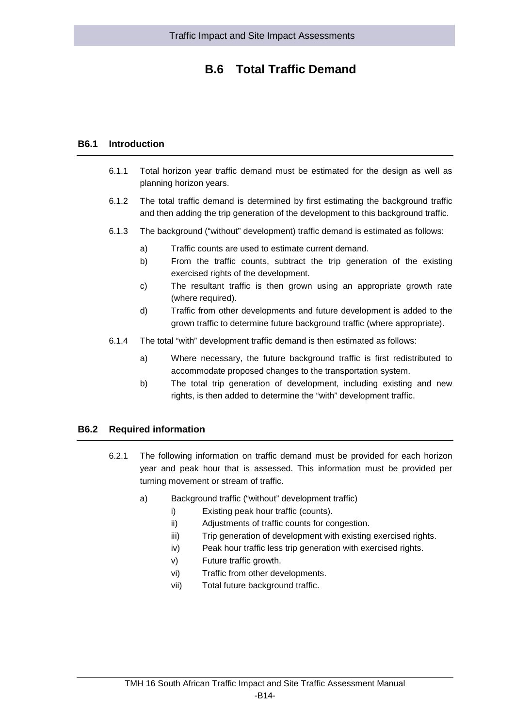# B.6 Total Traffic Demand

## B6.1 Introduction

6.1.1 Total horizon year traffic demand must be estimated for the design as well as planning horizon years.

6.1.2 The total traffic demand is determined by first estimating the background traffic and then adding the trip generation of the development to this background traffic.

6.1.3 The background ("without" development) traffic demand is estimated as follows:

- a) Traffic counts are used to estimate current demand.
- b) From the traffic counts, subtract the trip generation of the existing exercised rights of the development.
- c) The resultant traffic is then grown using an appropriate growth rate (where required).
- d) Traffic from other developments and future development is added to the grown traffic to determine future background traffic (where appropriate).

6.1.4 The total "with" development traffic demand is then estimated as follows:

- a) Where necessary, the future background traffic is first redistributed to accommodate proposed changes to the transportation system.
- b) The total trip generation of development, including existing and new rights, is then added to determine the "with" development traffic.

## B6.2 Required information

6.2.1 The following information on traffic demand must be provided for each horizon year and peak hour that is assessed. This information must be provided per turning movement or stream of traffic.

- a) Background traffic ("without" development traffic)
  - i) Existing peak hour traffic (counts).
  - ii) Adjustments of traffic counts for congestion.
  - iii) Trip generation of development with existing exercised rights.
  - iv) Peak hour traffic less trip generation with exercised rights.
  - v) Future traffic growth.
  - vi) Traffic from other developments.
  - vii) Total future background traffic.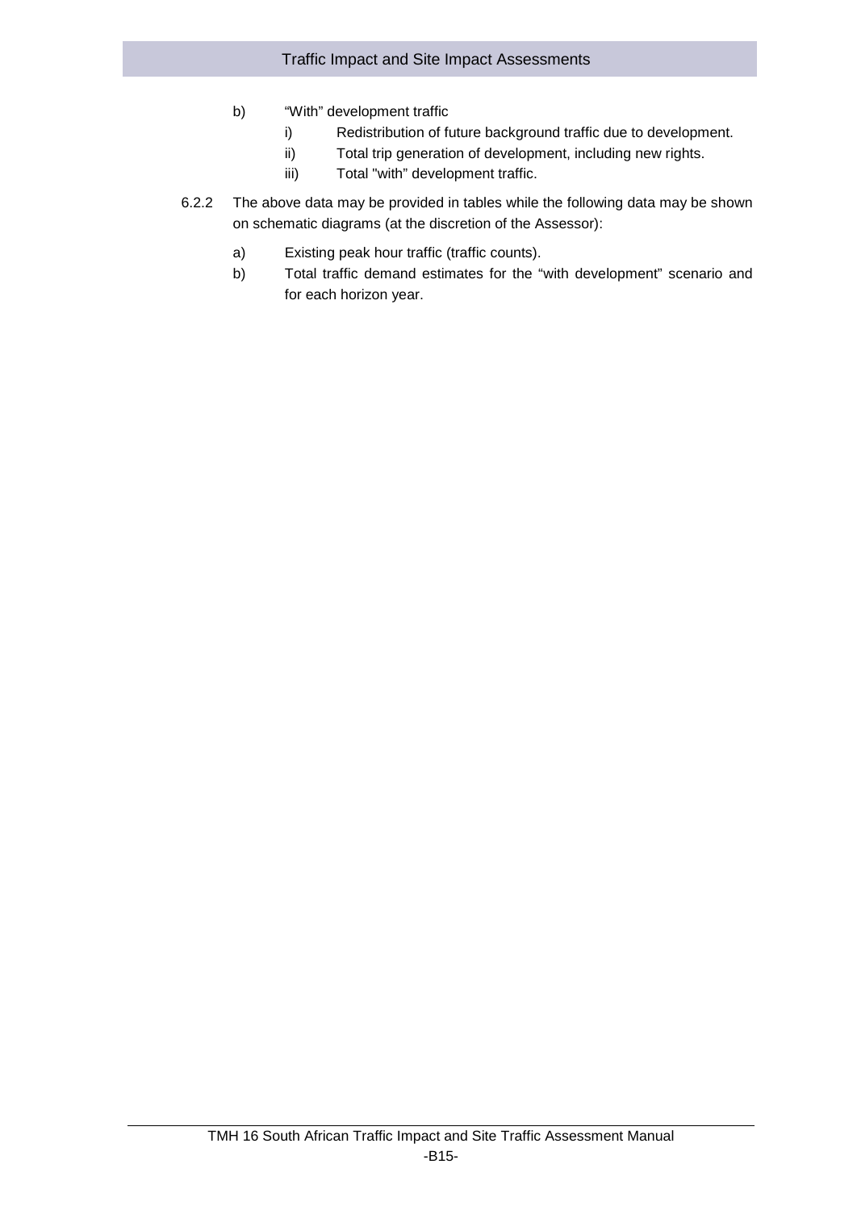b) "With" development traffic

   i) Redistribution of future background traffic due to development.

   ii) Total trip generation of development, including new rights.

   iii) Total "with" development traffic.

6.2.2 The above data may be provided in tables while the following data may be shown on schematic diagrams (at the discretion of the Assessor):

   a) Existing peak hour traffic (traffic counts).

   b) Total traffic demand estimates for the "with development" scenario and for each horizon year.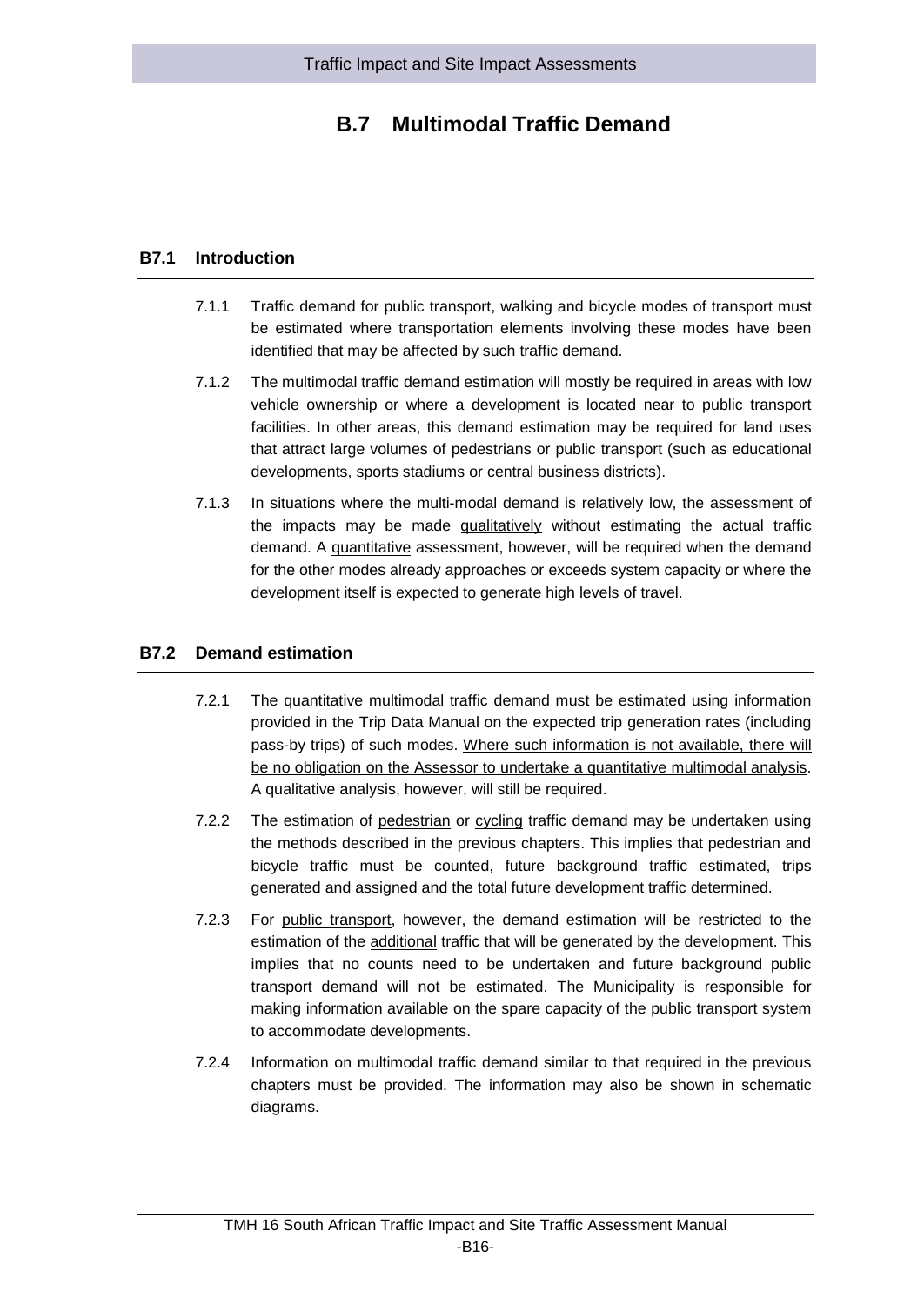# B.7 Multimodal Traffic Demand

## B7.1 Introduction

7.1.1 Traffic demand for public transport, walking and bicycle modes of transport must be estimated where transportation elements involving these modes have been identified that may be affected by such traffic demand.

7.1.2 The multimodal traffic demand estimation will mostly be required in areas with low vehicle ownership or where a development is located near to public transport facilities. In other areas, this demand estimation may be required for land uses that attract large volumes of pedestrians or public transport (such as educational developments, sports stadiums or central business districts).

7.1.3 In situations where the multi-modal demand is relatively low, the assessment of the impacts may be made <u>qualitatively</u> without estimating the actual traffic demand. A <u>quantitative</u> assessment, however, will be required when the demand for the other modes already approaches or exceeds system capacity or where the development itself is expected to generate high levels of travel.

## B7.2 Demand estimation

7.2.1 The quantitative multimodal traffic demand must be estimated using information provided in the Trip Data Manual on the expected trip generation rates (including pass-by trips) of such modes. <u>Where such information is not available, there will be no obligation on the Assessor to undertake a quantitative multimodal analysis</u>. A qualitative analysis, however, will still be required.

7.2.2 The estimation of <u>pedestrian</u> or <u>cycling</u> traffic demand may be undertaken using the methods described in the previous chapters. This implies that pedestrian and bicycle traffic must be counted, future background traffic estimated, trips generated and assigned and the total future development traffic determined.

7.2.3 For <u>public transport</u>, however, the demand estimation will be restricted to the estimation of the <u>additional</u> traffic that will be generated by the development. This implies that no counts need to be undertaken and future background public transport demand will not be estimated. The Municipality is responsible for making information available on the spare capacity of the public transport system to accommodate developments.

7.2.4 Information on multimodal traffic demand similar to that required in the previous chapters must be provided. The information may also be shown in schematic diagrams.